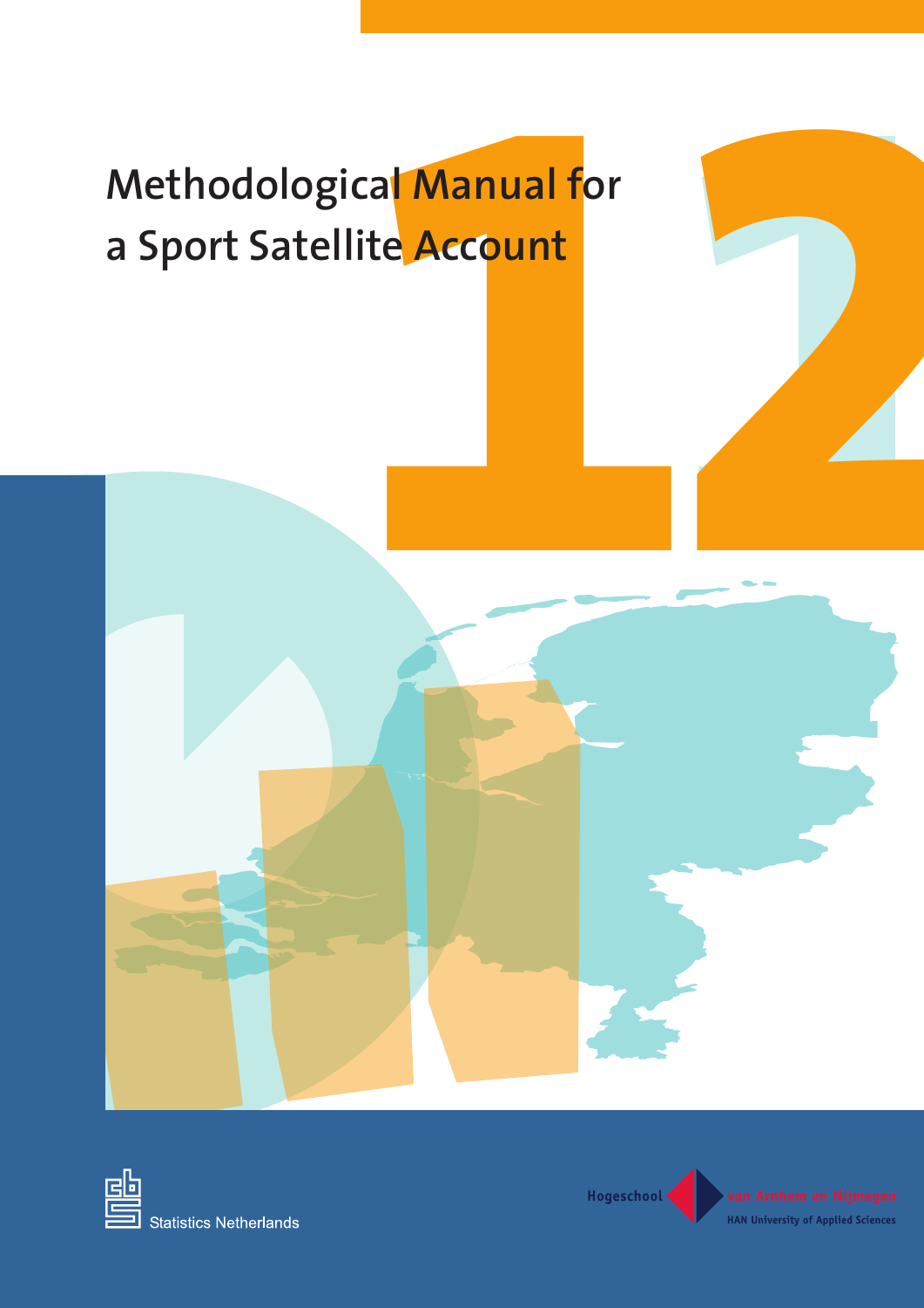# Methodological Manual for a Sport Satellite Account

12

Statistics Netherlands

Hogeschool van Arnhem en Nijmegen

HAN University of Applied Sciences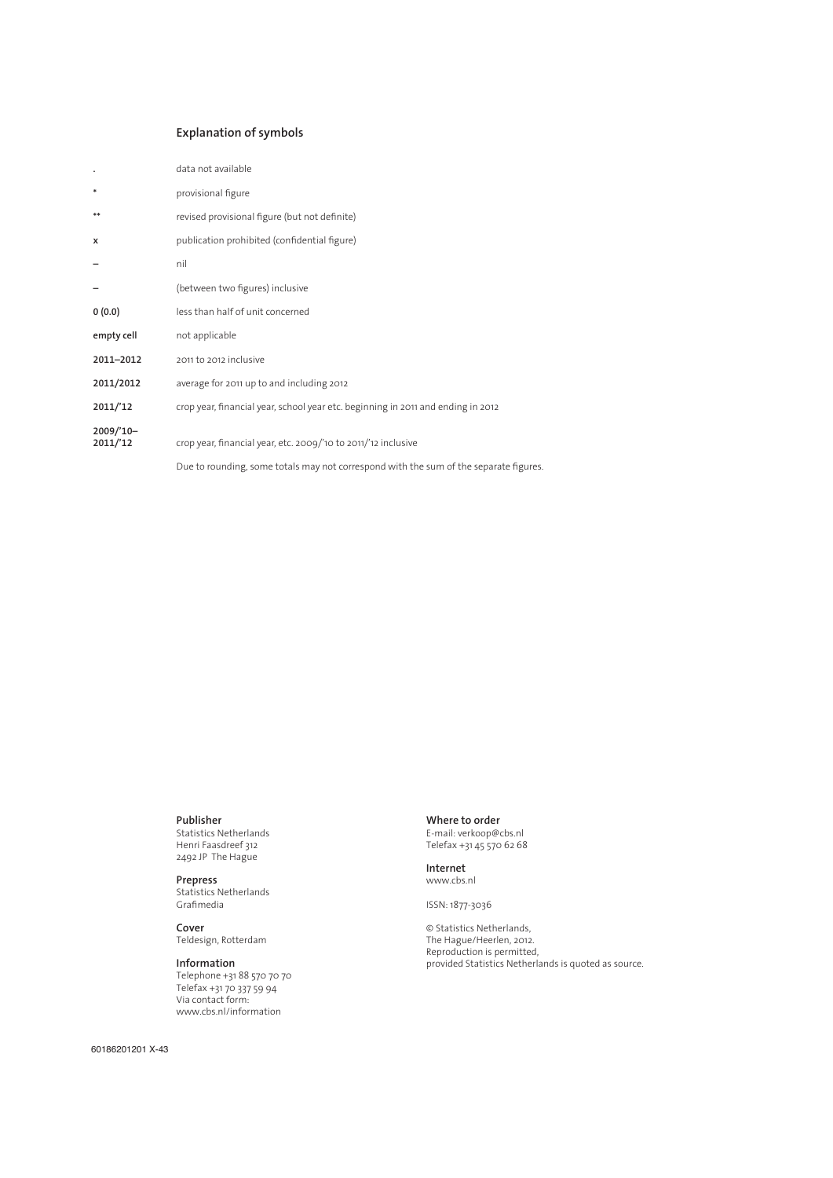## Explanation of symbols

| | |
|---|---|
| . | data not available |
| * | provisional figure |
| ** | revised provisional figure (but not definite) |
| **x** | publication prohibited (confidential figure) |
| – | nil |
| – | (between two figures) inclusive |
| **0 (0.0)** | less than half of unit concerned |
| **empty cell** | not applicable |
| **2011–2012** | 2011 to 2012 inclusive |
| **2011/2012** | average for 2011 up to and including 2012 |
| **2011/'12** | crop year, financial year, school year etc. beginning in 2011 and ending in 2012 |
| **2009/'10–2011/'12** | crop year, financial year, etc. 2009/'10 to 2011/'12 inclusive |

Due to rounding, some totals may not correspond with the sum of the separate figures.

**Publisher**
Statistics Netherlands
Henri Faasdreef 312
2492 JP The Hague

**Prepress**
Statistics Netherlands
Grafimedia

**Cover**
Teldesign, Rotterdam

**Information**
Telephone +31 88 570 70 70
Telefax +31 70 337 59 94
Via contact form:
www.cbs.nl/information

**Where to order**
E-mail: verkoop@cbs.nl
Telefax +31 45 570 62 68

**Internet**
www.cbs.nl

ISSN: 1877-3036

© Statistics Netherlands,
The Hague/Heerlen, 2012.
Reproduction is permitted,
provided Statistics Netherlands is quoted as source.

60186201201 X-43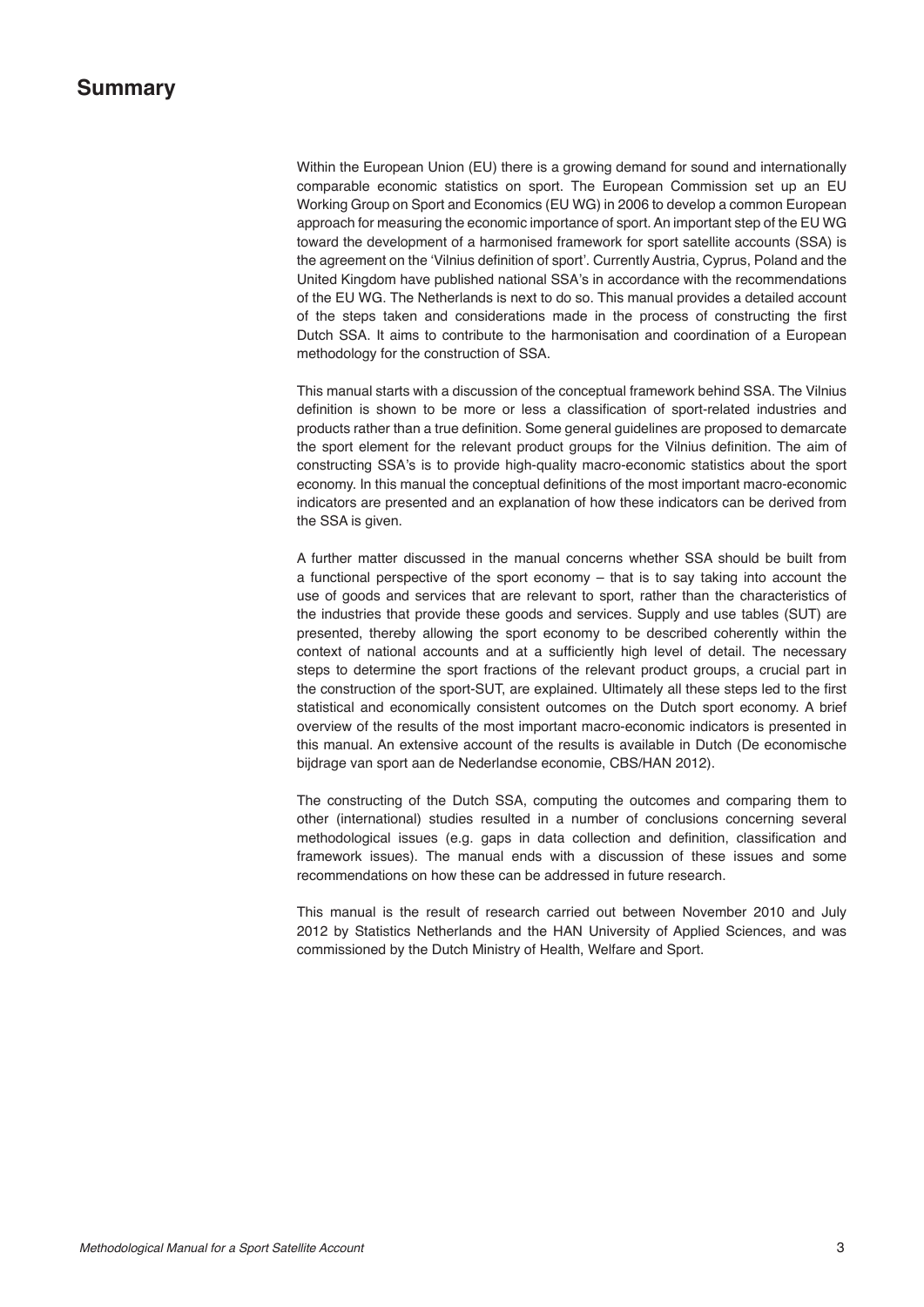# Summary

Within the European Union (EU) there is a growing demand for sound and internationally comparable economic statistics on sport. The European Commission set up an EU Working Group on Sport and Economics (EU WG) in 2006 to develop a common European approach for measuring the economic importance of sport. An important step of the EU WG toward the development of a harmonised framework for sport satellite accounts (SSA) is the agreement on the 'Vilnius definition of sport'. Currently Austria, Cyprus, Poland and the United Kingdom have published national SSA's in accordance with the recommendations of the EU WG. The Netherlands is next to do so. This manual provides a detailed account of the steps taken and considerations made in the process of constructing the first Dutch SSA. It aims to contribute to the harmonisation and coordination of a European methodology for the construction of SSA.

This manual starts with a discussion of the conceptual framework behind SSA. The Vilnius definition is shown to be more or less a classification of sport-related industries and products rather than a true definition. Some general guidelines are proposed to demarcate the sport element for the relevant product groups for the Vilnius definition. The aim of constructing SSA's is to provide high-quality macro-economic statistics about the sport economy. In this manual the conceptual definitions of the most important macro-economic indicators are presented and an explanation of how these indicators can be derived from the SSA is given.

A further matter discussed in the manual concerns whether SSA should be built from a functional perspective of the sport economy – that is to say taking into account the use of goods and services that are relevant to sport, rather than the characteristics of the industries that provide these goods and services. Supply and use tables (SUT) are presented, thereby allowing the sport economy to be described coherently within the context of national accounts and at a sufficiently high level of detail. The necessary steps to determine the sport fractions of the relevant product groups, a crucial part in the construction of the sport-SUT, are explained. Ultimately all these steps led to the first statistical and economically consistent outcomes on the Dutch sport economy. A brief overview of the results of the most important macro-economic indicators is presented in this manual. An extensive account of the results is available in Dutch (De economische bijdrage van sport aan de Nederlandse economie, CBS/HAN 2012).

The constructing of the Dutch SSA, computing the outcomes and comparing them to other (international) studies resulted in a number of conclusions concerning several methodological issues (e.g. gaps in data collection and definition, classification and framework issues). The manual ends with a discussion of these issues and some recommendations on how these can be addressed in future research.

This manual is the result of research carried out between November 2010 and July 2012 by Statistics Netherlands and the HAN University of Applied Sciences, and was commissioned by the Dutch Ministry of Health, Welfare and Sport.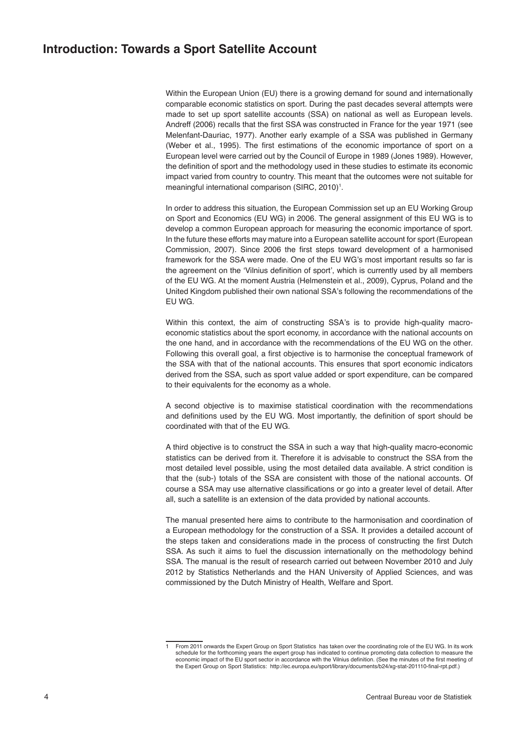# Introduction: Towards a Sport Satellite Account

Within the European Union (EU) there is a growing demand for sound and internationally comparable economic statistics on sport. During the past decades several attempts were made to set up sport satellite accounts (SSA) on national as well as European levels. Andreff (2006) recalls that the first SSA was constructed in France for the year 1971 (see Melenfant-Dauriac, 1977). Another early example of a SSA was published in Germany (Weber et al., 1995). The first estimations of the economic importance of sport on a European level were carried out by the Council of Europe in 1989 (Jones 1989). However, the definition of sport and the methodology used in these studies to estimate its economic impact varied from country to country. This meant that the outcomes were not suitable for meaningful international comparison (SIRC, 2010)[1].

In order to address this situation, the European Commission set up an EU Working Group on Sport and Economics (EU WG) in 2006. The general assignment of this EU WG is to develop a common European approach for measuring the economic importance of sport. In the future these efforts may mature into a European satellite account for sport (European Commission, 2007). Since 2006 the first steps toward development of a harmonised framework for the SSA were made. One of the EU WG's most important results so far is the agreement on the 'Vilnius definition of sport', which is currently used by all members of the EU WG. At the moment Austria (Helmenstein et al., 2009), Cyprus, Poland and the United Kingdom published their own national SSA's following the recommendations of the EU WG.

Within this context, the aim of constructing SSA's is to provide high-quality macro-economic statistics about the sport economy, in accordance with the national accounts on the one hand, and in accordance with the recommendations of the EU WG on the other. Following this overall goal, a first objective is to harmonise the conceptual framework of the SSA with that of the national accounts. This ensures that sport economic indicators derived from the SSA, such as sport value added or sport expenditure, can be compared to their equivalents for the economy as a whole.

A second objective is to maximise statistical coordination with the recommendations and definitions used by the EU WG. Most importantly, the definition of sport should be coordinated with that of the EU WG.

A third objective is to construct the SSA in such a way that high-quality macro-economic statistics can be derived from it. Therefore it is advisable to construct the SSA from the most detailed level possible, using the most detailed data available. A strict condition is that the (sub-) totals of the SSA are consistent with those of the national accounts. Of course a SSA may use alternative classifications or go into a greater level of detail. After all, such a satellite is an extension of the data provided by national accounts.

The manual presented here aims to contribute to the harmonisation and coordination of a European methodology for the construction of a SSA. It provides a detailed account of the steps taken and considerations made in the process of constructing the first Dutch SSA. As such it aims to fuel the discussion internationally on the methodology behind SSA. The manual is the result of research carried out between November 2010 and July 2012 by Statistics Netherlands and the HAN University of Applied Sciences, and was commissioned by the Dutch Ministry of Health, Welfare and Sport.

---

1 From 2011 onwards the Expert Group on Sport Statistics has taken over the coordinating role of the EU WG. In its work schedule for the forthcoming years the expert group has indicated to continue promoting data collection to measure the economic impact of the EU sport sector in accordance with the Vilnius definition. (See the minutes of the first meeting of the Expert Group on Sport Statistics: http://ec.europa.eu/sport/library/documents/b24/xg-stat-201110-final-rpt.pdf.)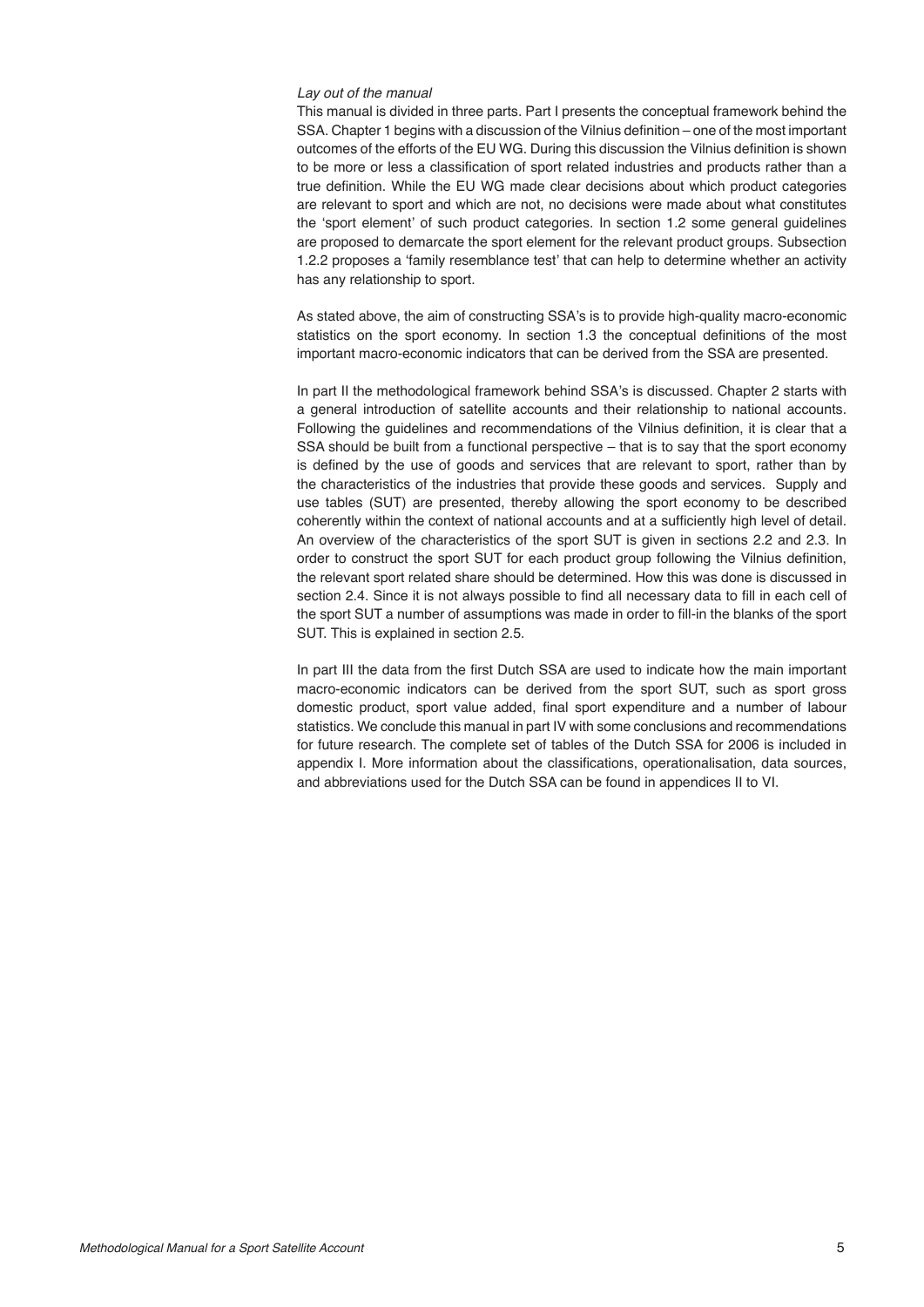*Lay out of the manual*

This manual is divided in three parts. Part I presents the conceptual framework behind the SSA. Chapter 1 begins with a discussion of the Vilnius definition – one of the most important outcomes of the efforts of the EU WG. During this discussion the Vilnius definition is shown to be more or less a classification of sport related industries and products rather than a true definition. While the EU WG made clear decisions about which product categories are relevant to sport and which are not, no decisions were made about what constitutes the 'sport element' of such product categories. In section 1.2 some general guidelines are proposed to demarcate the sport element for the relevant product groups. Subsection 1.2.2 proposes a 'family resemblance test' that can help to determine whether an activity has any relationship to sport.

As stated above, the aim of constructing SSA's is to provide high-quality macro-economic statistics on the sport economy. In section 1.3 the conceptual definitions of the most important macro-economic indicators that can be derived from the SSA are presented.

In part II the methodological framework behind SSA's is discussed. Chapter 2 starts with a general introduction of satellite accounts and their relationship to national accounts. Following the guidelines and recommendations of the Vilnius definition, it is clear that a SSA should be built from a functional perspective – that is to say that the sport economy is defined by the use of goods and services that are relevant to sport, rather than by the characteristics of the industries that provide these goods and services. Supply and use tables (SUT) are presented, thereby allowing the sport economy to be described coherently within the context of national accounts and at a sufficiently high level of detail. An overview of the characteristics of the sport SUT is given in sections 2.2 and 2.3. In order to construct the sport SUT for each product group following the Vilnius definition, the relevant sport related share should be determined. How this was done is discussed in section 2.4. Since it is not always possible to find all necessary data to fill in each cell of the sport SUT a number of assumptions was made in order to fill-in the blanks of the sport SUT. This is explained in section 2.5.

In part III the data from the first Dutch SSA are used to indicate how the main important macro-economic indicators can be derived from the sport SUT, such as sport gross domestic product, sport value added, final sport expenditure and a number of labour statistics. We conclude this manual in part IV with some conclusions and recommendations for future research. The complete set of tables of the Dutch SSA for 2006 is included in appendix I. More information about the classifications, operationalisation, data sources, and abbreviations used for the Dutch SSA can be found in appendices II to VI.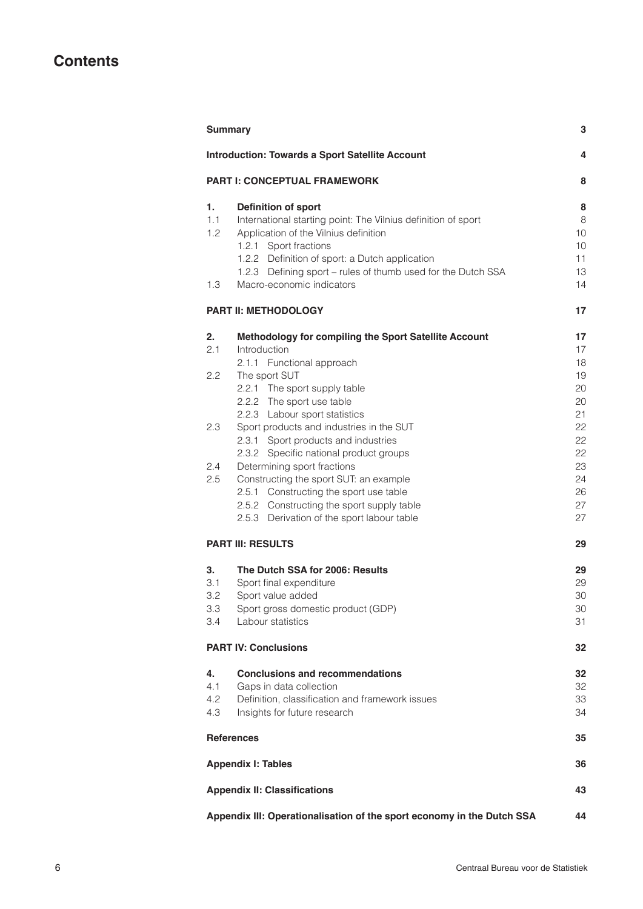# Contents

| | | |
|---|---|---|
| **Summary** | | **3** |
| **Introduction: Towards a Sport Satellite Account** | | **4** |
| **PART I: CONCEPTUAL FRAMEWORK** | | **8** |
| **1.** | **Definition of sport** | **8** |
| 1.1 | International starting point: The Vilnius definition of sport | 8 |
| 1.2 | Application of the Vilnius definition | 10 |
| | 1.2.1 Sport fractions | 10 |
| | 1.2.2 Definition of sport: a Dutch application | 11 |
| | 1.2.3 Defining sport – rules of thumb used for the Dutch SSA | 13 |
| 1.3 | Macro-economic indicators | 14 |
| **PART II: METHODOLOGY** | | **17** |
| **2.** | **Methodology for compiling the Sport Satellite Account** | **17** |
| 2.1 | Introduction | 17 |
| | 2.1.1 Functional approach | 18 |
| 2.2 | The sport SUT | 19 |
| | 2.2.1 The sport supply table | 20 |
| | 2.2.2 The sport use table | 20 |
| | 2.2.3 Labour sport statistics | 21 |
| 2.3 | Sport products and industries in the SUT | 22 |
| | 2.3.1 Sport products and industries | 22 |
| | 2.3.2 Specific national product groups | 22 |
| 2.4 | Determining sport fractions | 23 |
| 2.5 | Constructing the sport SUT: an example | 24 |
| | 2.5.1 Constructing the sport use table | 26 |
| | 2.5.2 Constructing the sport supply table | 27 |
| | 2.5.3 Derivation of the sport labour table | 27 |
| **PART III: RESULTS** | | **29** |
| **3.** | **The Dutch SSA for 2006: Results** | **29** |
| 3.1 | Sport final expenditure | 29 |
| 3.2 | Sport value added | 30 |
| 3.3 | Sport gross domestic product (GDP) | 30 |
| 3.4 | Labour statistics | 31 |
| **PART IV: Conclusions** | | **32** |
| **4.** | **Conclusions and recommendations** | **32** |
| 4.1 | Gaps in data collection | 32 |
| 4.2 | Definition, classification and framework issues | 33 |
| 4.3 | Insights for future research | 34 |
| **References** | | **35** |
| **Appendix I: Tables** | | **36** |
| **Appendix II: Classifications** | | **43** |
| **Appendix III: Operationalisation of the sport economy in the Dutch SSA** | | **44** |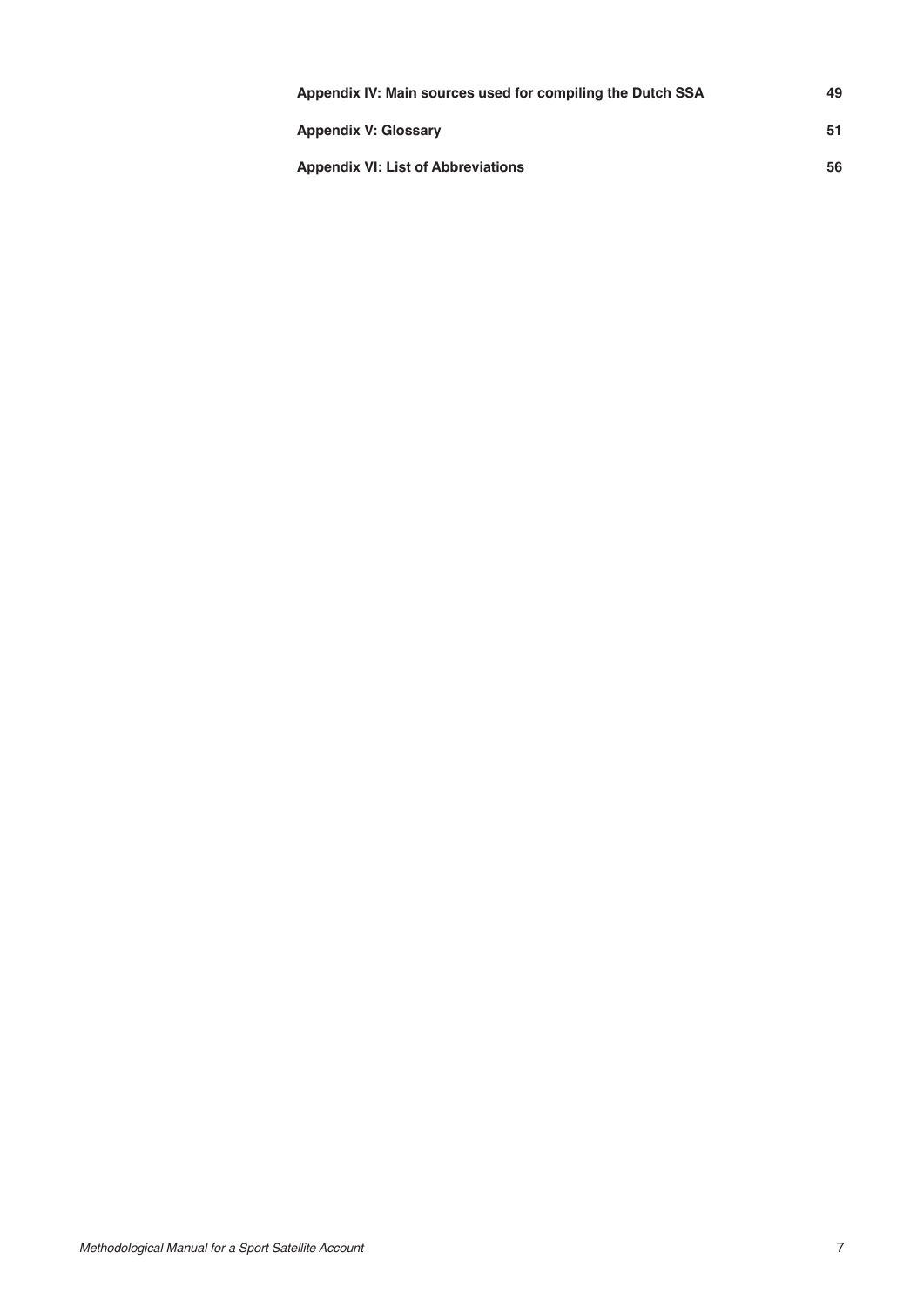**Appendix IV: Main sources used for compiling the Dutch SSA** 49

**Appendix V: Glossary** 51

**Appendix VI: List of Abbreviations** 56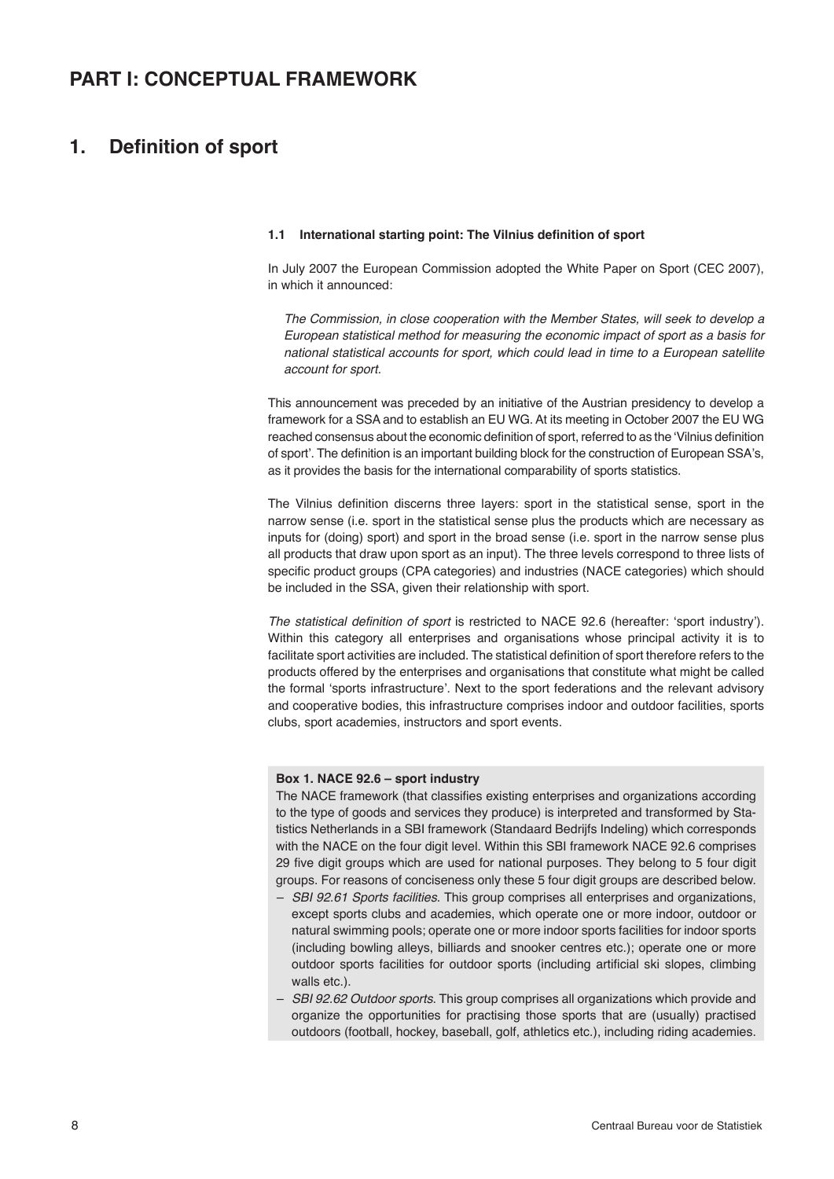# PART I: CONCEPTUAL FRAMEWORK

## 1. Definition of sport

### 1.1 International starting point: The Vilnius definition of sport

In July 2007 the European Commission adopted the White Paper on Sport (CEC 2007), in which it announced:

> *The Commission, in close cooperation with the Member States, will seek to develop a European statistical method for measuring the economic impact of sport as a basis for national statistical accounts for sport, which could lead in time to a European satellite account for sport.*

This announcement was preceded by an initiative of the Austrian presidency to develop a framework for a SSA and to establish an EU WG. At its meeting in October 2007 the EU WG reached consensus about the economic definition of sport, referred to as the 'Vilnius definition of sport'. The definition is an important building block for the construction of European SSA's, as it provides the basis for the international comparability of sports statistics.

The Vilnius definition discerns three layers: sport in the statistical sense, sport in the narrow sense (i.e. sport in the statistical sense plus the products which are necessary as inputs for (doing) sport) and sport in the broad sense (i.e. sport in the narrow sense plus all products that draw upon sport as an input). The three levels correspond to three lists of specific product groups (CPA categories) and industries (NACE categories) which should be included in the SSA, given their relationship with sport.

*The statistical definition of sport* is restricted to NACE 92.6 (hereafter: 'sport industry'). Within this category all enterprises and organisations whose principal activity it is to facilitate sport activities are included. The statistical definition of sport therefore refers to the products offered by the enterprises and organisations that constitute what might be called the formal 'sports infrastructure'. Next to the sport federations and the relevant advisory and cooperative bodies, this infrastructure comprises indoor and outdoor facilities, sports clubs, sport academies, instructors and sport events.

**Box 1. NACE 92.6 – sport industry**

The NACE framework (that classifies existing enterprises and organizations according to the type of goods and services they produce) is interpreted and transformed by Statistics Netherlands in a SBI framework (Standaard Bedrijfs Indeling) which corresponds with the NACE on the four digit level. Within this SBI framework NACE 92.6 comprises 29 five digit groups which are used for national purposes. They belong to 5 four digit groups. For reasons of conciseness only these 5 four digit groups are described below.

- *SBI 92.61 Sports facilities*. This group comprises all enterprises and organizations, except sports clubs and academies, which operate one or more indoor, outdoor or natural swimming pools; operate one or more indoor sports facilities for indoor sports (including bowling alleys, billiards and snooker centres etc.); operate one or more outdoor sports facilities for outdoor sports (including artificial ski slopes, climbing walls etc.).
- *SBI 92.62 Outdoor sports*. This group comprises all organizations which provide and organize the opportunities for practising those sports that are (usually) practised outdoors (football, hockey, baseball, golf, athletics etc.), including riding academies.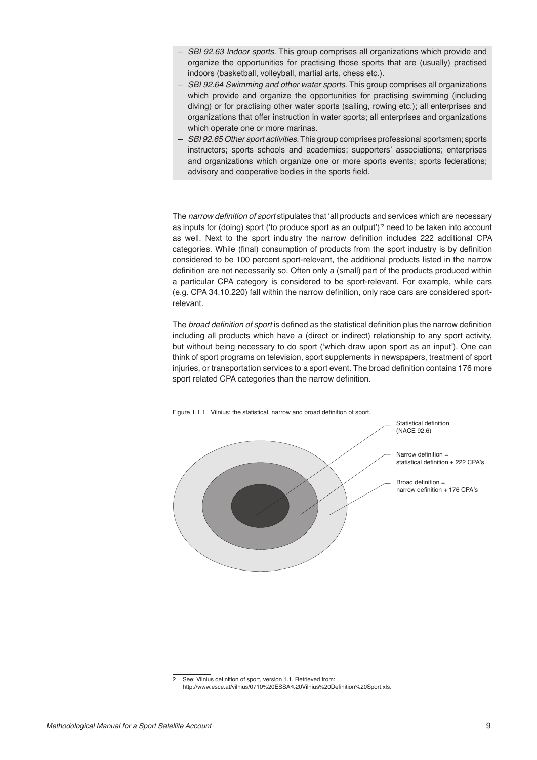- *SBI 92.63 Indoor sports.* This group comprises all organizations which provide and organize the opportunities for practising those sports that are (usually) practised indoors (basketball, volleyball, martial arts, chess etc.).
- *SBI 92.64 Swimming and other water sports.* This group comprises all organizations which provide and organize the opportunities for practising swimming (including diving) or for practising other water sports (sailing, rowing etc.); all enterprises and organizations that offer instruction in water sports; all enterprises and organizations which operate one or more marinas.
- *SBI 92.65 Other sport activities.* This group comprises professional sportsmen; sports instructors; sports schools and academies; supporters' associations; enterprises and organizations which organize one or more sports events; sports federations; advisory and cooperative bodies in the sports field.

The *narrow definition of sport* stipulates that 'all products and services which are necessary as inputs for (doing) sport ('to produce sport as an output')'[2] need to be taken into account as well. Next to the sport industry the narrow definition includes 222 additional CPA categories. While (final) consumption of products from the sport industry is by definition considered to be 100 percent sport-relevant, the additional products listed in the narrow definition are not necessarily so. Often only a (small) part of the products produced within a particular CPA category is considered to be sport-relevant. For example, while cars (e.g. CPA 34.10.220) fall within the narrow definition, only race cars are considered sport-relevant.

The *broad definition of sport* is defined as the statistical definition plus the narrow definition including all products which have a (direct or indirect) relationship to any sport activity, but without being necessary to do sport ('which draw upon sport as an input'). One can think of sport programs on television, sport supplements in newspapers, treatment of sport injuries, or transportation services to a sport event. The broad definition contains 176 more sport related CPA categories than the narrow definition.

Figure 1.1.1 Vilnius: the statistical, narrow and broad definition of sport.

Statistical definition (NACE 92.6)

Narrow definition = statistical definition + 222 CPA's

Broad definition = narrow definition + 176 CPA's

---

2 See: Vilnius definition of sport, version 1.1. Retrieved from: http://www.esce.at/vilnius/0710%20ESSA%20Vilnius%20Definition%20Sport.xls.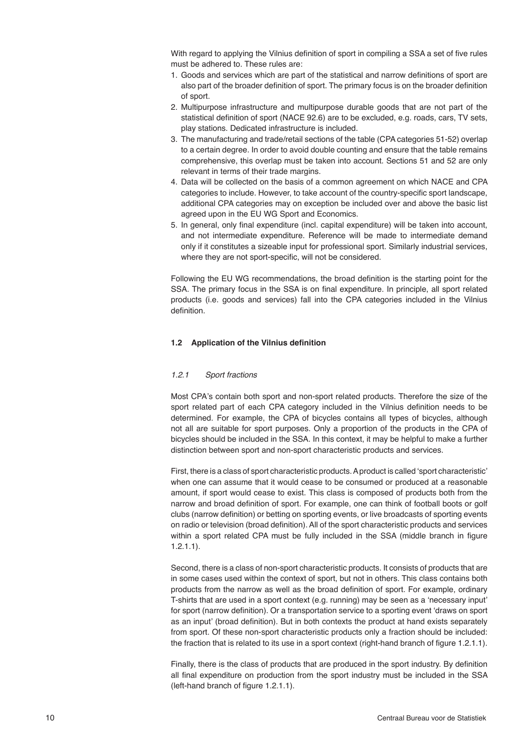With regard to applying the Vilnius definition of sport in compiling a SSA a set of five rules must be adhered to. These rules are:

1. Goods and services which are part of the statistical and narrow definitions of sport are also part of the broader definition of sport. The primary focus is on the broader definition of sport.
2. Multipurpose infrastructure and multipurpose durable goods that are not part of the statistical definition of sport (NACE 92.6) are to be excluded, e.g. roads, cars, TV sets, play stations. Dedicated infrastructure is included.
3. The manufacturing and trade/retail sections of the table (CPA categories 51-52) overlap to a certain degree. In order to avoid double counting and ensure that the table remains comprehensive, this overlap must be taken into account. Sections 51 and 52 are only relevant in terms of their trade margins.
4. Data will be collected on the basis of a common agreement on which NACE and CPA categories to include. However, to take account of the country-specific sport landscape, additional CPA categories may on exception be included over and above the basic list agreed upon in the EU WG Sport and Economics.
5. In general, only final expenditure (incl. capital expenditure) will be taken into account, and not intermediate expenditure. Reference will be made to intermediate demand only if it constitutes a sizeable input for professional sport. Similarly industrial services, where they are not sport-specific, will not be considered.

Following the EU WG recommendations, the broad definition is the starting point for the SSA. The primary focus in the SSA is on final expenditure. In principle, all sport related products (i.e. goods and services) fall into the CPA categories included in the Vilnius definition.

### 1.2 Application of the Vilnius definition

#### *1.2.1 Sport fractions*

Most CPA's contain both sport and non-sport related products. Therefore the size of the sport related part of each CPA category included in the Vilnius definition needs to be determined. For example, the CPA of bicycles contains all types of bicycles, although not all are suitable for sport purposes. Only a proportion of the products in the CPA of bicycles should be included in the SSA. In this context, it may be helpful to make a further distinction between sport and non-sport characteristic products and services.

First, there is a class of sport characteristic products. A product is called 'sport characteristic' when one can assume that it would cease to be consumed or produced at a reasonable amount, if sport would cease to exist. This class is composed of products both from the narrow and broad definition of sport. For example, one can think of football boots or golf clubs (narrow definition) or betting on sporting events, or live broadcasts of sporting events on radio or television (broad definition). All of the sport characteristic products and services within a sport related CPA must be fully included in the SSA (middle branch in figure 1.2.1.1).

Second, there is a class of non-sport characteristic products. It consists of products that are in some cases used within the context of sport, but not in others. This class contains both products from the narrow as well as the broad definition of sport. For example, ordinary T-shirts that are used in a sport context (e.g. running) may be seen as a 'necessary input' for sport (narrow definition). Or a transportation service to a sporting event 'draws on sport as an input' (broad definition). But in both contexts the product at hand exists separately from sport. Of these non-sport characteristic products only a fraction should be included: the fraction that is related to its use in a sport context (right-hand branch of figure 1.2.1.1).

Finally, there is the class of products that are produced in the sport industry. By definition all final expenditure on production from the sport industry must be included in the SSA (left-hand branch of figure 1.2.1.1).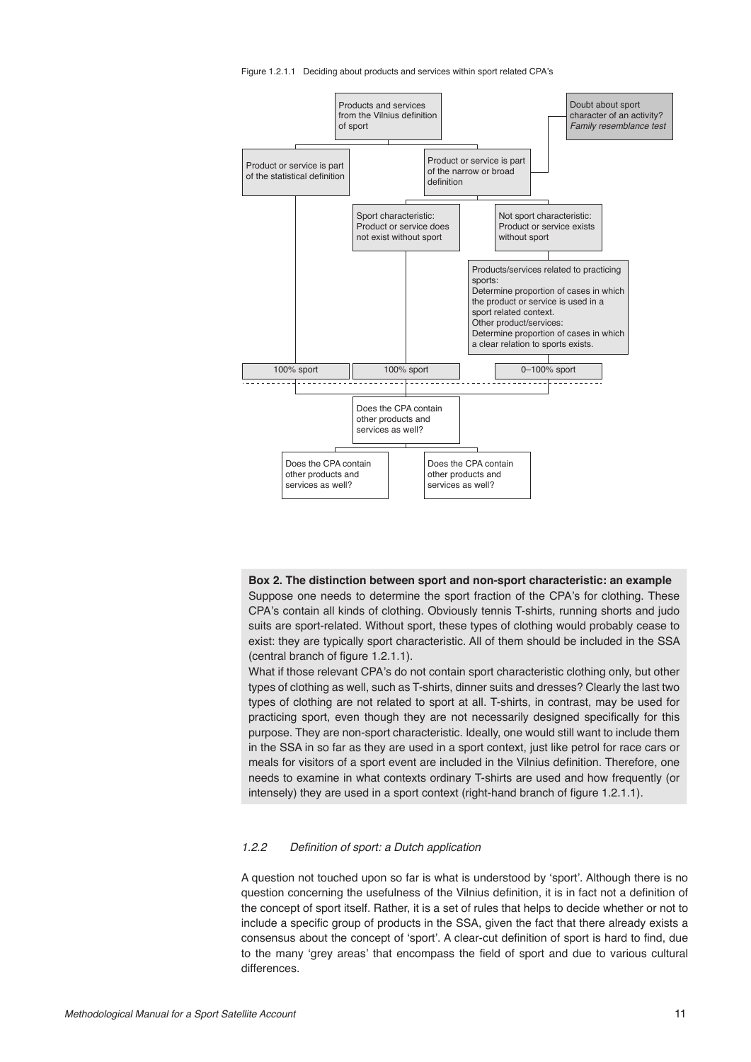Figure 1.2.1.1 Deciding about products and services within sport related CPA's

Products and services from the Vilnius definition of sport

Doubt about sport character of an activity? *Family resemblance test*

Product or service is part of the statistical definition

Product or service is part of the narrow or broad definition

Sport characteristic: Product or service does not exist without sport

Not sport characteristic: Product or service exists without sport

Products/services related to practicing sports: Determine proportion of cases in which the product or service is used in a sport related context. Other product/services: Determine proportion of cases in which a clear relation to sports exists.

100% sport

100% sport

0–100% sport

Does the CPA contain other products and services as well?

Does the CPA contain other products and services as well?

Does the CPA contain other products and services as well?

> **Box 2. The distinction between sport and non-sport characteristic: an example**
>
> Suppose one needs to determine the sport fraction of the CPA's for clothing. These CPA's contain all kinds of clothing. Obviously tennis T-shirts, running shorts and judo suits are sport-related. Without sport, these types of clothing would probably cease to exist: they are typically sport characteristic. All of them should be included in the SSA (central branch of figure 1.2.1.1).
>
> What if those relevant CPA's do not contain sport characteristic clothing only, but other types of clothing as well, such as T-shirts, dinner suits and dresses? Clearly the last two types of clothing are not related to sport at all. T-shirts, in contrast, may be used for practicing sport, even though they are not necessarily designed specifically for this purpose. They are non-sport characteristic. Ideally, one would still want to include them in the SSA in so far as they are used in a sport context, just like petrol for race cars or meals for visitors of a sport event are included in the Vilnius definition. Therefore, one needs to examine in what contexts ordinary T-shirts are used and how frequently (or intensely) they are used in a sport context (right-hand branch of figure 1.2.1.1).

### *1.2.2 Definition of sport: a Dutch application*

A question not touched upon so far is what is understood by 'sport'. Although there is no question concerning the usefulness of the Vilnius definition, it is in fact not a definition of the concept of sport itself. Rather, it is a set of rules that helps to decide whether or not to include a specific group of products in the SSA, given the fact that there already exists a consensus about the concept of 'sport'. A clear-cut definition of sport is hard to find, due to the many 'grey areas' that encompass the field of sport and due to various cultural differences.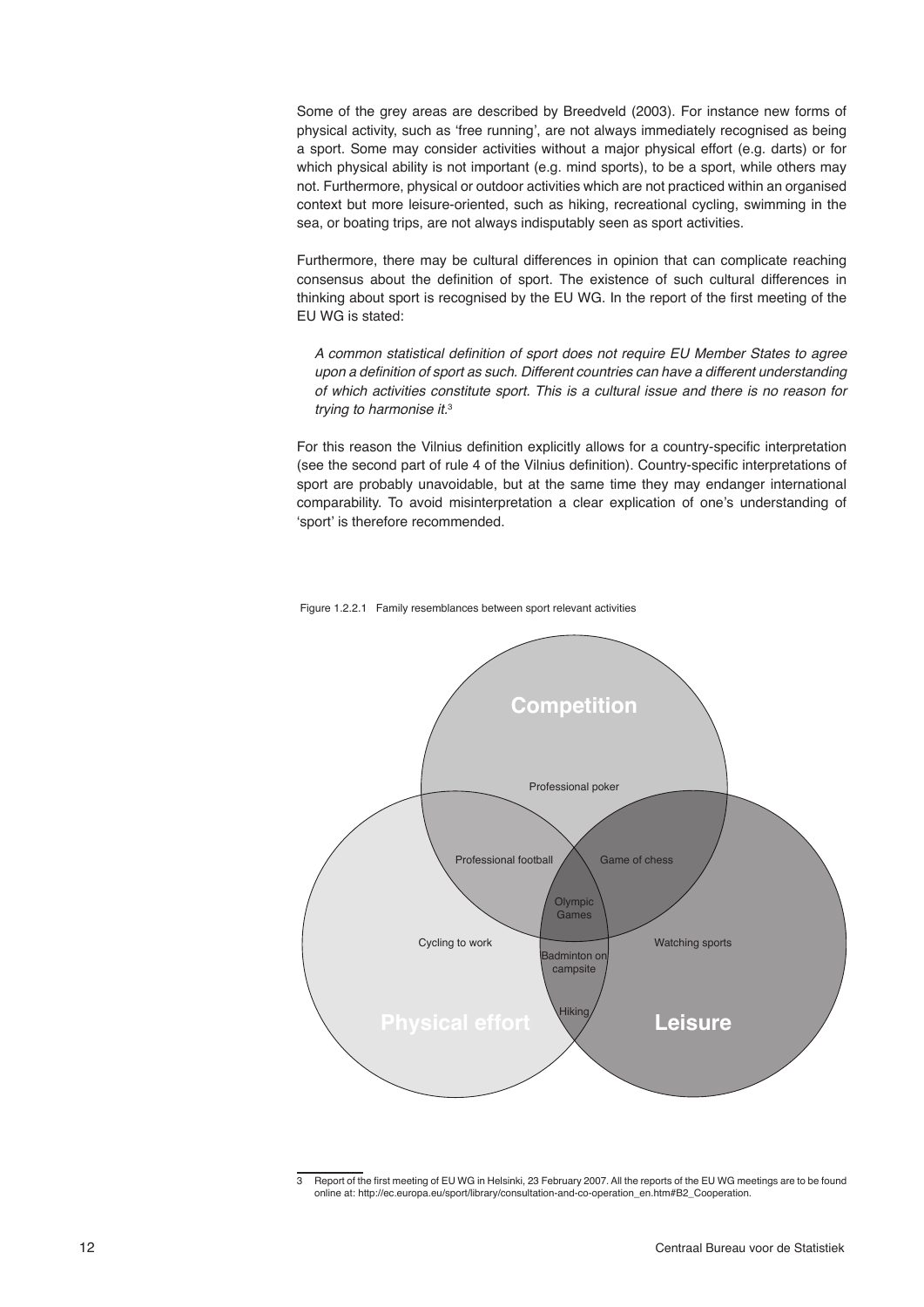Some of the grey areas are described by Breedveld (2003). For instance new forms of physical activity, such as 'free running', are not always immediately recognised as being a sport. Some may consider activities without a major physical effort (e.g. darts) or for which physical ability is not important (e.g. mind sports), to be a sport, while others may not. Furthermore, physical or outdoor activities which are not practiced within an organised context but more leisure-oriented, such as hiking, recreational cycling, swimming in the sea, or boating trips, are not always indisputably seen as sport activities.

Furthermore, there may be cultural differences in opinion that can complicate reaching consensus about the definition of sport. The existence of such cultural differences in thinking about sport is recognised by the EU WG. In the report of the first meeting of the EU WG is stated:

> *A common statistical definition of sport does not require EU Member States to agree upon a definition of sport as such. Different countries can have a different understanding of which activities constitute sport. This is a cultural issue and there is no reason for trying to harmonise it.*[3]

For this reason the Vilnius definition explicitly allows for a country-specific interpretation (see the second part of rule 4 of the Vilnius definition). Country-specific interpretations of sport are probably unavoidable, but at the same time they may endanger international comparability. To avoid misinterpretation a clear explication of one's understanding of 'sport' is therefore recommended.

Figure 1.2.2.1 Family resemblances between sport relevant activities

Competition

Professional poker

Professional football

Game of chess

Olympic Games

Cycling to work

Badminton on campsite

Watching sports

Hiking

Physical effort

Leisure

---

3 Report of the first meeting of EU WG in Helsinki, 23 February 2007. All the reports of the EU WG meetings are to be found online at: http://ec.europa.eu/sport/library/consultation-and-co-operation_en.htm#B2_Cooperation.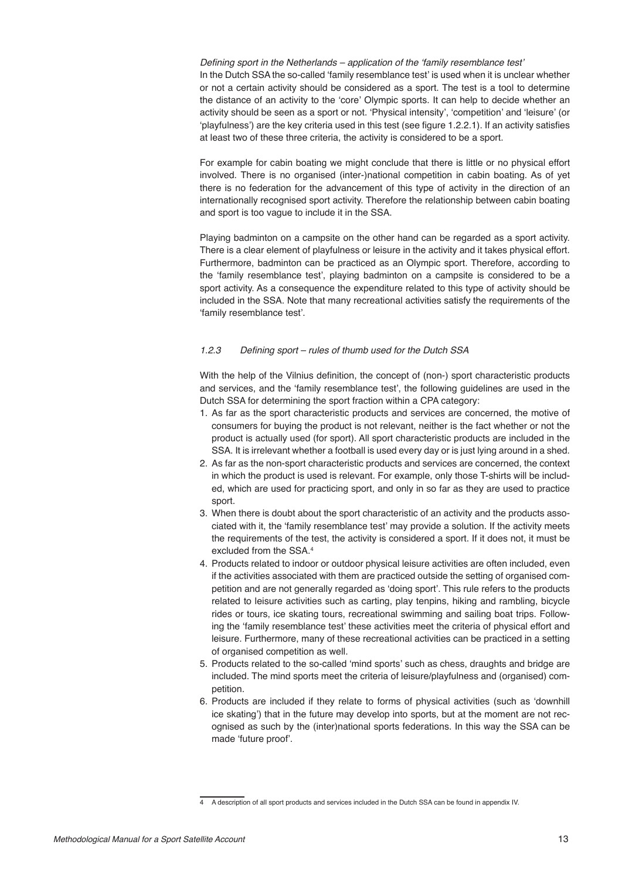*Defining sport in the Netherlands – application of the 'family resemblance test'*

In the Dutch SSA the so-called 'family resemblance test' is used when it is unclear whether or not a certain activity should be considered as a sport. The test is a tool to determine the distance of an activity to the 'core' Olympic sports. It can help to decide whether an activity should be seen as a sport or not. 'Physical intensity', 'competition' and 'leisure' (or 'playfulness') are the key criteria used in this test (see figure 1.2.2.1). If an activity satisfies at least two of these three criteria, the activity is considered to be a sport.

For example for cabin boating we might conclude that there is little or no physical effort involved. There is no organised (inter-)national competition in cabin boating. As of yet there is no federation for the advancement of this type of activity in the direction of an internationally recognised sport activity. Therefore the relationship between cabin boating and sport is too vague to include it in the SSA.

Playing badminton on a campsite on the other hand can be regarded as a sport activity. There is a clear element of playfulness or leisure in the activity and it takes physical effort. Furthermore, badminton can be practiced as an Olympic sport. Therefore, according to the 'family resemblance test', playing badminton on a campsite is considered to be a sport activity. As a consequence the expenditure related to this type of activity should be included in the SSA. Note that many recreational activities satisfy the requirements of the 'family resemblance test'.

### *1.2.3 Defining sport – rules of thumb used for the Dutch SSA*

With the help of the Vilnius definition, the concept of (non-) sport characteristic products and services, and the 'family resemblance test', the following guidelines are used in the Dutch SSA for determining the sport fraction within a CPA category:

1. As far as the sport characteristic products and services are concerned, the motive of consumers for buying the product is not relevant, neither is the fact whether or not the product is actually used (for sport). All sport characteristic products are included in the SSA. It is irrelevant whether a football is used every day or is just lying around in a shed.
2. As far as the non-sport characteristic products and services are concerned, the context in which the product is used is relevant. For example, only those T-shirts will be included, which are used for practicing sport, and only in so far as they are used to practice sport.
3. When there is doubt about the sport characteristic of an activity and the products associated with it, the 'family resemblance test' may provide a solution. If the activity meets the requirements of the test, the activity is considered a sport. If it does not, it must be excluded from the SSA.[4]
4. Products related to indoor or outdoor physical leisure activities are often included, even if the activities associated with them are practiced outside the setting of organised competition and are not generally regarded as 'doing sport'. This rule refers to the products related to leisure activities such as carting, play tenpins, hiking and rambling, bicycle rides or tours, ice skating tours, recreational swimming and sailing boat trips. Following the 'family resemblance test' these activities meet the criteria of physical effort and leisure. Furthermore, many of these recreational activities can be practiced in a setting of organised competition as well.
5. Products related to the so-called 'mind sports' such as chess, draughts and bridge are included. The mind sports meet the criteria of leisure/playfulness and (organised) competition.
6. Products are included if they relate to forms of physical activities (such as 'downhill ice skating') that in the future may develop into sports, but at the moment are not recognised as such by the (inter)national sports federations. In this way the SSA can be made 'future proof'.

---

4 A description of all sport products and services included in the Dutch SSA can be found in appendix IV.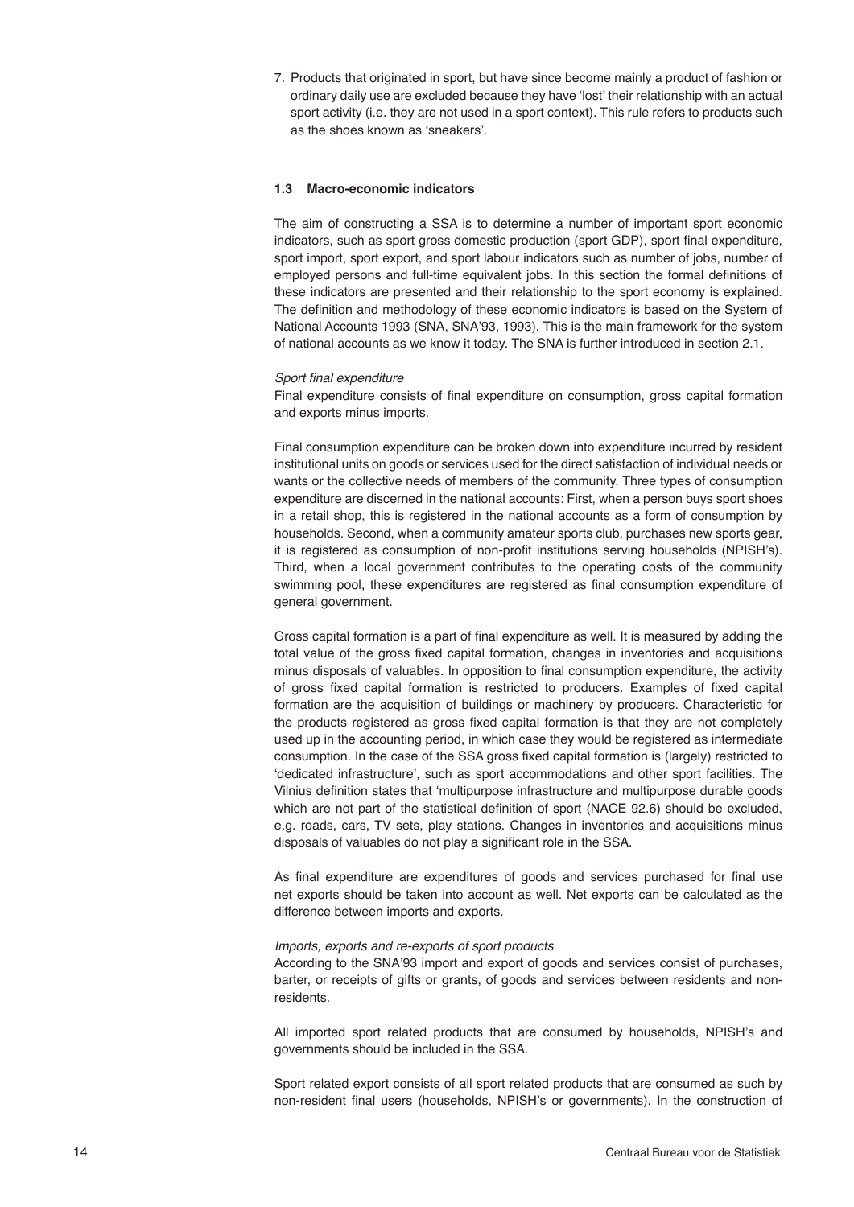7. Products that originated in sport, but have since become mainly a product of fashion or ordinary daily use are excluded because they have 'lost' their relationship with an actual sport activity (i.e. they are not used in a sport context). This rule refers to products such as the shoes known as 'sneakers'.

### 1.3 Macro-economic indicators

The aim of constructing a SSA is to determine a number of important sport economic indicators, such as sport gross domestic production (sport GDP), sport final expenditure, sport import, sport export, and sport labour indicators such as number of jobs, number of employed persons and full-time equivalent jobs. In this section the formal definitions of these indicators are presented and their relationship to the sport economy is explained. The definition and methodology of these economic indicators is based on the System of National Accounts 1993 (SNA, SNA'93, 1993). This is the main framework for the system of national accounts as we know it today. The SNA is further introduced in section 2.1.

*Sport final expenditure*

Final expenditure consists of final expenditure on consumption, gross capital formation and exports minus imports.

Final consumption expenditure can be broken down into expenditure incurred by resident institutional units on goods or services used for the direct satisfaction of individual needs or wants or the collective needs of members of the community. Three types of consumption expenditure are discerned in the national accounts: First, when a person buys sport shoes in a retail shop, this is registered in the national accounts as a form of consumption by households. Second, when a community amateur sports club, purchases new sports gear, it is registered as consumption of non-profit institutions serving households (NPISH's). Third, when a local government contributes to the operating costs of the community swimming pool, these expenditures are registered as final consumption expenditure of general government.

Gross capital formation is a part of final expenditure as well. It is measured by adding the total value of the gross fixed capital formation, changes in inventories and acquisitions minus disposals of valuables. In opposition to final consumption expenditure, the activity of gross fixed capital formation is restricted to producers. Examples of fixed capital formation are the acquisition of buildings or machinery by producers. Characteristic for the products registered as gross fixed capital formation is that they are not completely used up in the accounting period, in which case they would be registered as intermediate consumption. In the case of the SSA gross fixed capital formation is (largely) restricted to 'dedicated infrastructure', such as sport accommodations and other sport facilities. The Vilnius definition states that 'multipurpose infrastructure and multipurpose durable goods which are not part of the statistical definition of sport (NACE 92.6) should be excluded, e.g. roads, cars, TV sets, play stations. Changes in inventories and acquisitions minus disposals of valuables do not play a significant role in the SSA.

As final expenditure are expenditures of goods and services purchased for final use net exports should be taken into account as well. Net exports can be calculated as the difference between imports and exports.

*Imports, exports and re-exports of sport products*

According to the SNA'93 import and export of goods and services consist of purchases, barter, or receipts of gifts or grants, of goods and services between residents and non-residents.

All imported sport related products that are consumed by households, NPISH's and governments should be included in the SSA.

Sport related export consists of all sport related products that are consumed as such by non-resident final users (households, NPISH's or governments). In the construction of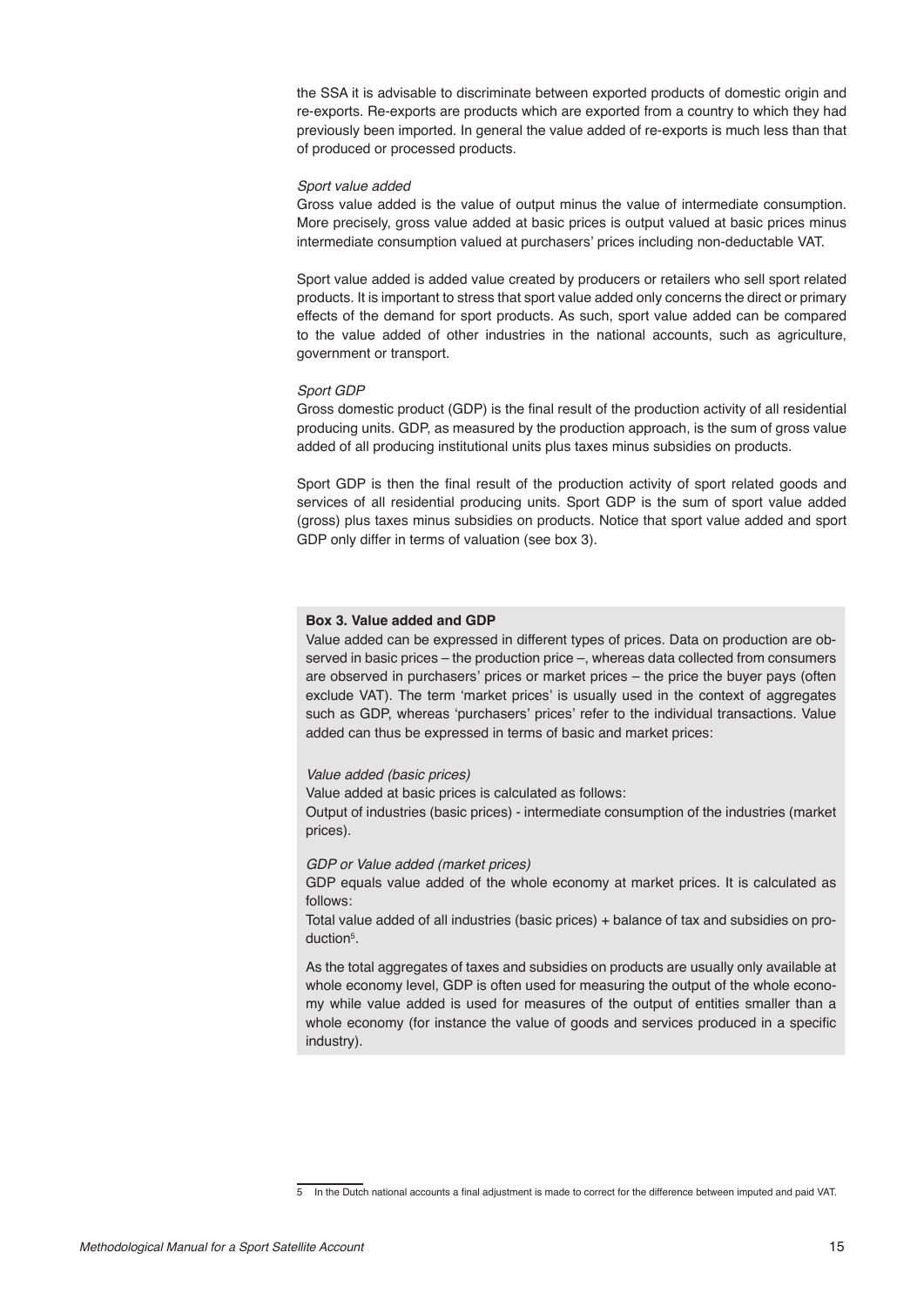the SSA it is advisable to discriminate between exported products of domestic origin and re-exports. Re-exports are products which are exported from a country to which they had previously been imported. In general the value added of re-exports is much less than that of produced or processed products.

*Sport value added*

Gross value added is the value of output minus the value of intermediate consumption. More precisely, gross value added at basic prices is output valued at basic prices minus intermediate consumption valued at purchasers' prices including non-deductable VAT.

Sport value added is added value created by producers or retailers who sell sport related products. It is important to stress that sport value added only concerns the direct or primary effects of the demand for sport products. As such, sport value added can be compared to the value added of other industries in the national accounts, such as agriculture, government or transport.

*Sport GDP*

Gross domestic product (GDP) is the final result of the production activity of all residential producing units. GDP, as measured by the production approach, is the sum of gross value added of all producing institutional units plus taxes minus subsidies on products.

Sport GDP is then the final result of the production activity of sport related goods and services of all residential producing units. Sport GDP is the sum of sport value added (gross) plus taxes minus subsidies on products. Notice that sport value added and sport GDP only differ in terms of valuation (see box 3).

**Box 3. Value added and GDP**

Value added can be expressed in different types of prices. Data on production are observed in basic prices – the production price –, whereas data collected from consumers are observed in purchasers' prices or market prices – the price the buyer pays (often exclude VAT). The term 'market prices' is usually used in the context of aggregates such as GDP, whereas 'purchasers' prices' refer to the individual transactions. Value added can thus be expressed in terms of basic and market prices:

*Value added (basic prices)*

Value added at basic prices is calculated as follows:

Output of industries (basic prices) - intermediate consumption of the industries (market prices).

*GDP or Value added (market prices)*

GDP equals value added of the whole economy at market prices. It is calculated as follows:

Total value added of all industries (basic prices) + balance of tax and subsidies on production[5].

As the total aggregates of taxes and subsidies on products are usually only available at whole economy level, GDP is often used for measuring the output of the whole economy while value added is used for measures of the output of entities smaller than a whole economy (for instance the value of goods and services produced in a specific industry).

5 In the Dutch national accounts a final adjustment is made to correct for the difference between imputed and paid VAT.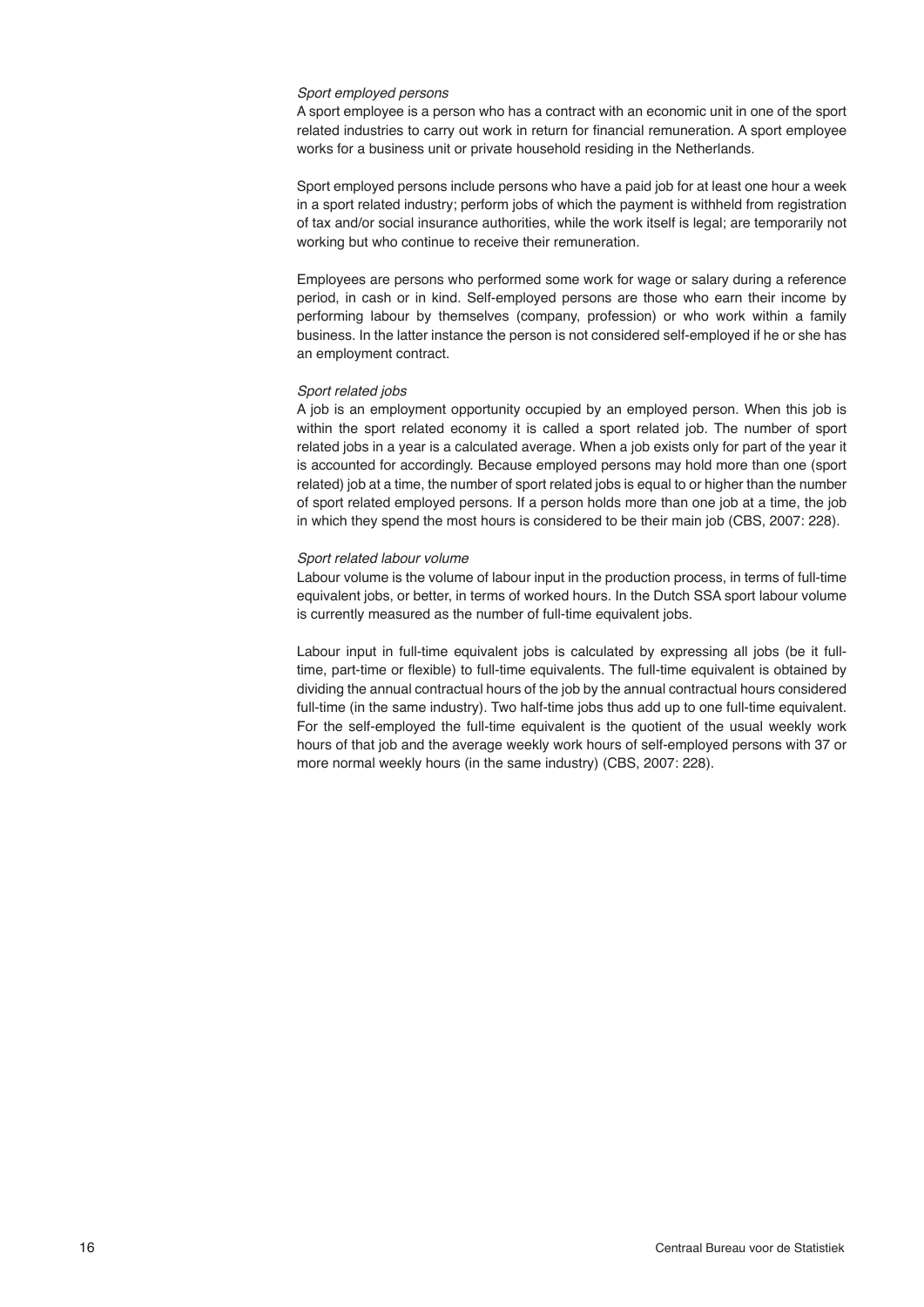*Sport employed persons*

A sport employee is a person who has a contract with an economic unit in one of the sport related industries to carry out work in return for financial remuneration. A sport employee works for a business unit or private household residing in the Netherlands.

Sport employed persons include persons who have a paid job for at least one hour a week in a sport related industry; perform jobs of which the payment is withheld from registration of tax and/or social insurance authorities, while the work itself is legal; are temporarily not working but who continue to receive their remuneration.

Employees are persons who performed some work for wage or salary during a reference period, in cash or in kind. Self-employed persons are those who earn their income by performing labour by themselves (company, profession) or who work within a family business. In the latter instance the person is not considered self-employed if he or she has an employment contract.

*Sport related jobs*

A job is an employment opportunity occupied by an employed person. When this job is within the sport related economy it is called a sport related job. The number of sport related jobs in a year is a calculated average. When a job exists only for part of the year it is accounted for accordingly. Because employed persons may hold more than one (sport related) job at a time, the number of sport related jobs is equal to or higher than the number of sport related employed persons. If a person holds more than one job at a time, the job in which they spend the most hours is considered to be their main job (CBS, 2007: 228).

*Sport related labour volume*

Labour volume is the volume of labour input in the production process, in terms of full-time equivalent jobs, or better, in terms of worked hours. In the Dutch SSA sport labour volume is currently measured as the number of full-time equivalent jobs.

Labour input in full-time equivalent jobs is calculated by expressing all jobs (be it full-time, part-time or flexible) to full-time equivalents. The full-time equivalent is obtained by dividing the annual contractual hours of the job by the annual contractual hours considered full-time (in the same industry). Two half-time jobs thus add up to one full-time equivalent. For the self-employed the full-time equivalent is the quotient of the usual weekly work hours of that job and the average weekly work hours of self-employed persons with 37 or more normal weekly hours (in the same industry) (CBS, 2007: 228).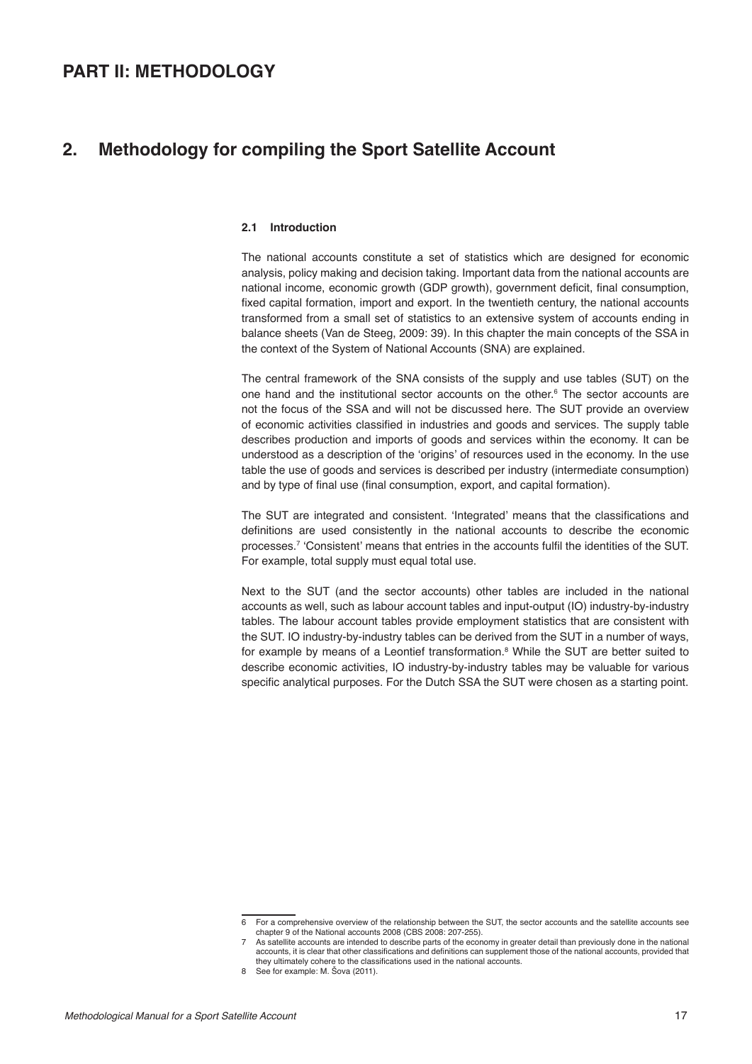# PART II: METHODOLOGY

## 2. Methodology for compiling the Sport Satellite Account

### 2.1 Introduction

The national accounts constitute a set of statistics which are designed for economic analysis, policy making and decision taking. Important data from the national accounts are national income, economic growth (GDP growth), government deficit, final consumption, fixed capital formation, import and export. In the twentieth century, the national accounts transformed from a small set of statistics to an extensive system of accounts ending in balance sheets (Van de Steeg, 2009: 39). In this chapter the main concepts of the SSA in the context of the System of National Accounts (SNA) are explained.

The central framework of the SNA consists of the supply and use tables (SUT) on the one hand and the institutional sector accounts on the other.[6] The sector accounts are not the focus of the SSA and will not be discussed here. The SUT provide an overview of economic activities classified in industries and goods and services. The supply table describes production and imports of goods and services within the economy. It can be understood as a description of the 'origins' of resources used in the economy. In the use table the use of goods and services is described per industry (intermediate consumption) and by type of final use (final consumption, export, and capital formation).

The SUT are integrated and consistent. 'Integrated' means that the classifications and definitions are used consistently in the national accounts to describe the economic processes.[7] 'Consistent' means that entries in the accounts fulfil the identities of the SUT. For example, total supply must equal total use.

Next to the SUT (and the sector accounts) other tables are included in the national accounts as well, such as labour account tables and input-output (IO) industry-by-industry tables. The labour account tables provide employment statistics that are consistent with the SUT. IO industry-by-industry tables can be derived from the SUT in a number of ways, for example by means of a Leontief transformation.[8] While the SUT are better suited to describe economic activities, IO industry-by-industry tables may be valuable for various specific analytical purposes. For the Dutch SSA the SUT were chosen as a starting point.

---

6 For a comprehensive overview of the relationship between the SUT, the sector accounts and the satellite accounts see chapter 9 of the National accounts 2008 (CBS 2008: 207-255).

7 As satellite accounts are intended to describe parts of the economy in greater detail than previously done in the national accounts, it is clear that other classifications and definitions can supplement those of the national accounts, provided that they ultimately cohere to the classifications used in the national accounts.

8 See for example: M. Šova (2011).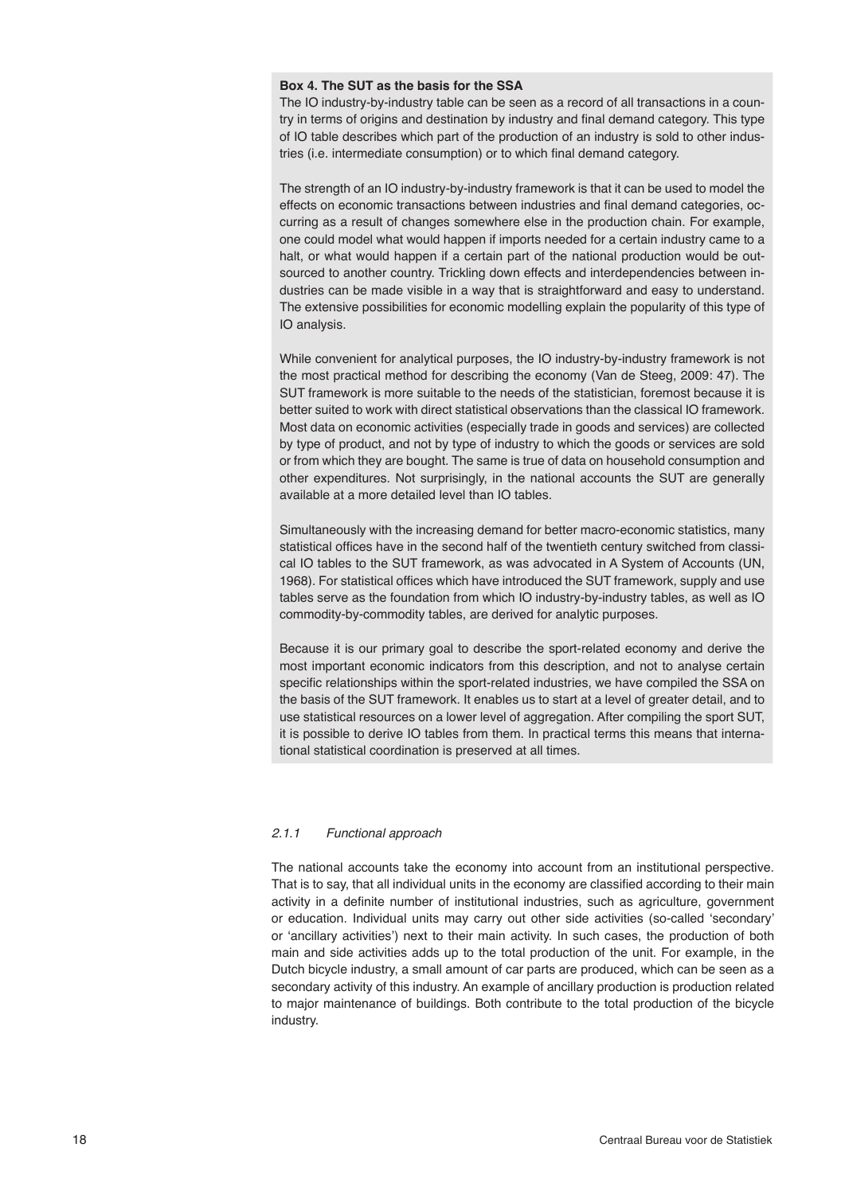**Box 4. The SUT as the basis for the SSA**

The IO industry-by-industry table can be seen as a record of all transactions in a country in terms of origins and destination by industry and final demand category. This type of IO table describes which part of the production of an industry is sold to other industries (i.e. intermediate consumption) or to which final demand category.

The strength of an IO industry-by-industry framework is that it can be used to model the effects on economic transactions between industries and final demand categories, occurring as a result of changes somewhere else in the production chain. For example, one could model what would happen if imports needed for a certain industry came to a halt, or what would happen if a certain part of the national production would be outsourced to another country. Trickling down effects and interdependencies between industries can be made visible in a way that is straightforward and easy to understand. The extensive possibilities for economic modelling explain the popularity of this type of IO analysis.

While convenient for analytical purposes, the IO industry-by-industry framework is not the most practical method for describing the economy (Van de Steeg, 2009: 47). The SUT framework is more suitable to the needs of the statistician, foremost because it is better suited to work with direct statistical observations than the classical IO framework. Most data on economic activities (especially trade in goods and services) are collected by type of product, and not by type of industry to which the goods or services are sold or from which they are bought. The same is true of data on household consumption and other expenditures. Not surprisingly, in the national accounts the SUT are generally available at a more detailed level than IO tables.

Simultaneously with the increasing demand for better macro-economic statistics, many statistical offices have in the second half of the twentieth century switched from classical IO tables to the SUT framework, as was advocated in A System of Accounts (UN, 1968). For statistical offices which have introduced the SUT framework, supply and use tables serve as the foundation from which IO industry-by-industry tables, as well as IO commodity-by-commodity tables, are derived for analytic purposes.

Because it is our primary goal to describe the sport-related economy and derive the most important economic indicators from this description, and not to analyse certain specific relationships within the sport-related industries, we have compiled the SSA on the basis of the SUT framework. It enables us to start at a level of greater detail, and to use statistical resources on a lower level of aggregation. After compiling the sport SUT, it is possible to derive IO tables from them. In practical terms this means that international statistical coordination is preserved at all times.

### *2.1.1 Functional approach*

The national accounts take the economy into account from an institutional perspective. That is to say, that all individual units in the economy are classified according to their main activity in a definite number of institutional industries, such as agriculture, government or education. Individual units may carry out other side activities (so-called 'secondary' or 'ancillary activities') next to their main activity. In such cases, the production of both main and side activities adds up to the total production of the unit. For example, in the Dutch bicycle industry, a small amount of car parts are produced, which can be seen as a secondary activity of this industry. An example of ancillary production is production related to major maintenance of buildings. Both contribute to the total production of the bicycle industry.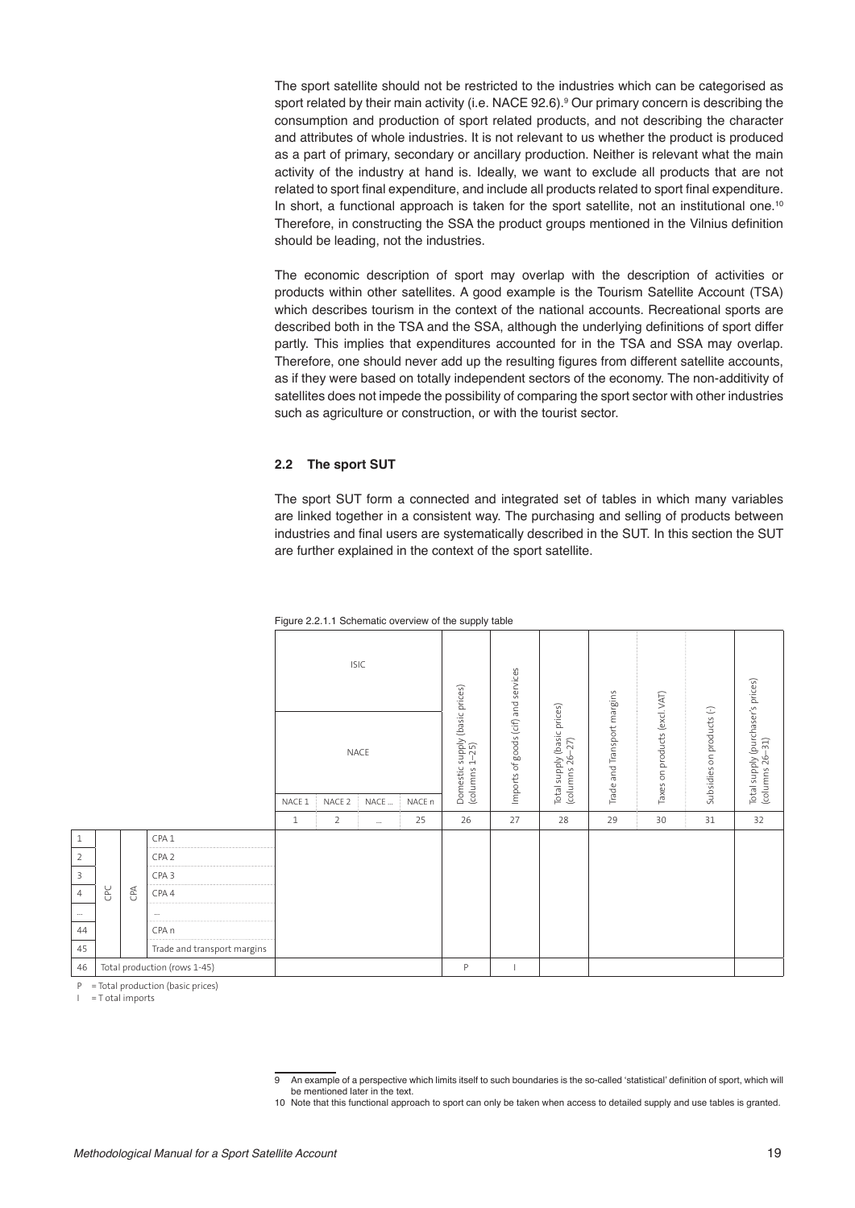The sport satellite should not be restricted to the industries which can be categorised as sport related by their main activity (i.e. NACE 92.6).[9] Our primary concern is describing the consumption and production of sport related products, and not describing the character and attributes of whole industries. It is not relevant to us whether the product is produced as a part of primary, secondary or ancillary production. Neither is relevant what the main activity of the industry at hand is. Ideally, we want to exclude all products that are not related to sport final expenditure, and include all products related to sport final expenditure. In short, a functional approach is taken for the sport satellite, not an institutional one.[10] Therefore, in constructing the SSA the product groups mentioned in the Vilnius definition should be leading, not the industries.

The economic description of sport may overlap with the description of activities or products within other satellites. A good example is the Tourism Satellite Account (TSA) which describes tourism in the context of the national accounts. Recreational sports are described both in the TSA and the SSA, although the underlying definitions of sport differ partly. This implies that expenditures accounted for in the TSA and SSA may overlap. Therefore, one should never add up the resulting figures from different satellite accounts, as if they were based on totally independent sectors of the economy. The non-additivity of satellites does not impede the possibility of comparing the sport sector with other industries such as agriculture or construction, or with the tourist sector.

### 2.2 The sport SUT

The sport SUT form a connected and integrated set of tables in which many variables are linked together in a consistent way. The purchasing and selling of products between industries and final users are systematically described in the SUT. In this section the SUT are further explained in the context of the sport satellite.

Figure 2.2.1.1 Schematic overview of the supply table

| | | | | ISIC | | | | | | | | | | | |
|---|---|---|---|---|---|---|---|---|---|---|---|---|---|---|---|
| | | | | NACE | | | | Domestic supply (basic prices) (columns 1–25) | Imports of goods (cif) and services | Total supply (basic prices) (columns 26–27) | Trade and Transport margins | Taxes on products (excl. VAT) | Subsidies on products (-) | Total supply (purchaser's prices) (columns 26–31) |
| | | | | NACE 1 | NACE 2 | NACE … | NACE n | | | | | | | |
| | | | | 1 | 2 | … | 25 | 26 | 27 | 28 | 29 | 30 | 31 | 32 |
| 1 | CPC | CPA | CPA 1 | | | | | | | | | | | |
| 2 | | | CPA 2 | | | | | | | | | | | |
| 3 | | | CPA 3 | | | | | | | | | | | |
| 4 | | | CPA 4 | | | | | | | | | | | |
| … | | | … | | | | | | | | | | | |
| 44 | | | CPA n | | | | | | | | | | | |
| 45 | | | Trade and transport margins | | | | | | | | | | | |
| 46 | Total production (rows 1-45) | | | | | | | P | I | | | | | |

P = Total production (basic prices)

I = Total imports

---

[9] An example of a perspective which limits itself to such boundaries is the so-called 'statistical' definition of sport, which will be mentioned later in the text.

[10] Note that this functional approach to sport can only be taken when access to detailed supply and use tables is granted.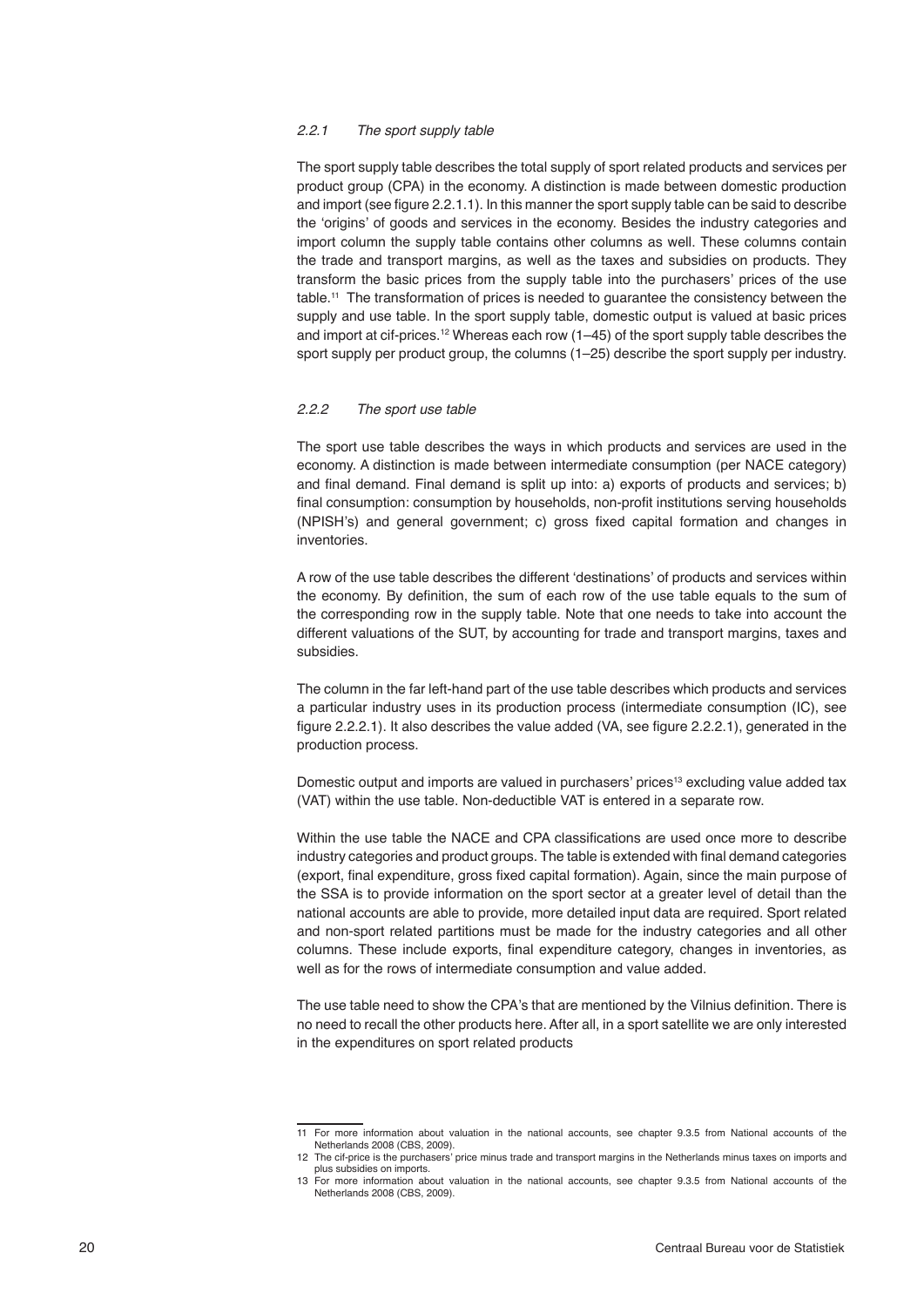### *2.2.1 The sport supply table*

The sport supply table describes the total supply of sport related products and services per product group (CPA) in the economy. A distinction is made between domestic production and import (see figure 2.2.1.1). In this manner the sport supply table can be said to describe the 'origins' of goods and services in the economy. Besides the industry categories and import column the supply table contains other columns as well. These columns contain the trade and transport margins, as well as the taxes and subsidies on products. They transform the basic prices from the supply table into the purchasers' prices of the use table.[11] The transformation of prices is needed to guarantee the consistency between the supply and use table. In the sport supply table, domestic output is valued at basic prices and import at cif-prices.[12] Whereas each row (1–45) of the sport supply table describes the sport supply per product group, the columns (1–25) describe the sport supply per industry.

### *2.2.2 The sport use table*

The sport use table describes the ways in which products and services are used in the economy. A distinction is made between intermediate consumption (per NACE category) and final demand. Final demand is split up into: a) exports of products and services; b) final consumption: consumption by households, non-profit institutions serving households (NPISH's) and general government; c) gross fixed capital formation and changes in inventories.

A row of the use table describes the different 'destinations' of products and services within the economy. By definition, the sum of each row of the use table equals to the sum of the corresponding row in the supply table. Note that one needs to take into account the different valuations of the SUT, by accounting for trade and transport margins, taxes and subsidies.

The column in the far left-hand part of the use table describes which products and services a particular industry uses in its production process (intermediate consumption (IC), see figure 2.2.2.1). It also describes the value added (VA, see figure 2.2.2.1), generated in the production process.

Domestic output and imports are valued in purchasers' prices[13] excluding value added tax (VAT) within the use table. Non-deductible VAT is entered in a separate row.

Within the use table the NACE and CPA classifications are used once more to describe industry categories and product groups. The table is extended with final demand categories (export, final expenditure, gross fixed capital formation). Again, since the main purpose of the SSA is to provide information on the sport sector at a greater level of detail than the national accounts are able to provide, more detailed input data are required. Sport related and non-sport related partitions must be made for the industry categories and all other columns. These include exports, final expenditure category, changes in inventories, as well as for the rows of intermediate consumption and value added.

The use table need to show the CPA's that are mentioned by the Vilnius definition. There is no need to recall the other products here. After all, in a sport satellite we are only interested in the expenditures on sport related products

---

11 For more information about valuation in the national accounts, see chapter 9.3.5 from National accounts of the Netherlands 2008 (CBS, 2009).

12 The cif-price is the purchasers' price minus trade and transport margins in the Netherlands minus taxes on imports and plus subsidies on imports.

13 For more information about valuation in the national accounts, see chapter 9.3.5 from National accounts of the Netherlands 2008 (CBS, 2009).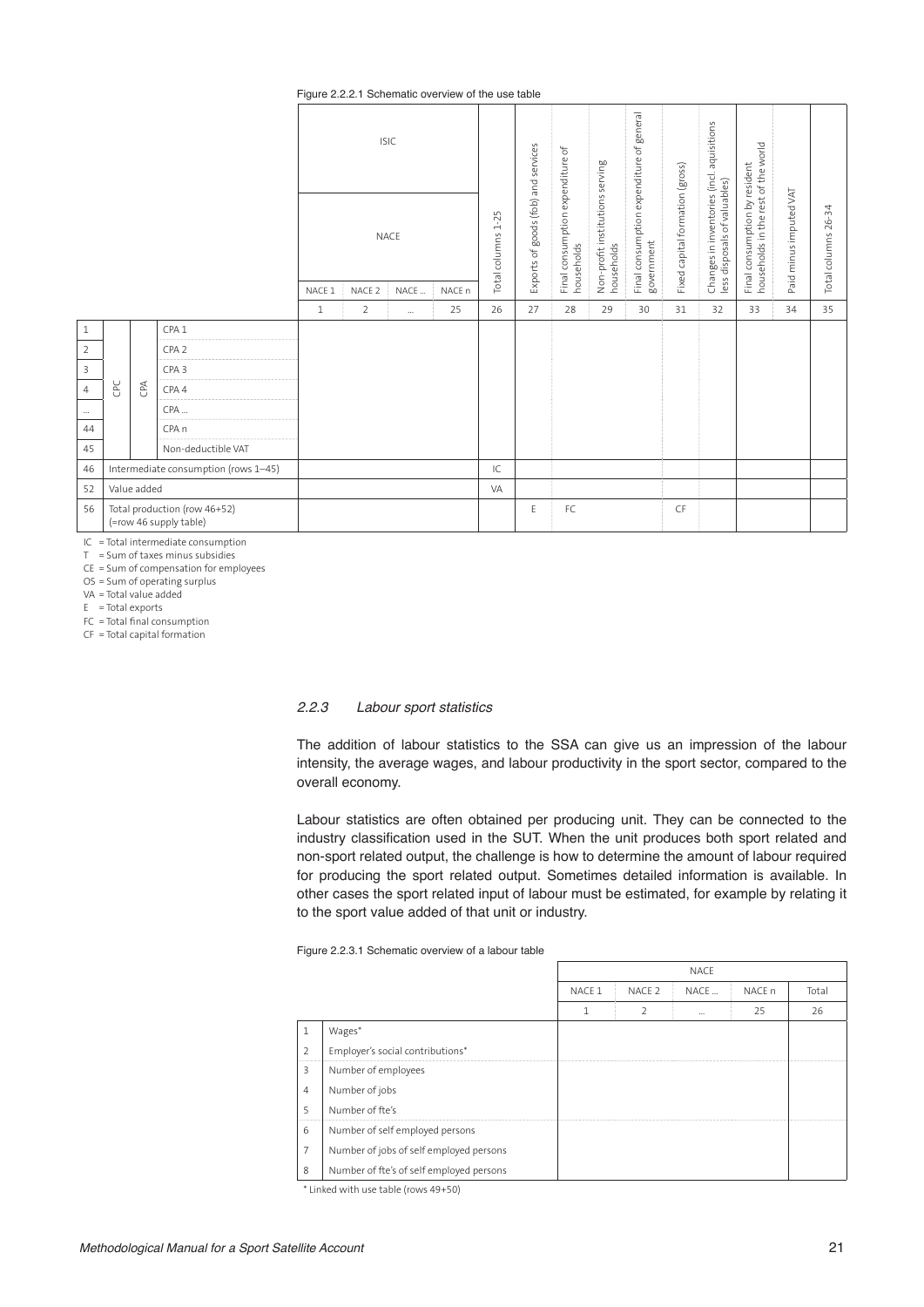Figure 2.2.2.1 Schematic overview of the use table

| | | | | ISIC / NACE | | | | Total columns 1-25 | Exports of goods (fob) and services | Final consumption expenditure of households | Non-profit institutions serving households | Final consumption expenditure of general government | Fixed capital formation (gross) | Changes in inventories (incl. aquisitions less disposals of valuables) | Final consumption by resident households in the rest of the world | Paid minus imputed VAT | Total columns 26-34 |
|---|---|---|---|---|---|---|---|---|---|---|---|---|---|---|---|---|---|
| | | | | NACE 1 | NACE 2 | NACE … | NACE n | | | | | | | | | | |
| | | | | 1 | 2 | … | 25 | 26 | 27 | 28 | 29 | 30 | 31 | 32 | 33 | 34 | 35 |
| 1 | CPC | CPA | CPA 1 | | | | | | | | | | | | | | |
| 2 | | | CPA 2 | | | | | | | | | | | | | | |
| 3 | | | CPA 3 | | | | | | | | | | | | | | |
| 4 | | | CPA 4 | | | | | | | | | | | | | | |
| … | | | CPA … | | | | | | | | | | | | | | |
| 44 | | | CPA n | | | | | | | | | | | | | | |
| 45 | | | Non-deductible VAT | | | | | | | | | | | | | | |
| 46 | Intermediate consumption (rows 1–45) | | | | | | | IC | | | | | | | | | |
| 52 | Value added | | | | | | | VA | | | | | | | | | |
| 56 | Total production (row 46+52) (=row 46 supply table) | | | | | | | | E | FC | | | CF | | | | |

IC = Total intermediate consumption
T = Sum of taxes minus subsidies
CE = Sum of compensation for employees
OS = Sum of operating surplus
VA = Total value added
E = Total exports
FC = Total final consumption
CF = Total capital formation

### *2.2.3 Labour sport statistics*

The addition of labour statistics to the SSA can give us an impression of the labour intensity, the average wages, and labour productivity in the sport sector, compared to the overall economy.

Labour statistics are often obtained per producing unit. They can be connected to the industry classification used in the SUT. When the unit produces both sport related and non-sport related output, the challenge is how to determine the amount of labour required for producing the sport related output. Sometimes detailed information is available. In other cases the sport related input of labour must be estimated, for example by relating it to the sport value added of that unit or industry.

Figure 2.2.3.1 Schematic overview of a labour table

| | | NACE | | | | |
|---|---|---|---|---|---|---|
| | | NACE 1 | NACE 2 | NACE … | NACE n | Total |
| | | 1 | 2 | … | 25 | 26 |
| 1 | Wages* | | | | | |
| 2 | Employer's social contributions* | | | | | |
| 3 | Number of employees | | | | | |
| 4 | Number of jobs | | | | | |
| 5 | Number of fte's | | | | | |
| 6 | Number of self employed persons | | | | | |
| 7 | Number of jobs of self employed persons | | | | | |
| 8 | Number of fte's of self employed persons | | | | | |

* Linked with use table (rows 49+50)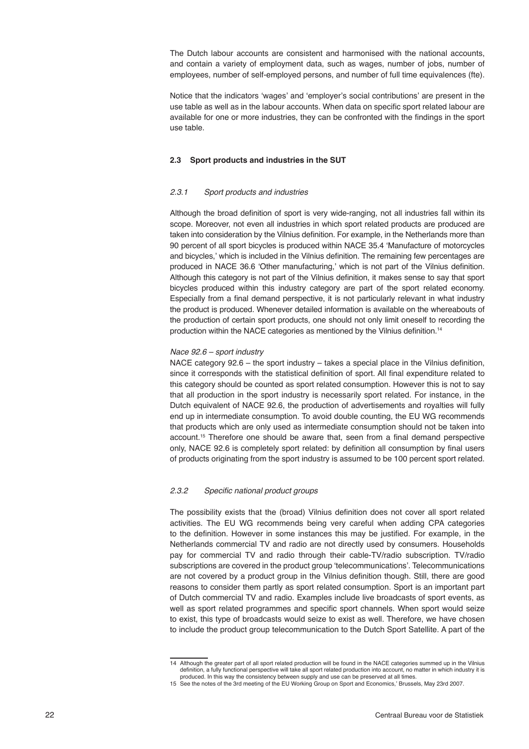The Dutch labour accounts are consistent and harmonised with the national accounts, and contain a variety of employment data, such as wages, number of jobs, number of employees, number of self-employed persons, and number of full time equivalences (fte).

Notice that the indicators 'wages' and 'employer's social contributions' are present in the use table as well as in the labour accounts. When data on specific sport related labour are available for one or more industries, they can be confronted with the findings in the sport use table.

### 2.3 Sport products and industries in the SUT

#### *2.3.1 Sport products and industries*

Although the broad definition of sport is very wide-ranging, not all industries fall within its scope. Moreover, not even all industries in which sport related products are produced are taken into consideration by the Vilnius definition. For example, in the Netherlands more than 90 percent of all sport bicycles is produced within NACE 35.4 'Manufacture of motorcycles and bicycles,' which is included in the Vilnius definition. The remaining few percentages are produced in NACE 36.6 'Other manufacturing,' which is not part of the Vilnius definition. Although this category is not part of the Vilnius definition, it makes sense to say that sport bicycles produced within this industry category are part of the sport related economy. Especially from a final demand perspective, it is not particularly relevant in what industry the product is produced. Whenever detailed information is available on the whereabouts of the production of certain sport products, one should not only limit oneself to recording the production within the NACE categories as mentioned by the Vilnius definition.[14]

*Nace 92.6 – sport industry*

NACE category 92.6 – the sport industry – takes a special place in the Vilnius definition, since it corresponds with the statistical definition of sport. All final expenditure related to this category should be counted as sport related consumption. However this is not to say that all production in the sport industry is necessarily sport related. For instance, in the Dutch equivalent of NACE 92.6, the production of advertisements and royalties will fully end up in intermediate consumption. To avoid double counting, the EU WG recommends that products which are only used as intermediate consumption should not be taken into account.[15] Therefore one should be aware that, seen from a final demand perspective only, NACE 92.6 is completely sport related: by definition all consumption by final users of products originating from the sport industry is assumed to be 100 percent sport related.

#### *2.3.2 Specific national product groups*

The possibility exists that the (broad) Vilnius definition does not cover all sport related activities. The EU WG recommends being very careful when adding CPA categories to the definition. However in some instances this may be justified. For example, in the Netherlands commercial TV and radio are not directly used by consumers. Households pay for commercial TV and radio through their cable-TV/radio subscription. TV/radio subscriptions are covered in the product group 'telecommunications'. Telecommunications are not covered by a product group in the Vilnius definition though. Still, there are good reasons to consider them partly as sport related consumption. Sport is an important part of Dutch commercial TV and radio. Examples include live broadcasts of sport events, as well as sport related programmes and specific sport channels. When sport would seize to exist, this type of broadcasts would seize to exist as well. Therefore, we have chosen to include the product group telecommunication to the Dutch Sport Satellite. A part of the

---

14 Although the greater part of all sport related production will be found in the NACE categories summed up in the Vilnius definition, a fully functional perspective will take all sport related production into account, no matter in which industry it is produced. In this way the consistency between supply and use can be preserved at all times.

15 See the notes of the 3rd meeting of the EU Working Group on Sport and Economics,' Brussels, May 23rd 2007.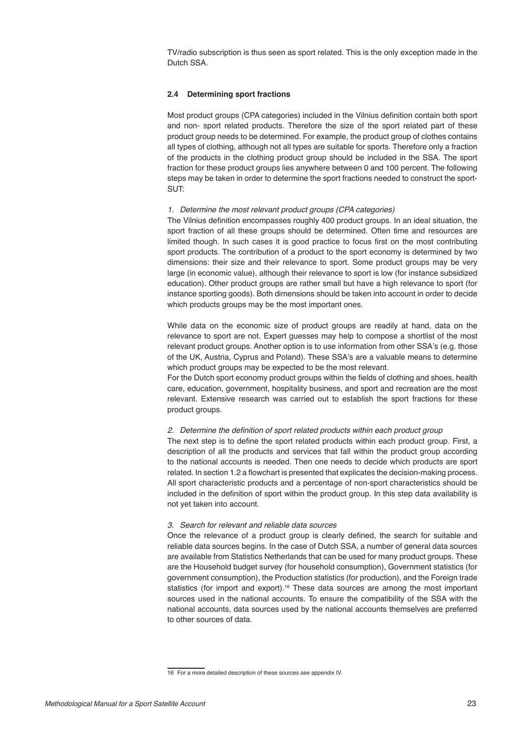TV/radio subscription is thus seen as sport related. This is the only exception made in the Dutch SSA.

### 2.4 Determining sport fractions

Most product groups (CPA categories) included in the Vilnius definition contain both sport and non- sport related products. Therefore the size of the sport related part of these product group needs to be determined. For example, the product group of clothes contains all types of clothing, although not all types are suitable for sports. Therefore only a fraction of the products in the clothing product group should be included in the SSA. The sport fraction for these product groups lies anywhere between 0 and 100 percent. The following steps may be taken in order to determine the sport fractions needed to construct the sport-SUT:

*1. Determine the most relevant product groups (CPA categories)*

The Vilnius definition encompasses roughly 400 product groups. In an ideal situation, the sport fraction of all these groups should be determined. Often time and resources are limited though. In such cases it is good practice to focus first on the most contributing sport products. The contribution of a product to the sport economy is determined by two dimensions: their size and their relevance to sport. Some product groups may be very large (in economic value), although their relevance to sport is low (for instance subsidized education). Other product groups are rather small but have a high relevance to sport (for instance sporting goods). Both dimensions should be taken into account in order to decide which products groups may be the most important ones.

While data on the economic size of product groups are readily at hand, data on the relevance to sport are not. Expert guesses may help to compose a shortlist of the most relevant product groups. Another option is to use information from other SSA's (e.g. those of the UK, Austria, Cyprus and Poland). These SSA's are a valuable means to determine which product groups may be expected to be the most relevant.

For the Dutch sport economy product groups within the fields of clothing and shoes, health care, education, government, hospitality business, and sport and recreation are the most relevant. Extensive research was carried out to establish the sport fractions for these product groups.

*2. Determine the definition of sport related products within each product group*

The next step is to define the sport related products within each product group. First, a description of all the products and services that fall within the product group according to the national accounts is needed. Then one needs to decide which products are sport related. In section 1.2 a flowchart is presented that explicates the decision-making process. All sport characteristic products and a percentage of non-sport characteristics should be included in the definition of sport within the product group. In this step data availability is not yet taken into account.

*3. Search for relevant and reliable data sources*

Once the relevance of a product group is clearly defined, the search for suitable and reliable data sources begins. In the case of Dutch SSA, a number of general data sources are available from Statistics Netherlands that can be used for many product groups. These are the Household budget survey (for household consumption), Government statistics (for government consumption), the Production statistics (for production), and the Foreign trade statistics (for import and export).[16] These data sources are among the most important sources used in the national accounts. To ensure the compatibility of the SSA with the national accounts, data sources used by the national accounts themselves are preferred to other sources of data.

16 For a more detailed description of these sources see appendix IV.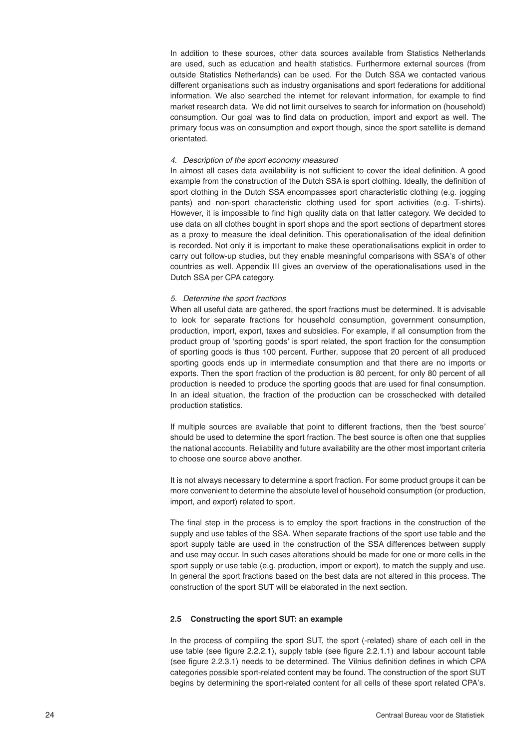In addition to these sources, other data sources available from Statistics Netherlands are used, such as education and health statistics. Furthermore external sources (from outside Statistics Netherlands) can be used. For the Dutch SSA we contacted various different organisations such as industry organisations and sport federations for additional information. We also searched the internet for relevant information, for example to find market research data. We did not limit ourselves to search for information on (household) consumption. Our goal was to find data on production, import and export as well. The primary focus was on consumption and export though, since the sport satellite is demand orientated.

*4. Description of the sport economy measured*

In almost all cases data availability is not sufficient to cover the ideal definition. A good example from the construction of the Dutch SSA is sport clothing. Ideally, the definition of sport clothing in the Dutch SSA encompasses sport characteristic clothing (e.g. jogging pants) and non-sport characteristic clothing used for sport activities (e.g. T-shirts). However, it is impossible to find high quality data on that latter category. We decided to use data on all clothes bought in sport shops and the sport sections of department stores as a proxy to measure the ideal definition. This operationalisation of the ideal definition is recorded. Not only it is important to make these operationalisations explicit in order to carry out follow-up studies, but they enable meaningful comparisons with SSA's of other countries as well. Appendix III gives an overview of the operationalisations used in the Dutch SSA per CPA category.

*5. Determine the sport fractions*

When all useful data are gathered, the sport fractions must be determined. It is advisable to look for separate fractions for household consumption, government consumption, production, import, export, taxes and subsidies. For example, if all consumption from the product group of 'sporting goods' is sport related, the sport fraction for the consumption of sporting goods is thus 100 percent. Further, suppose that 20 percent of all produced sporting goods ends up in intermediate consumption and that there are no imports or exports. Then the sport fraction of the production is 80 percent, for only 80 percent of all production is needed to produce the sporting goods that are used for final consumption. In an ideal situation, the fraction of the production can be crosschecked with detailed production statistics.

If multiple sources are available that point to different fractions, then the 'best source' should be used to determine the sport fraction. The best source is often one that supplies the national accounts. Reliability and future availability are the other most important criteria to choose one source above another.

It is not always necessary to determine a sport fraction. For some product groups it can be more convenient to determine the absolute level of household consumption (or production, import, and export) related to sport.

The final step in the process is to employ the sport fractions in the construction of the supply and use tables of the SSA. When separate fractions of the sport use table and the sport supply table are used in the construction of the SSA differences between supply and use may occur. In such cases alterations should be made for one or more cells in the sport supply or use table (e.g. production, import or export), to match the supply and use. In general the sport fractions based on the best data are not altered in this process. The construction of the sport SUT will be elaborated in the next section.

### 2.5 Constructing the sport SUT: an example

In the process of compiling the sport SUT, the sport (-related) share of each cell in the use table (see figure 2.2.2.1), supply table (see figure 2.2.1.1) and labour account table (see figure 2.2.3.1) needs to be determined. The Vilnius definition defines in which CPA categories possible sport-related content may be found. The construction of the sport SUT begins by determining the sport-related content for all cells of these sport related CPA's.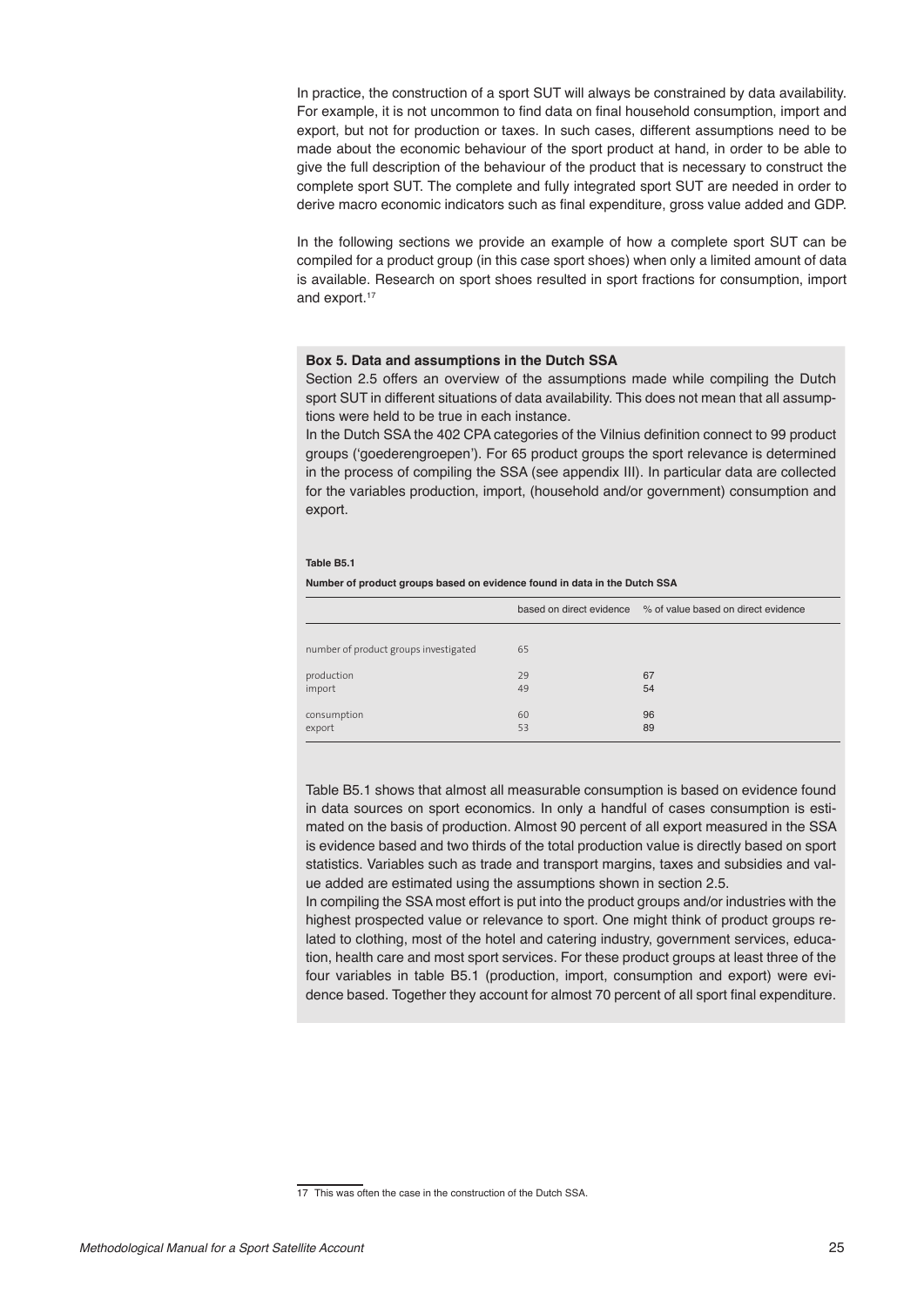In practice, the construction of a sport SUT will always be constrained by data availability. For example, it is not uncommon to find data on final household consumption, import and export, but not for production or taxes. In such cases, different assumptions need to be made about the economic behaviour of the sport product at hand, in order to be able to give the full description of the behaviour of the product that is necessary to construct the complete sport SUT. The complete and fully integrated sport SUT are needed in order to derive macro economic indicators such as final expenditure, gross value added and GDP.

In the following sections we provide an example of how a complete sport SUT can be compiled for a product group (in this case sport shoes) when only a limited amount of data is available. Research on sport shoes resulted in sport fractions for consumption, import and export.[17]

**Box 5. Data and assumptions in the Dutch SSA**

Section 2.5 offers an overview of the assumptions made while compiling the Dutch sport SUT in different situations of data availability. This does not mean that all assumptions were held to be true in each instance.

In the Dutch SSA the 402 CPA categories of the Vilnius definition connect to 99 product groups ('goederengroepen'). For 65 product groups the sport relevance is determined in the process of compiling the SSA (see appendix III). In particular data are collected for the variables production, import, (household and/or government) consumption and export.

**Table B5.1**

**Number of product groups based on evidence found in data in the Dutch SSA**

| | based on direct evidence | % of value based on direct evidence |
|---|---|---|
| number of product groups investigated | 65 | |
| production | 29 | 67 |
| import | 49 | 54 |
| consumption | 60 | 96 |
| export | 53 | 89 |

Table B5.1 shows that almost all measurable consumption is based on evidence found in data sources on sport economics. In only a handful of cases consumption is estimated on the basis of production. Almost 90 percent of all export measured in the SSA is evidence based and two thirds of the total production value is directly based on sport statistics. Variables such as trade and transport margins, taxes and subsidies and value added are estimated using the assumptions shown in section 2.5.

In compiling the SSA most effort is put into the product groups and/or industries with the highest prospected value or relevance to sport. One might think of product groups related to clothing, most of the hotel and catering industry, government services, education, health care and most sport services. For these product groups at least three of the four variables in table B5.1 (production, import, consumption and export) were evidence based. Together they account for almost 70 percent of all sport final expenditure.

[17] This was often the case in the construction of the Dutch SSA.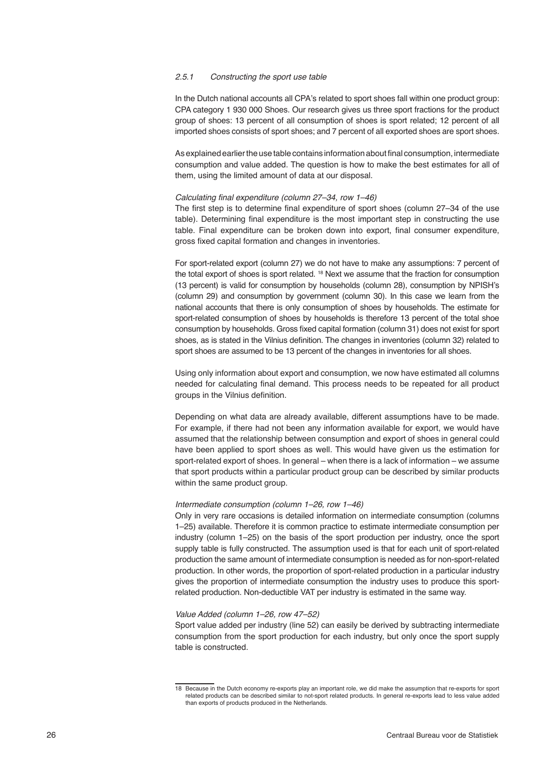### 2.5.1 Constructing the sport use table

In the Dutch national accounts all CPA's related to sport shoes fall within one product group: CPA category 1 930 000 Shoes. Our research gives us three sport fractions for the product group of shoes: 13 percent of all consumption of shoes is sport related; 12 percent of all imported shoes consists of sport shoes; and 7 percent of all exported shoes are sport shoes.

As explained earlier the use table contains information about final consumption, intermediate consumption and value added. The question is how to make the best estimates for all of them, using the limited amount of data at our disposal.

*Calculating final expenditure (column 27–34, row 1–46)*
The first step is to determine final expenditure of sport shoes (column 27–34 of the use table). Determining final expenditure is the most important step in constructing the use table. Final expenditure can be broken down into export, final consumer expenditure, gross fixed capital formation and changes in inventories.

For sport-related export (column 27) we do not have to make any assumptions: 7 percent of the total export of shoes is sport related. [18] Next we assume that the fraction for consumption (13 percent) is valid for consumption by households (column 28), consumption by NPISH's (column 29) and consumption by government (column 30). In this case we learn from the national accounts that there is only consumption of shoes by households. The estimate for sport-related consumption of shoes by households is therefore 13 percent of the total shoe consumption by households. Gross fixed capital formation (column 31) does not exist for sport shoes, as is stated in the Vilnius definition. The changes in inventories (column 32) related to sport shoes are assumed to be 13 percent of the changes in inventories for all shoes.

Using only information about export and consumption, we now have estimated all columns needed for calculating final demand. This process needs to be repeated for all product groups in the Vilnius definition.

Depending on what data are already available, different assumptions have to be made. For example, if there had not been any information available for export, we would have assumed that the relationship between consumption and export of shoes in general could have been applied to sport shoes as well. This would have given us the estimation for sport-related export of shoes. In general – when there is a lack of information – we assume that sport products within a particular product group can be described by similar products within the same product group.

*Intermediate consumption (column 1–26, row 1–46)*
Only in very rare occasions is detailed information on intermediate consumption (columns 1–25) available. Therefore it is common practice to estimate intermediate consumption per industry (column 1–25) on the basis of the sport production per industry, once the sport supply table is fully constructed. The assumption used is that for each unit of sport-related production the same amount of intermediate consumption is needed as for non-sport-related production. In other words, the proportion of sport-related production in a particular industry gives the proportion of intermediate consumption the industry uses to produce this sport-related production. Non-deductible VAT per industry is estimated in the same way.

*Value Added (column 1–26, row 47–52)*
Sport value added per industry (line 52) can easily be derived by subtracting intermediate consumption from the sport production for each industry, but only once the sport supply table is constructed.

---

18 Because in the Dutch economy re-exports play an important role, we did make the assumption that re-exports for sport related products can be described similar to not-sport related products. In general re-exports lead to less value added than exports of products produced in the Netherlands.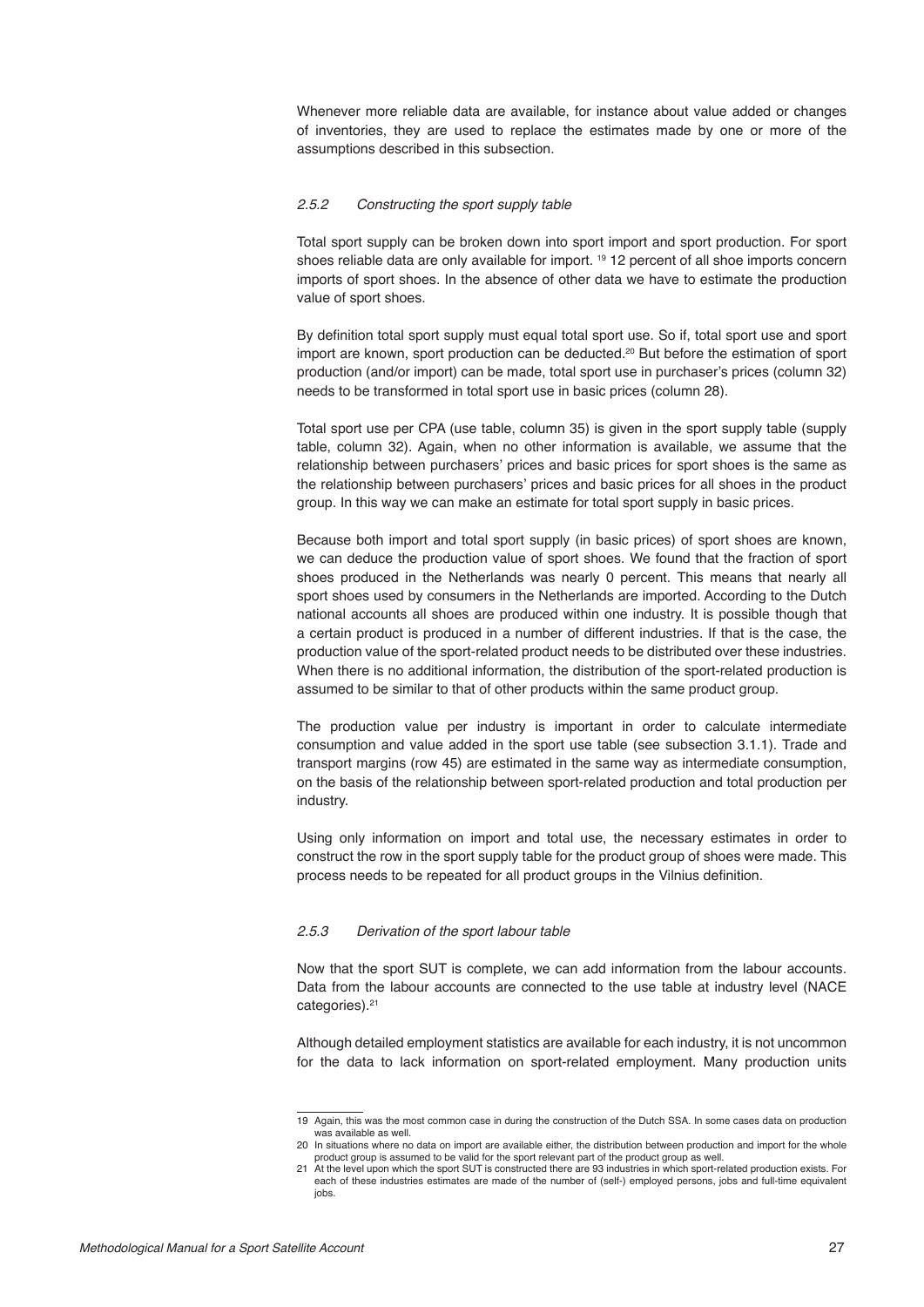Whenever more reliable data are available, for instance about value added or changes of inventories, they are used to replace the estimates made by one or more of the assumptions described in this subsection.

### *2.5.2 Constructing the sport supply table*

Total sport supply can be broken down into sport import and sport production. For sport shoes reliable data are only available for import. [19] 12 percent of all shoe imports concern imports of sport shoes. In the absence of other data we have to estimate the production value of sport shoes.

By definition total sport supply must equal total sport use. So if, total sport use and sport import are known, sport production can be deducted.[20] But before the estimation of sport production (and/or import) can be made, total sport use in purchaser's prices (column 32) needs to be transformed in total sport use in basic prices (column 28).

Total sport use per CPA (use table, column 35) is given in the sport supply table (supply table, column 32). Again, when no other information is available, we assume that the relationship between purchasers' prices and basic prices for sport shoes is the same as the relationship between purchasers' prices and basic prices for all shoes in the product group. In this way we can make an estimate for total sport supply in basic prices.

Because both import and total sport supply (in basic prices) of sport shoes are known, we can deduce the production value of sport shoes. We found that the fraction of sport shoes produced in the Netherlands was nearly 0 percent. This means that nearly all sport shoes used by consumers in the Netherlands are imported. According to the Dutch national accounts all shoes are produced within one industry. It is possible though that a certain product is produced in a number of different industries. If that is the case, the production value of the sport-related product needs to be distributed over these industries. When there is no additional information, the distribution of the sport-related production is assumed to be similar to that of other products within the same product group.

The production value per industry is important in order to calculate intermediate consumption and value added in the sport use table (see subsection 3.1.1). Trade and transport margins (row 45) are estimated in the same way as intermediate consumption, on the basis of the relationship between sport-related production and total production per industry.

Using only information on import and total use, the necessary estimates in order to construct the row in the sport supply table for the product group of shoes were made. This process needs to be repeated for all product groups in the Vilnius definition.

### *2.5.3 Derivation of the sport labour table*

Now that the sport SUT is complete, we can add information from the labour accounts. Data from the labour accounts are connected to the use table at industry level (NACE categories).[21]

Although detailed employment statistics are available for each industry, it is not uncommon for the data to lack information on sport-related employment. Many production units

---

19 Again, this was the most common case in during the construction of the Dutch SSA. In some cases data on production was available as well.

20 In situations where no data on import are available either, the distribution between production and import for the whole product group is assumed to be valid for the sport relevant part of the product group as well.

21 At the level upon which the sport SUT is constructed there are 93 industries in which sport-related production exists. For each of these industries estimates are made of the number of (self-) employed persons, jobs and full-time equivalent jobs.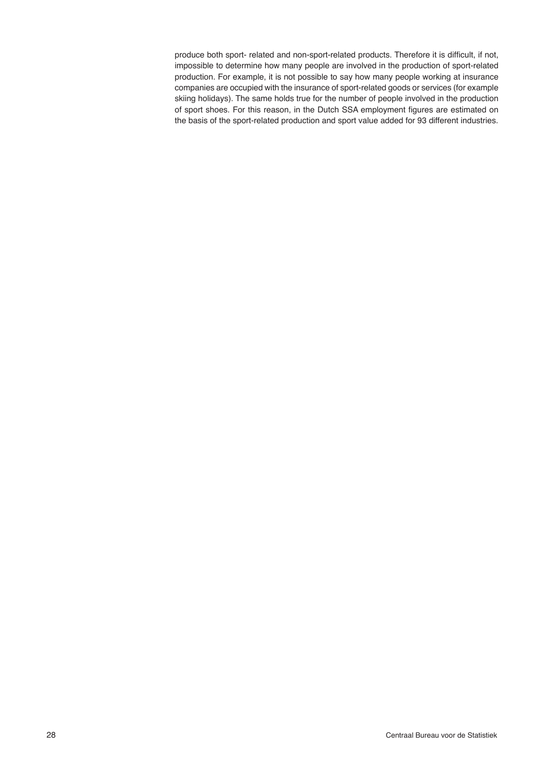produce both sport- related and non-sport-related products. Therefore it is difficult, if not, impossible to determine how many people are involved in the production of sport-related production. For example, it is not possible to say how many people working at insurance companies are occupied with the insurance of sport-related goods or services (for example skiing holidays). The same holds true for the number of people involved in the production of sport shoes. For this reason, in the Dutch SSA employment figures are estimated on the basis of the sport-related production and sport value added for 93 different industries.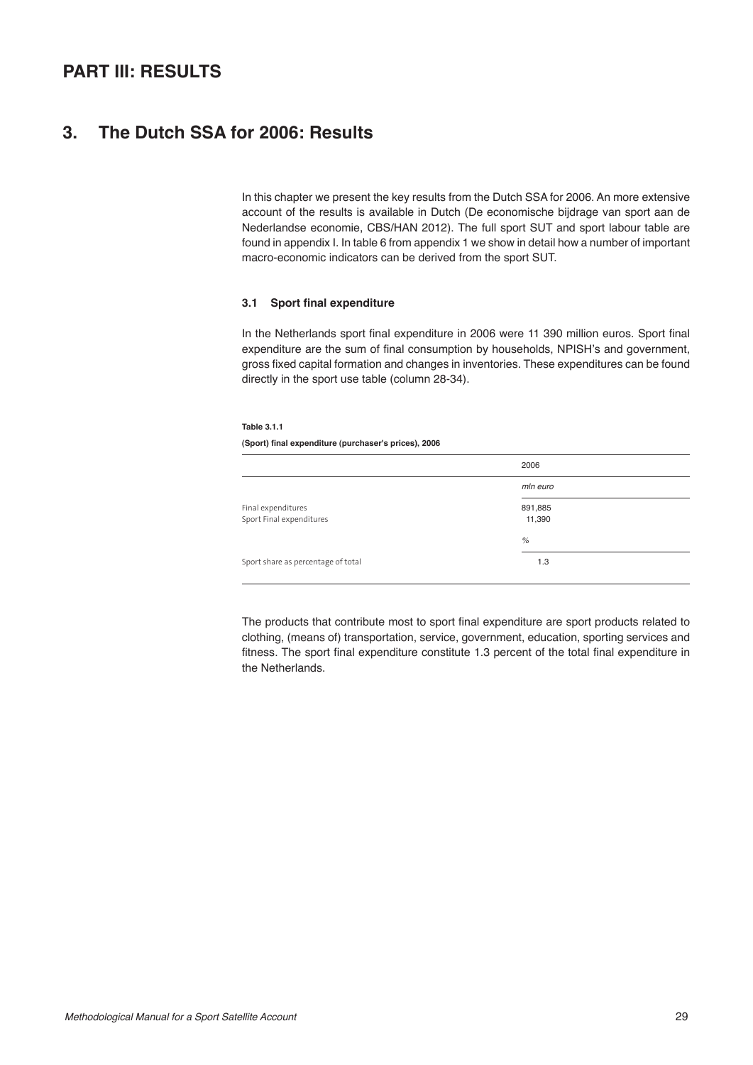# PART III: RESULTS

## 3. The Dutch SSA for 2006: Results

In this chapter we present the key results from the Dutch SSA for 2006. An more extensive account of the results is available in Dutch (De economische bijdrage van sport aan de Nederlandse economie, CBS/HAN 2012). The full sport SUT and sport labour table are found in appendix I. In table 6 from appendix 1 we show in detail how a number of important macro-economic indicators can be derived from the sport SUT.

### 3.1 Sport final expenditure

In the Netherlands sport final expenditure in 2006 were 11 390 million euros. Sport final expenditure are the sum of final consumption by households, NPISH's and government, gross fixed capital formation and changes in inventories. These expenditures can be found directly in the sport use table (column 28-34).

**Table 3.1.1**

**(Sport) final expenditure (purchaser's prices), 2006**

| | 2006 |
|---|---|
| | *mln euro* |
| Final expenditures | 891,885 |
| Sport Final expenditures | 11,390 |
| | % |
| Sport share as percentage of total | 1.3 |

The products that contribute most to sport final expenditure are sport products related to clothing, (means of) transportation, service, government, education, sporting services and fitness. The sport final expenditure constitute 1.3 percent of the total final expenditure in the Netherlands.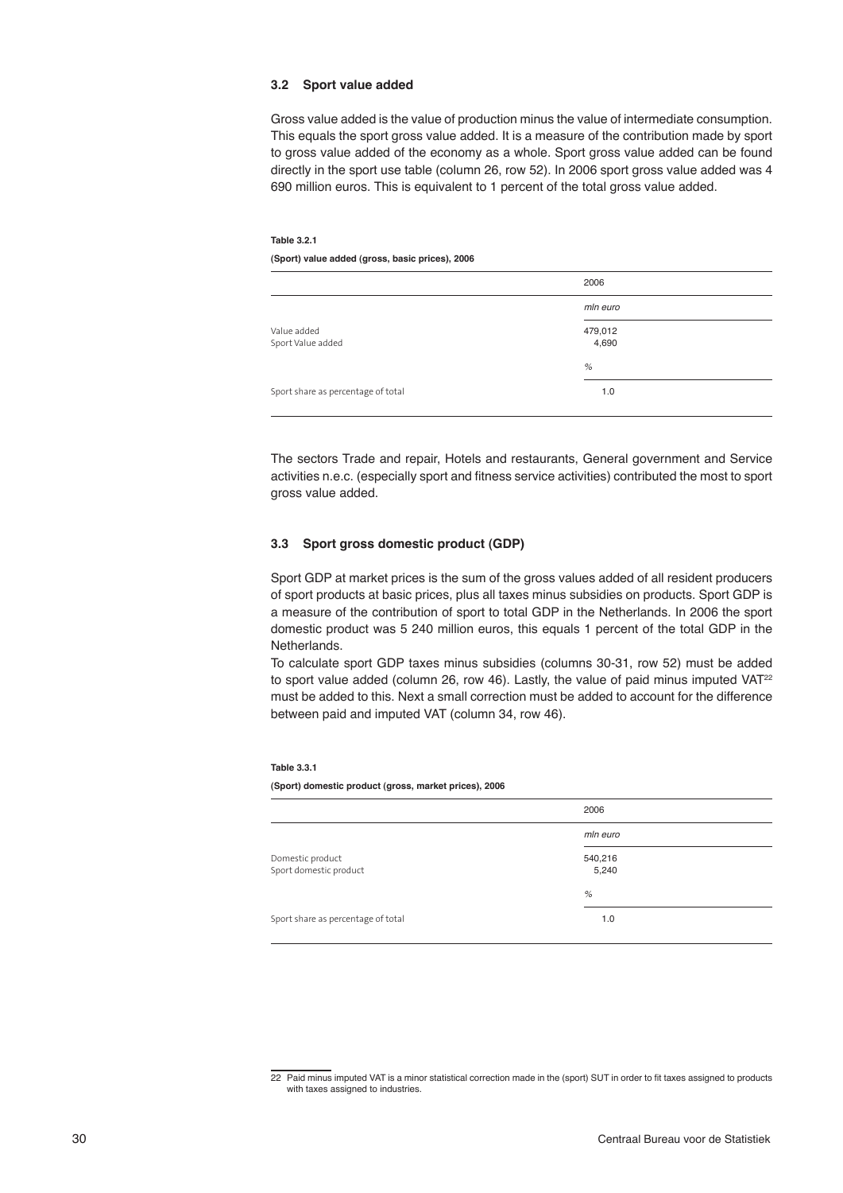### 3.2 Sport value added

Gross value added is the value of production minus the value of intermediate consumption. This equals the sport gross value added. It is a measure of the contribution made by sport to gross value added of the economy as a whole. Sport gross value added can be found directly in the sport use table (column 26, row 52). In 2006 sport gross value added was 4 690 million euros. This is equivalent to 1 percent of the total gross value added.

**Table 3.2.1**

**(Sport) value added (gross, basic prices), 2006**

| | 2006 |
|---|---|
| | *mln euro* |
| Value added | 479,012 |
| Sport Value added | 4,690 |
| | % |
| Sport share as percentage of total | 1.0 |

The sectors Trade and repair, Hotels and restaurants, General government and Service activities n.e.c. (especially sport and fitness service activities) contributed the most to sport gross value added.

### 3.3 Sport gross domestic product (GDP)

Sport GDP at market prices is the sum of the gross values added of all resident producers of sport products at basic prices, plus all taxes minus subsidies on products. Sport GDP is a measure of the contribution of sport to total GDP in the Netherlands. In 2006 the sport domestic product was 5 240 million euros, this equals 1 percent of the total GDP in the Netherlands.

To calculate sport GDP taxes minus subsidies (columns 30-31, row 52) must be added to sport value added (column 26, row 46). Lastly, the value of paid minus imputed VAT[22] must be added to this. Next a small correction must be added to account for the difference between paid and imputed VAT (column 34, row 46).

**Table 3.3.1**

**(Sport) domestic product (gross, market prices), 2006**

| | 2006 |
|---|---|
| | *mln euro* |
| Domestic product | 540,216 |
| Sport domestic product | 5,240 |
| | % |
| Sport share as percentage of total | 1.0 |

22 Paid minus imputed VAT is a minor statistical correction made in the (sport) SUT in order to fit taxes assigned to products with taxes assigned to industries.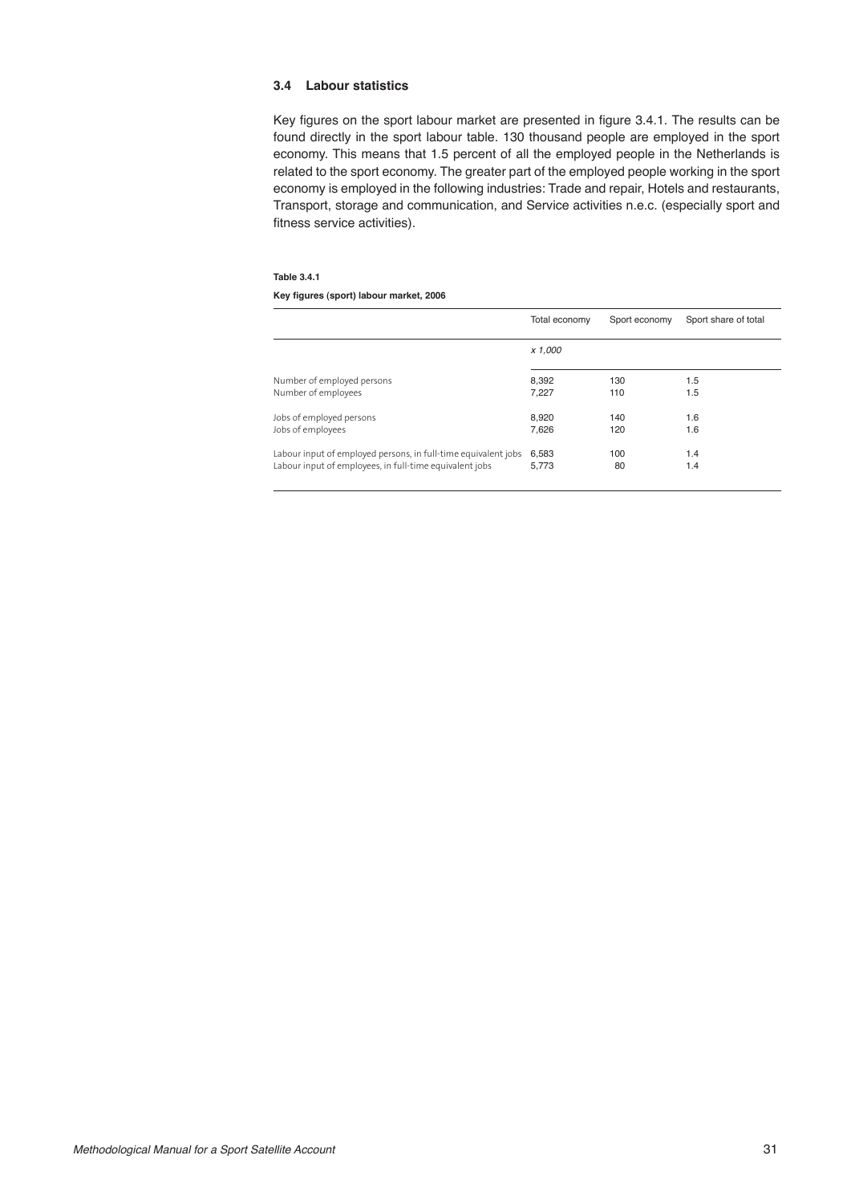### 3.4 Labour statistics

Key figures on the sport labour market are presented in figure 3.4.1. The results can be found directly in the sport labour table. 130 thousand people are employed in the sport economy. This means that 1.5 percent of all the employed people in the Netherlands is related to the sport economy. The greater part of the employed people working in the sport economy is employed in the following industries: Trade and repair, Hotels and restaurants, Transport, storage and communication, and Service activities n.e.c. (especially sport and fitness service activities).

**Table 3.4.1**

**Key figures (sport) labour market, 2006**

| | Total economy | Sport economy | Sport share of total |
|---|---|---|---|
| | *x 1,000* | | |
| Number of employed persons | 8,392 | 130 | 1.5 |
| Number of employees | 7,227 | 110 | 1.5 |
| Jobs of employed persons | 8,920 | 140 | 1.6 |
| Jobs of employees | 7,626 | 120 | 1.6 |
| Labour input of employed persons, in full-time equivalent jobs | 6,583 | 100 | 1.4 |
| Labour input of employees, in full-time equivalent jobs | 5,773 | 80 | 1.4 |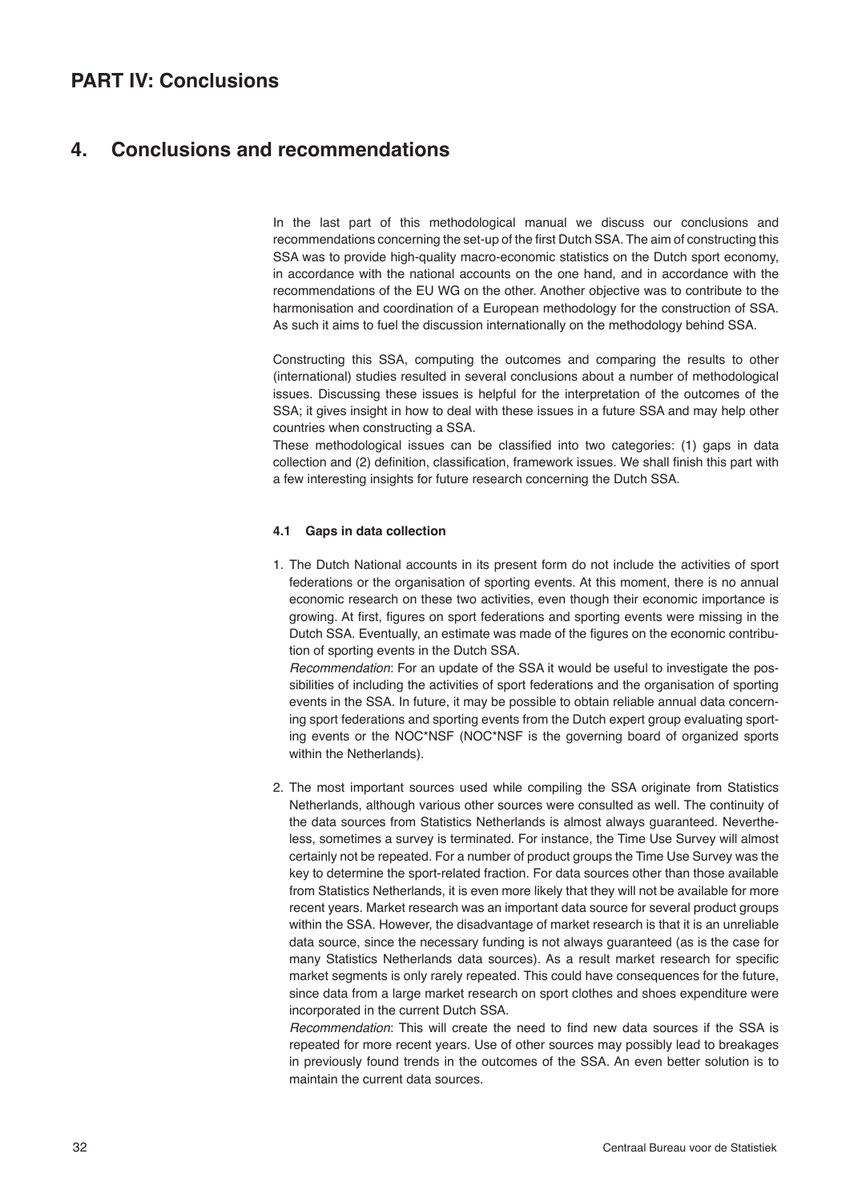# PART IV: Conclusions

## 4. Conclusions and recommendations

In the last part of this methodological manual we discuss our conclusions and recommendations concerning the set-up of the first Dutch SSA. The aim of constructing this SSA was to provide high-quality macro-economic statistics on the Dutch sport economy, in accordance with the national accounts on the one hand, and in accordance with the recommendations of the EU WG on the other. Another objective was to contribute to the harmonisation and coordination of a European methodology for the construction of SSA. As such it aims to fuel the discussion internationally on the methodology behind SSA.

Constructing this SSA, computing the outcomes and comparing the results to other (international) studies resulted in several conclusions about a number of methodological issues. Discussing these issues is helpful for the interpretation of the outcomes of the SSA; it gives insight in how to deal with these issues in a future SSA and may help other countries when constructing a SSA.

These methodological issues can be classified into two categories: (1) gaps in data collection and (2) definition, classification, framework issues. We shall finish this part with a few interesting insights for future research concerning the Dutch SSA.

### 4.1 Gaps in data collection

1. The Dutch National accounts in its present form do not include the activities of sport federations or the organisation of sporting events. At this moment, there is no annual economic research on these two activities, even though their economic importance is growing. At first, figures on sport federations and sporting events were missing in the Dutch SSA. Eventually, an estimate was made of the figures on the economic contribution of sporting events in the Dutch SSA.
   *Recommendation*: For an update of the SSA it would be useful to investigate the possibilities of including the activities of sport federations and the organisation of sporting events in the SSA. In future, it may be possible to obtain reliable annual data concerning sport federations and sporting events from the Dutch expert group evaluating sporting events or the NOC*NSF (NOC*NSF is the governing board of organized sports within the Netherlands).

2. The most important sources used while compiling the SSA originate from Statistics Netherlands, although various other sources were consulted as well. The continuity of the data sources from Statistics Netherlands is almost always guaranteed. Nevertheless, sometimes a survey is terminated. For instance, the Time Use Survey will almost certainly not be repeated. For a number of product groups the Time Use Survey was the key to determine the sport-related fraction. For data sources other than those available from Statistics Netherlands, it is even more likely that they will not be available for more recent years. Market research was an important data source for several product groups within the SSA. However, the disadvantage of market research is that it is an unreliable data source, since the necessary funding is not always guaranteed (as is the case for many Statistics Netherlands data sources). As a result market research for specific market segments is only rarely repeated. This could have consequences for the future, since data from a large market research on sport clothes and shoes expenditure were incorporated in the current Dutch SSA.
   *Recommendation*: This will create the need to find new data sources if the SSA is repeated for more recent years. Use of other sources may possibly lead to breakages in previously found trends in the outcomes of the SSA. An even better solution is to maintain the current data sources.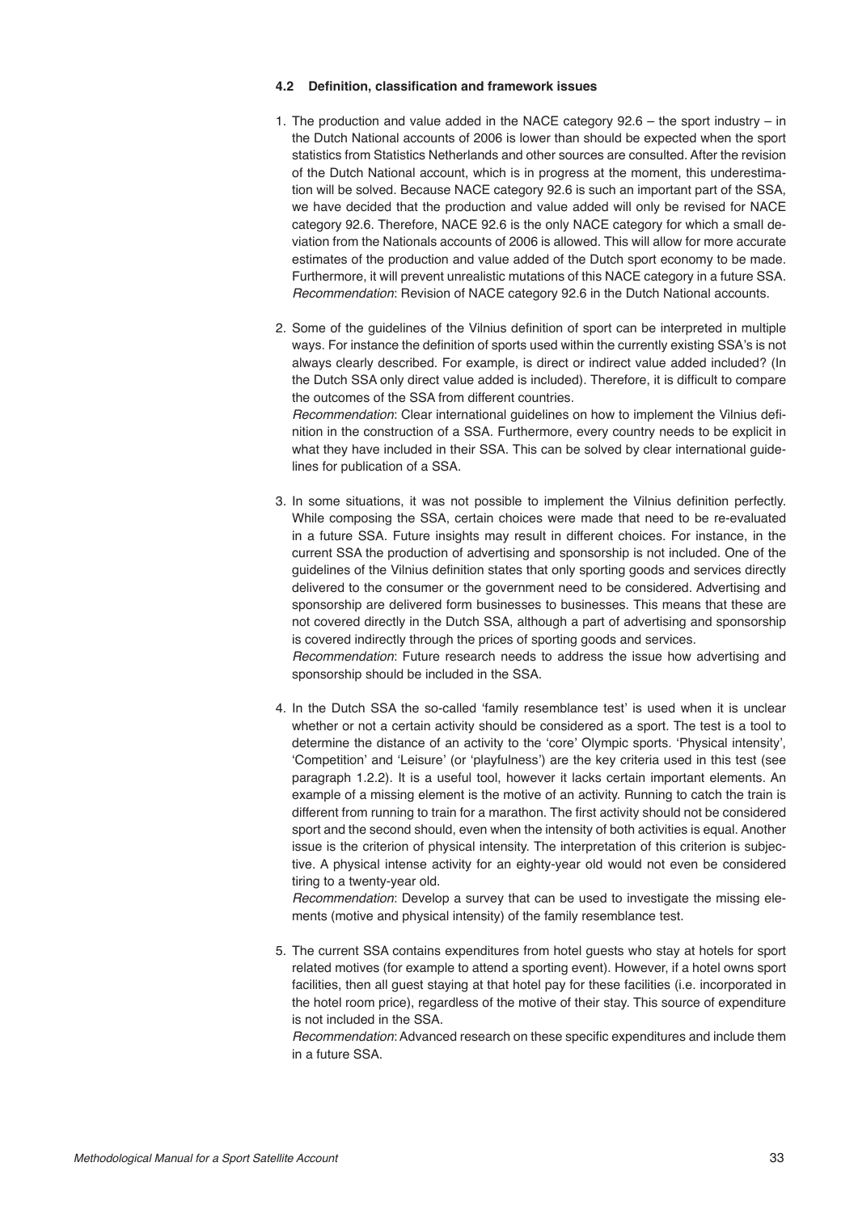### 4.2 Definition, classification and framework issues

1. The production and value added in the NACE category 92.6 – the sport industry – in the Dutch National accounts of 2006 is lower than should be expected when the sport statistics from Statistics Netherlands and other sources are consulted. After the revision of the Dutch National account, which is in progress at the moment, this underestimation will be solved. Because NACE category 92.6 is such an important part of the SSA, we have decided that the production and value added will only be revised for NACE category 92.6. Therefore, NACE 92.6 is the only NACE category for which a small deviation from the Nationals accounts of 2006 is allowed. This will allow for more accurate estimates of the production and value added of the Dutch sport economy to be made. Furthermore, it will prevent unrealistic mutations of this NACE category in a future SSA.
   *Recommendation*: Revision of NACE category 92.6 in the Dutch National accounts.

2. Some of the guidelines of the Vilnius definition of sport can be interpreted in multiple ways. For instance the definition of sports used within the currently existing SSA's is not always clearly described. For example, is direct or indirect value added included? (In the Dutch SSA only direct value added is included). Therefore, it is difficult to compare the outcomes of the SSA from different countries.
   *Recommendation*: Clear international guidelines on how to implement the Vilnius definition in the construction of a SSA. Furthermore, every country needs to be explicit in what they have included in their SSA. This can be solved by clear international guidelines for publication of a SSA.

3. In some situations, it was not possible to implement the Vilnius definition perfectly. While composing the SSA, certain choices were made that need to be re-evaluated in a future SSA. Future insights may result in different choices. For instance, in the current SSA the production of advertising and sponsorship is not included. One of the guidelines of the Vilnius definition states that only sporting goods and services directly delivered to the consumer or the government need to be considered. Advertising and sponsorship are delivered form businesses to businesses. This means that these are not covered directly in the Dutch SSA, although a part of advertising and sponsorship is covered indirectly through the prices of sporting goods and services.
   *Recommendation*: Future research needs to address the issue how advertising and sponsorship should be included in the SSA.

4. In the Dutch SSA the so-called 'family resemblance test' is used when it is unclear whether or not a certain activity should be considered as a sport. The test is a tool to determine the distance of an activity to the 'core' Olympic sports. 'Physical intensity', 'Competition' and 'Leisure' (or 'playfulness') are the key criteria used in this test (see paragraph 1.2.2). It is a useful tool, however it lacks certain important elements. An example of a missing element is the motive of an activity. Running to catch the train is different from running to train for a marathon. The first activity should not be considered sport and the second should, even when the intensity of both activities is equal. Another issue is the criterion of physical intensity. The interpretation of this criterion is subjective. A physical intense activity for an eighty-year old would not even be considered tiring to a twenty-year old.
   *Recommendation*: Develop a survey that can be used to investigate the missing elements (motive and physical intensity) of the family resemblance test.

5. The current SSA contains expenditures from hotel guests who stay at hotels for sport related motives (for example to attend a sporting event). However, if a hotel owns sport facilities, then all guest staying at that hotel pay for these facilities (i.e. incorporated in the hotel room price), regardless of the motive of their stay. This source of expenditure is not included in the SSA.
   *Recommendation*: Advanced research on these specific expenditures and include them in a future SSA.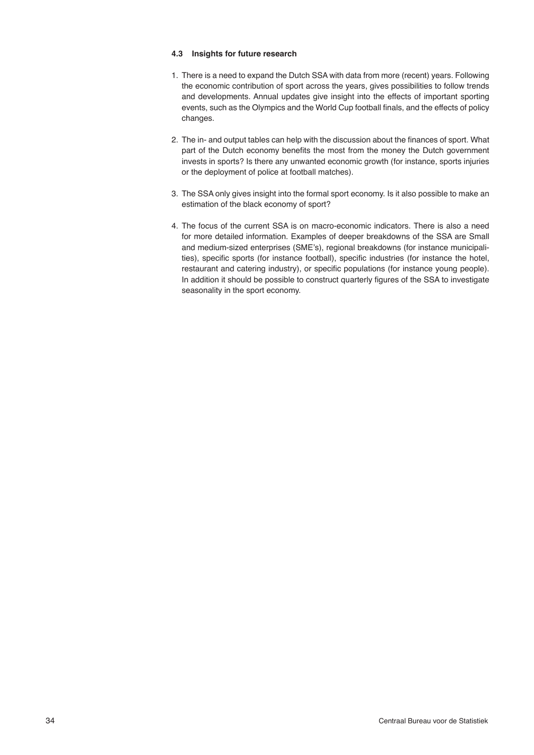### 4.3 Insights for future research

1. There is a need to expand the Dutch SSA with data from more (recent) years. Following the economic contribution of sport across the years, gives possibilities to follow trends and developments. Annual updates give insight into the effects of important sporting events, such as the Olympics and the World Cup football finals, and the effects of policy changes.

2. The in- and output tables can help with the discussion about the finances of sport. What part of the Dutch economy benefits the most from the money the Dutch government invests in sports? Is there any unwanted economic growth (for instance, sports injuries or the deployment of police at football matches).

3. The SSA only gives insight into the formal sport economy. Is it also possible to make an estimation of the black economy of sport?

4. The focus of the current SSA is on macro-economic indicators. There is also a need for more detailed information. Examples of deeper breakdowns of the SSA are Small and medium-sized enterprises (SME's), regional breakdowns (for instance municipalities), specific sports (for instance football), specific industries (for instance the hotel, restaurant and catering industry), or specific populations (for instance young people). In addition it should be possible to construct quarterly figures of the SSA to investigate seasonality in the sport economy.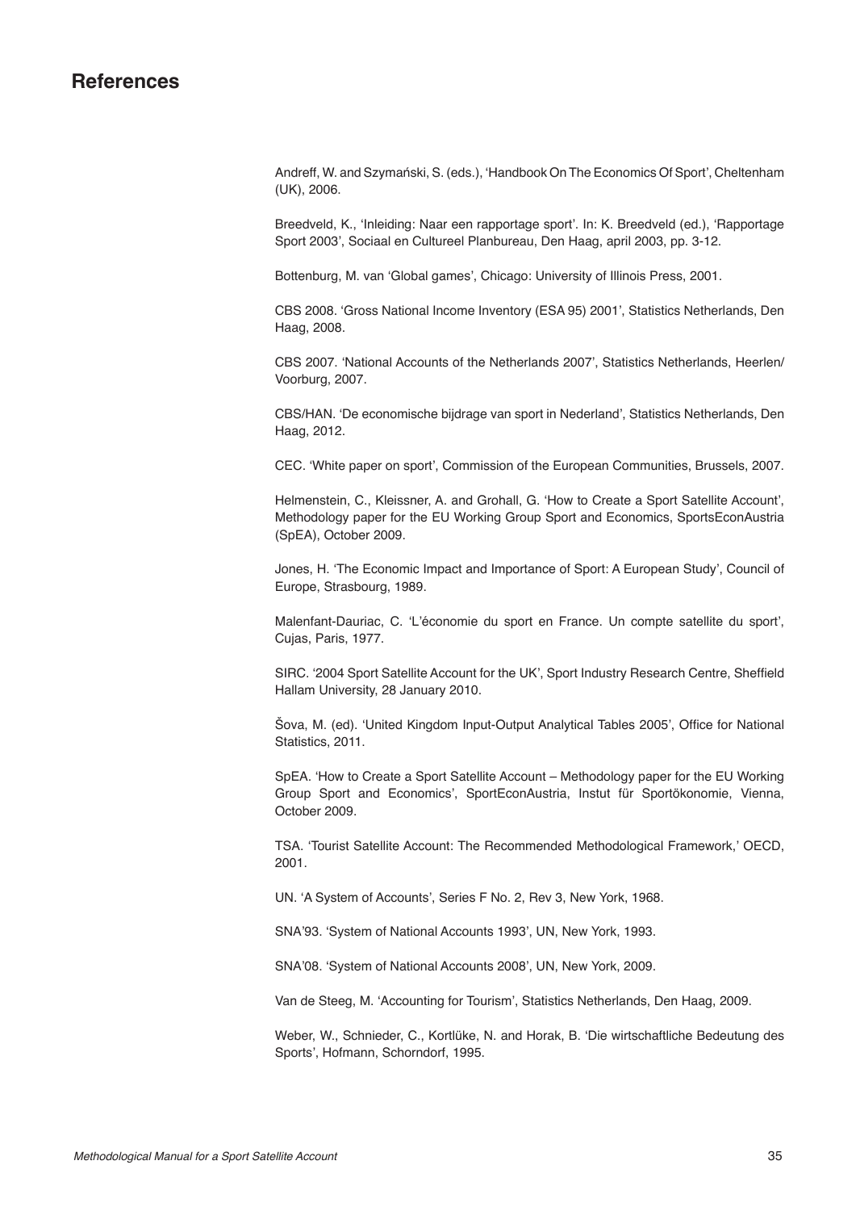# References

Andreff, W. and Szymański, S. (eds.), 'Handbook On The Economics Of Sport', Cheltenham (UK), 2006.

Breedveld, K., 'Inleiding: Naar een rapportage sport'. In: K. Breedveld (ed.), 'Rapportage Sport 2003', Sociaal en Cultureel Planbureau, Den Haag, april 2003, pp. 3-12.

Bottenburg, M. van 'Global games', Chicago: University of Illinois Press, 2001.

CBS 2008. 'Gross National Income Inventory (ESA 95) 2001', Statistics Netherlands, Den Haag, 2008.

CBS 2007. 'National Accounts of the Netherlands 2007', Statistics Netherlands, Heerlen/Voorburg, 2007.

CBS/HAN. 'De economische bijdrage van sport in Nederland', Statistics Netherlands, Den Haag, 2012.

CEC. 'White paper on sport', Commission of the European Communities, Brussels, 2007.

Helmenstein, C., Kleissner, A. and Grohall, G. 'How to Create a Sport Satellite Account', Methodology paper for the EU Working Group Sport and Economics, SportsEconAustria (SpEA), October 2009.

Jones, H. 'The Economic Impact and Importance of Sport: A European Study', Council of Europe, Strasbourg, 1989.

Malenfant-Dauriac, C. 'L'économie du sport en France. Un compte satellite du sport', Cujas, Paris, 1977.

SIRC. '2004 Sport Satellite Account for the UK', Sport Industry Research Centre, Sheffield Hallam University, 28 January 2010.

Šova, M. (ed). 'United Kingdom Input-Output Analytical Tables 2005', Office for National Statistics, 2011.

SpEA. 'How to Create a Sport Satellite Account – Methodology paper for the EU Working Group Sport and Economics', SportEconAustria, Instut für Sportökonomie, Vienna, October 2009.

TSA. 'Tourist Satellite Account: The Recommended Methodological Framework,' OECD, 2001.

UN. 'A System of Accounts', Series F No. 2, Rev 3, New York, 1968.

SNA'93. 'System of National Accounts 1993', UN, New York, 1993.

SNA'08. 'System of National Accounts 2008', UN, New York, 2009.

Van de Steeg, M. 'Accounting for Tourism', Statistics Netherlands, Den Haag, 2009.

Weber, W., Schnieder, C., Kortlüke, N. and Horak, B. 'Die wirtschaftliche Bedeutung des Sports', Hofmann, Schorndorf, 1995.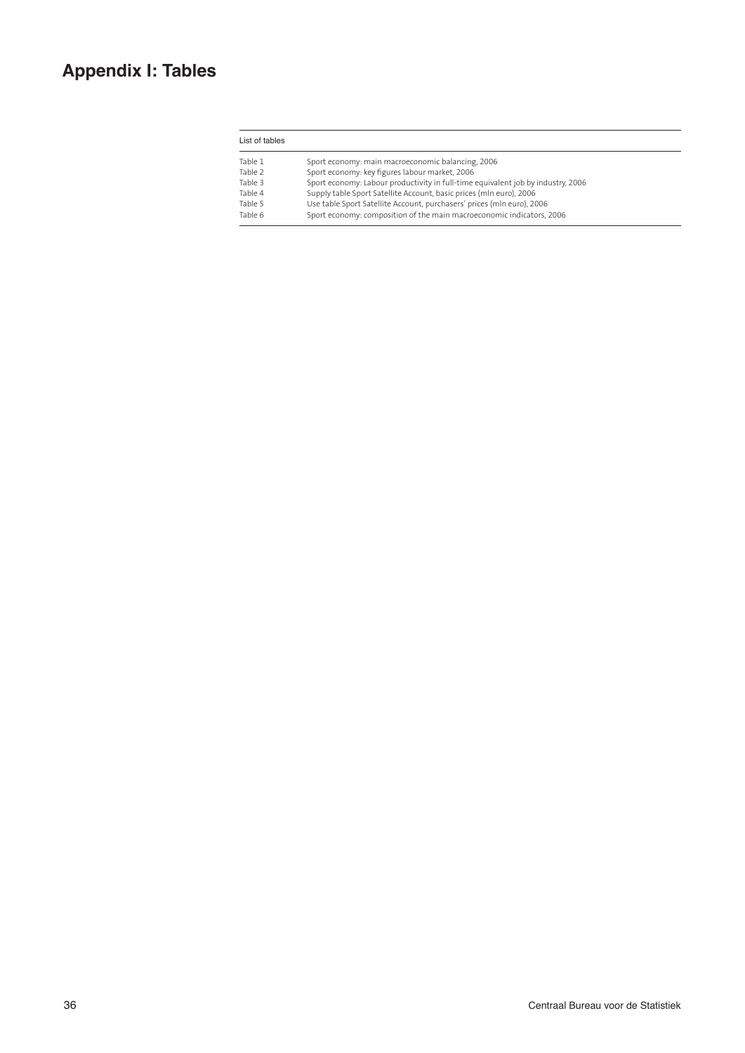# Appendix I: Tables

| List of tables | |
|---|---|
| Table 1 | Sport economy: main macroeconomic balancing, 2006 |
| Table 2 | Sport economy: key figures labour market, 2006 |
| Table 3 | Sport economy: Labour productivity in full-time equivalent job by industry, 2006 |
| Table 4 | Supply table Sport Satellite Account, basic prices (mln euro), 2006 |
| Table 5 | Use table Sport Satellite Account, purchasers' prices (mln euro), 2006 |
| Table 6 | Sport economy: composition of the main macroeconomic indicators, 2006 |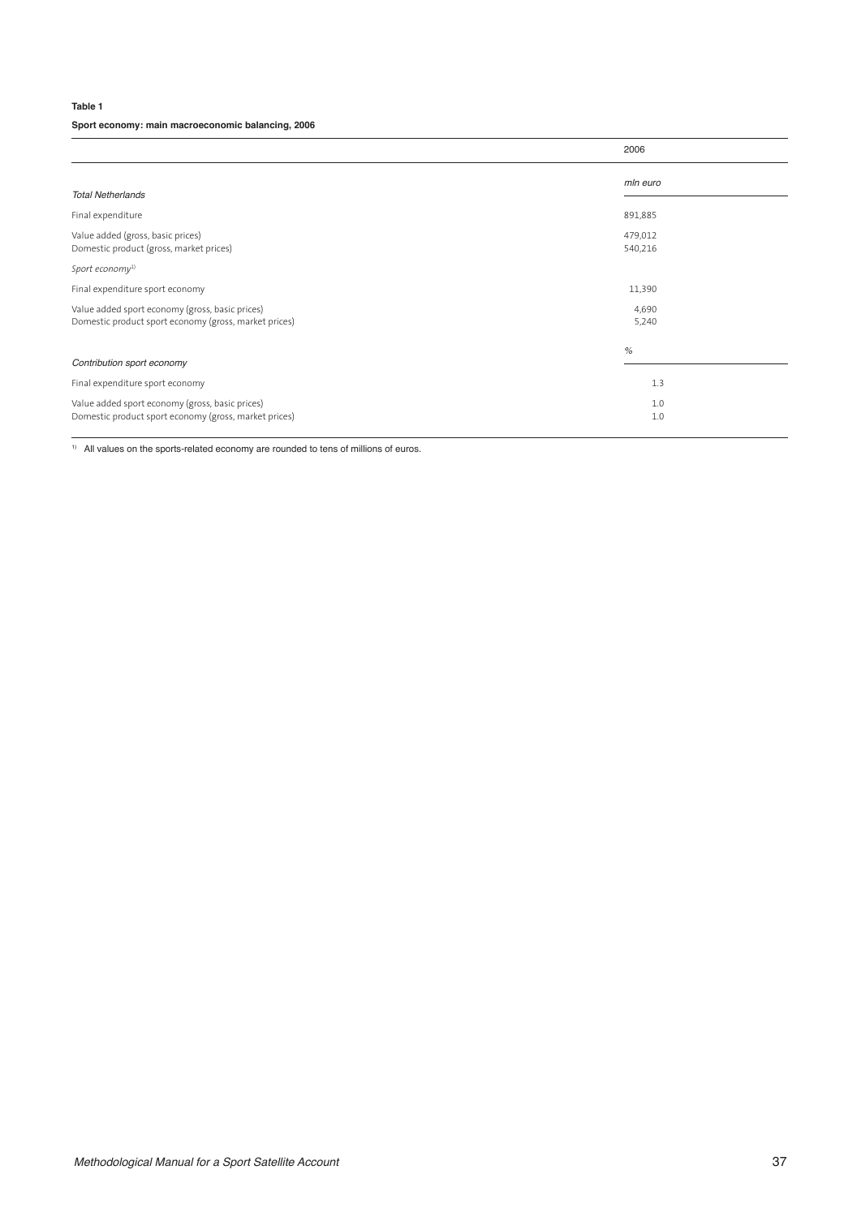**Table 1**

**Sport economy: main macroeconomic balancing, 2006**

| | 2006 |
|---|---|
| | *mln euro* |
| *Total Netherlands* | |
| Final expenditure | 891,885 |
| Value added (gross, basic prices) | 479,012 |
| Domestic product (gross, market prices) | 540,216 |
| *Sport economy*[1] | |
| Final expenditure sport economy | 11,390 |
| Value added sport economy (gross, basic prices) | 4,690 |
| Domestic product sport economy (gross, market prices) | 5,240 |
| | % |
| *Contribution sport economy* | |
| Final expenditure sport economy | 1.3 |
| Value added sport economy (gross, basic prices) | 1.0 |
| Domestic product sport economy (gross, market prices) | 1.0 |

[1] All values on the sports-related economy are rounded to tens of millions of euros.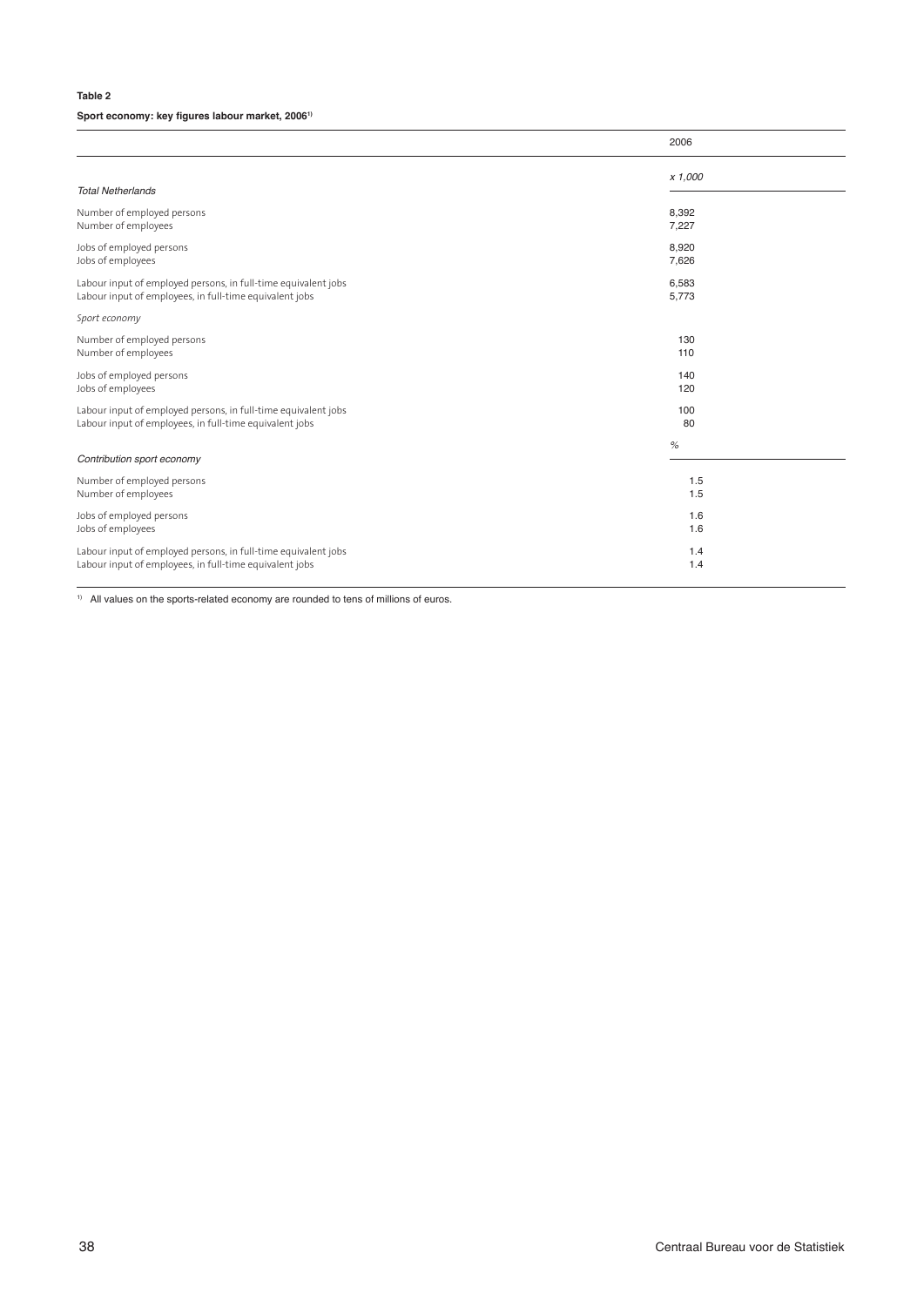**Table 2**

**Sport economy: key figures labour market, 2006[1)]**

| | 2006 |
|---|---|
| | *x 1,000* |
| *Total Netherlands* | |
| Number of employed persons | 8,392 |
| Number of employees | 7,227 |
| Jobs of employed persons | 8,920 |
| Jobs of employees | 7,626 |
| Labour input of employed persons, in full-time equivalent jobs | 6,583 |
| Labour input of employees, in full-time equivalent jobs | 5,773 |
| *Sport economy* | |
| Number of employed persons | 130 |
| Number of employees | 110 |
| Jobs of employed persons | 140 |
| Jobs of employees | 120 |
| Labour input of employed persons, in full-time equivalent jobs | 100 |
| Labour input of employees, in full-time equivalent jobs | 80 |
| | *%* |
| *Contribution sport economy* | |
| Number of employed persons | 1.5 |
| Number of employees | 1.5 |
| Jobs of employed persons | 1.6 |
| Jobs of employees | 1.6 |
| Labour input of employed persons, in full-time equivalent jobs | 1.4 |
| Labour input of employees, in full-time equivalent jobs | 1.4 |

[1)] All values on the sports-related economy are rounded to tens of millions of euros.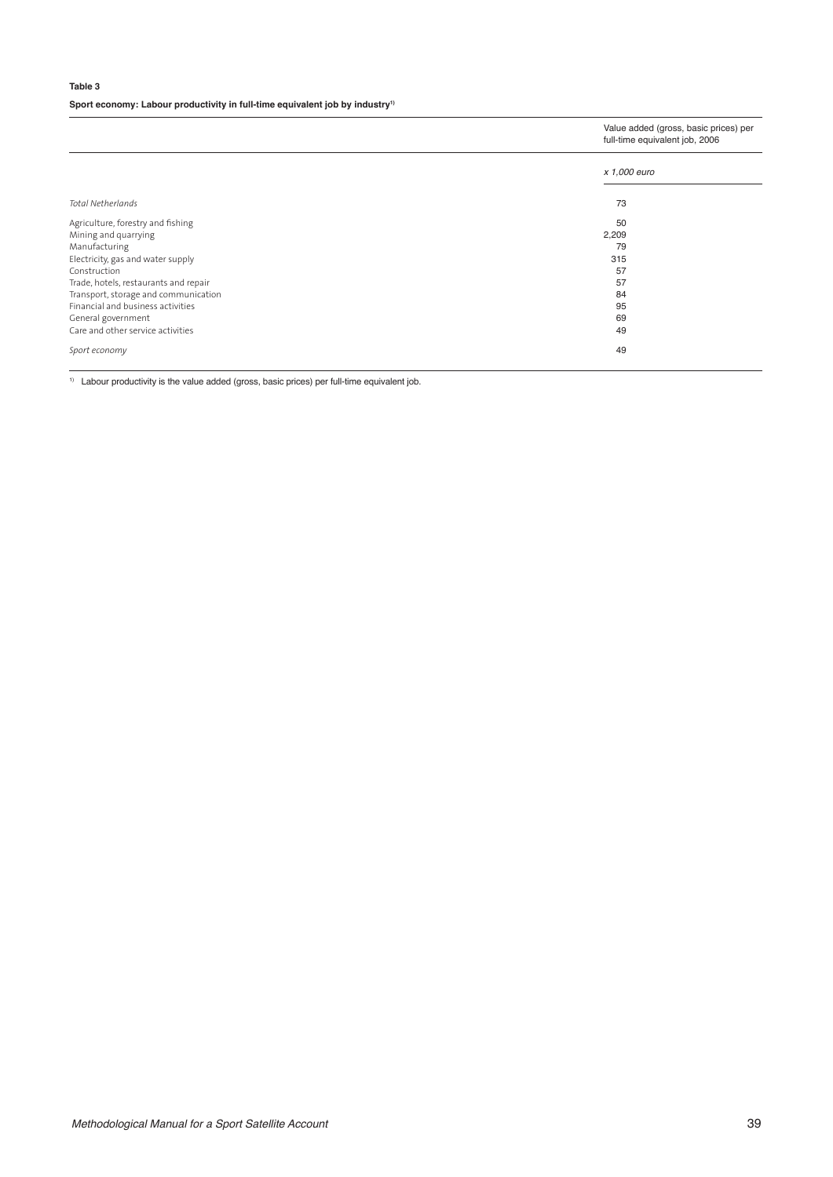**Table 3**

**Sport economy: Labour productivity in full-time equivalent job by industry[1)]**

| | Value added (gross, basic prices) per full-time equivalent job, 2006 |
|---|---|
| | *x 1,000 euro* |
| *Total Netherlands* | 73 |
| Agriculture, forestry and fishing | 50 |
| Mining and quarrying | 2,209 |
| Manufacturing | 79 |
| Electricity, gas and water supply | 315 |
| Construction | 57 |
| Trade, hotels, restaurants and repair | 57 |
| Transport, storage and communication | 84 |
| Financial and business activities | 95 |
| General government | 69 |
| Care and other service activities | 49 |
| *Sport economy* | 49 |

[1)] Labour productivity is the value added (gross, basic prices) per full-time equivalent job.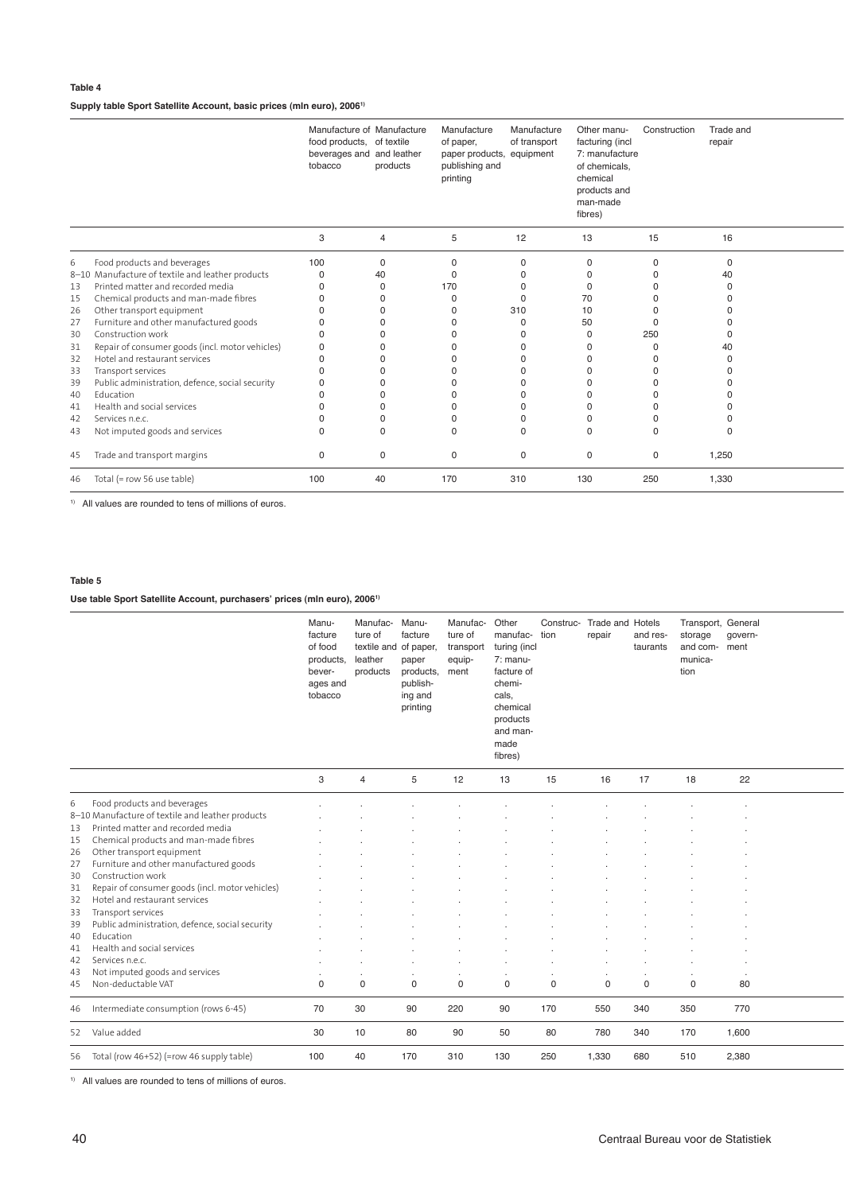**Table 4**

**Supply table Sport Satellite Account, basic prices (mln euro), 2006[1)]**

| | | Manufacture of food products, beverages and tobacco | Manufacture of textile and leather products | Manufacture of paper, paper products, publishing and printing | Manufacture of transport equipment | Other manufacturing (incl 7: manufacture of chemicals, chemical products and man-made fibres) | Construction | Trade and repair |
|---|---|---|---|---|---|---|---|---|
| | | 3 | 4 | 5 | 12 | 13 | 15 | 16 |
| 6 | Food products and beverages | 100 | 0 | 0 | 0 | 0 | 0 | 0 |
| 8–10 | Manufacture of textile and leather products | 0 | 40 | 0 | 0 | 0 | 0 | 40 |
| 13 | Printed matter and recorded media | 0 | 0 | 170 | 0 | 0 | 0 | 0 |
| 15 | Chemical products and man-made fibres | 0 | 0 | 0 | 0 | 70 | 0 | 0 |
| 26 | Other transport equipment | 0 | 0 | 0 | 310 | 10 | 0 | 0 |
| 27 | Furniture and other manufactured goods | 0 | 0 | 0 | 0 | 50 | 0 | 0 |
| 30 | Construction work | 0 | 0 | 0 | 0 | 0 | 250 | 0 |
| 31 | Repair of consumer goods (incl. motor vehicles) | 0 | 0 | 0 | 0 | 0 | 0 | 40 |
| 32 | Hotel and restaurant services | 0 | 0 | 0 | 0 | 0 | 0 | 0 |
| 33 | Transport services | 0 | 0 | 0 | 0 | 0 | 0 | 0 |
| 39 | Public administration, defence, social security | 0 | 0 | 0 | 0 | 0 | 0 | 0 |
| 40 | Education | 0 | 0 | 0 | 0 | 0 | 0 | 0 |
| 41 | Health and social services | 0 | 0 | 0 | 0 | 0 | 0 | 0 |
| 42 | Services n.e.c. | 0 | 0 | 0 | 0 | 0 | 0 | 0 |
| 43 | Not imputed goods and services | 0 | 0 | 0 | 0 | 0 | 0 | 0 |
| 45 | Trade and transport margins | 0 | 0 | 0 | 0 | 0 | 0 | 1,250 |
| 46 | Total (= row 56 use table) | 100 | 40 | 170 | 310 | 130 | 250 | 1,330 |

[1)] All values are rounded to tens of millions of euros.

**Table 5**

**Use table Sport Satellite Account, purchasers' prices (mln euro), 2006[1)]**

| | | Manufacture of food products, beverages and tobacco | Manufacture of textile and leather products | Manufacture of paper, paper products, publishing and printing | Manufacture of transport equipment | Other manufacturing (incl 7: manufacture of chemicals, chemical products and man-made fibres) | Construction | Trade and repair | Hotels and restaurants | Transport, storage and communication | General government |
|---|---|---|---|---|---|---|---|---|---|---|---|
| | | 3 | 4 | 5 | 12 | 13 | 15 | 16 | 17 | 18 | 22 |
| 6 | Food products and beverages | . | . | . | . | . | . | . | . | . | . |
| 8–10 | Manufacture of textile and leather products | . | . | . | . | . | . | . | . | . | . |
| 13 | Printed matter and recorded media | . | . | . | . | . | . | . | . | . | . |
| 15 | Chemical products and man-made fibres | . | . | . | . | . | . | . | . | . | . |
| 26 | Other transport equipment | . | . | . | . | . | . | . | . | . | . |
| 27 | Furniture and other manufactured goods | . | . | . | . | . | . | . | . | . | . |
| 30 | Construction work | . | . | . | . | . | . | . | . | . | . |
| 31 | Repair of consumer goods (incl. motor vehicles) | . | . | . | . | . | . | . | . | . | . |
| 32 | Hotel and restaurant services | . | . | . | . | . | . | . | . | . | . |
| 33 | Transport services | . | . | . | . | . | . | . | . | . | . |
| 39 | Public administration, defence, social security | . | . | . | . | . | . | . | . | . | . |
| 40 | Education | . | . | . | . | . | . | . | . | . | . |
| 41 | Health and social services | . | . | . | . | . | . | . | . | . | . |
| 42 | Services n.e.c. | . | . | . | . | . | . | . | . | . | . |
| 43 | Not imputed goods and services | . | . | . | . | . | . | . | . | . | . |
| 45 | Non-deductable VAT | 0 | 0 | 0 | 0 | 0 | 0 | 0 | 0 | 0 | 80 |
| 46 | Intermediate consumption (rows 6-45) | 70 | 30 | 90 | 220 | 90 | 170 | 550 | 340 | 350 | 770 |
| 52 | Value added | 30 | 10 | 80 | 90 | 50 | 80 | 780 | 340 | 170 | 1,600 |
| 56 | Total (row 46+52) (=row 46 supply table) | 100 | 40 | 170 | 310 | 130 | 250 | 1,330 | 680 | 510 | 2,380 |

[1)] All values are rounded to tens of millions of euros.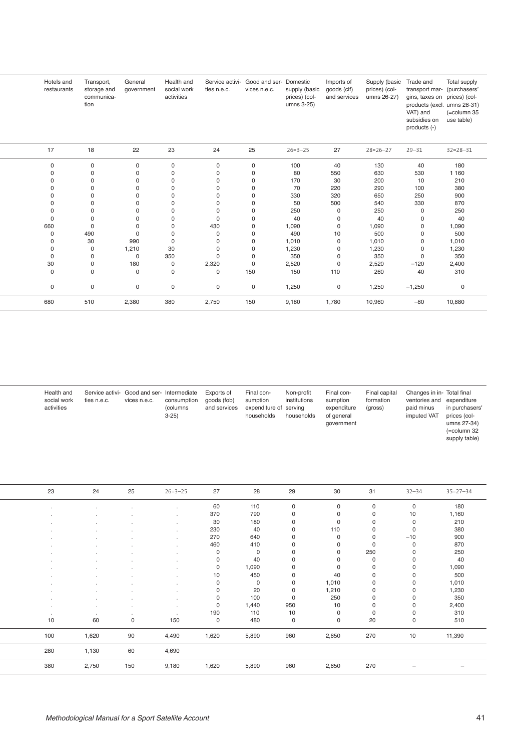| Hotels and restaurants | Transport, storage and communication | General government | Health and social work activities | Service activities n.e.c. | Good and services n.e.c. | Domestic supply (basic prices) (columns 3-25) | Imports of goods (cif) and services | Supply (basic prices) (columns 26-27) | Trade and transport margins, taxes on products (excl. VAT) and subsidies on products (-) | Total supply (purchasers' prices) (columns 28-31) (=column 35 use table) |
|---|---|---|---|---|---|---|---|---|---|---|
| 17 | 18 | 22 | 23 | 24 | 25 | 26=3–25 | 27 | 28=26–27 | 29–31 | 32=28–31 |
| 0 | 0 | 0 | 0 | 0 | 0 | 100 | 40 | 130 | 40 | 180 |
| 0 | 0 | 0 | 0 | 0 | 0 | 80 | 550 | 630 | 530 | 1 160 |
| 0 | 0 | 0 | 0 | 0 | 0 | 170 | 30 | 200 | 10 | 210 |
| 0 | 0 | 0 | 0 | 0 | 0 | 70 | 220 | 290 | 100 | 380 |
| 0 | 0 | 0 | 0 | 0 | 0 | 330 | 320 | 650 | 250 | 900 |
| 0 | 0 | 0 | 0 | 0 | 0 | 50 | 500 | 540 | 330 | 870 |
| 0 | 0 | 0 | 0 | 0 | 0 | 250 | 0 | 250 | 0 | 250 |
| 0 | 0 | 0 | 0 | 0 | 0 | 40 | 0 | 40 | 0 | 40 |
| 660 | 0 | 0 | 0 | 430 | 0 | 1,090 | 0 | 1,090 | 0 | 1,090 |
| 0 | 490 | 0 | 0 | 0 | 0 | 490 | 10 | 500 | 0 | 500 |
| 0 | 30 | 990 | 0 | 0 | 0 | 1,010 | 0 | 1,010 | 0 | 1,010 |
| 0 | 0 | 1,210 | 30 | 0 | 0 | 1,230 | 0 | 1,230 | 0 | 1,230 |
| 0 | 0 | 0 | 350 | 0 | 0 | 350 | 0 | 350 | 0 | 350 |
| 30 | 0 | 180 | 0 | 2,320 | 0 | 2,520 | 0 | 2,520 | –120 | 2,400 |
| 0 | 0 | 0 | 0 | 0 | 150 | 150 | 110 | 260 | 40 | 310 |
| 0 | 0 | 0 | 0 | 0 | 0 | 1,250 | 0 | 1,250 | –1,250 | 0 |
| 680 | 510 | 2,380 | 380 | 2,750 | 150 | 9,180 | 1,780 | 10,960 | –80 | 10,880 |

| Health and social work activities | Service activities n.e.c. | Good and services n.e.c. | Intermediate consumption (columns 3-25) | Exports of goods (fob) and services | Final consumption expenditure of households | Non-profit institutions serving households | Final consumption expenditure of general government | Final capital formation (gross) | Changes in inventories and paid minus imputed VAT | Total final expenditure in purchasers' prices (columns 27-34) (=column 32 supply table) |
|---|---|---|---|---|---|---|---|---|---|---|
| 23 | 24 | 25 | 26=3–25 | 27 | 28 | 29 | 30 | 31 | 32–34 | 35=27–34 |
| . | . | . | . | 60 | 110 | 0 | 0 | 0 | 0 | 180 |
| . | . | . | . | 370 | 790 | 0 | 0 | 0 | 10 | 1,160 |
| . | . | . | . | 30 | 180 | 0 | 0 | 0 | 0 | 210 |
| . | . | . | . | 230 | 40 | 0 | 110 | 0 | 0 | 380 |
| . | . | . | . | 270 | 640 | 0 | 0 | 0 | –10 | 900 |
| . | . | . | . | 460 | 410 | 0 | 0 | 0 | 0 | 870 |
| . | . | . | . | 0 | 0 | 0 | 0 | 250 | 0 | 250 |
| . | . | . | . | 0 | 40 | 0 | 0 | 0 | 0 | 40 |
| . | . | . | . | 0 | 1,090 | 0 | 0 | 0 | 0 | 1,090 |
| . | . | . | . | 10 | 450 | 0 | 40 | 0 | 0 | 500 |
| . | . | . | . | 0 | 0 | 0 | 1,010 | 0 | 0 | 1,010 |
| . | . | . | . | 0 | 20 | 0 | 1,210 | 0 | 0 | 1,230 |
| . | . | . | . | 0 | 100 | 0 | 250 | 0 | 0 | 350 |
| . | . | . | . | 0 | 1,440 | 950 | 10 | 0 | 0 | 2,400 |
| . | . | . | . | 190 | 110 | 10 | 0 | 0 | 0 | 310 |
| 10 | 60 | 0 | 150 | 0 | 480 | 0 | 0 | 20 | 0 | 510 |
| 100 | 1,620 | 90 | 4,490 | 1,620 | 5,890 | 960 | 2,650 | 270 | 10 | 11,390 |
| 280 | 1,130 | 60 | 4,690 | | | | | | | |
| 380 | 2,750 | 150 | 9,180 | 1,620 | 5,890 | 960 | 2,650 | 270 | – | – |

*Methodological Manual for a Sport Satellite Account*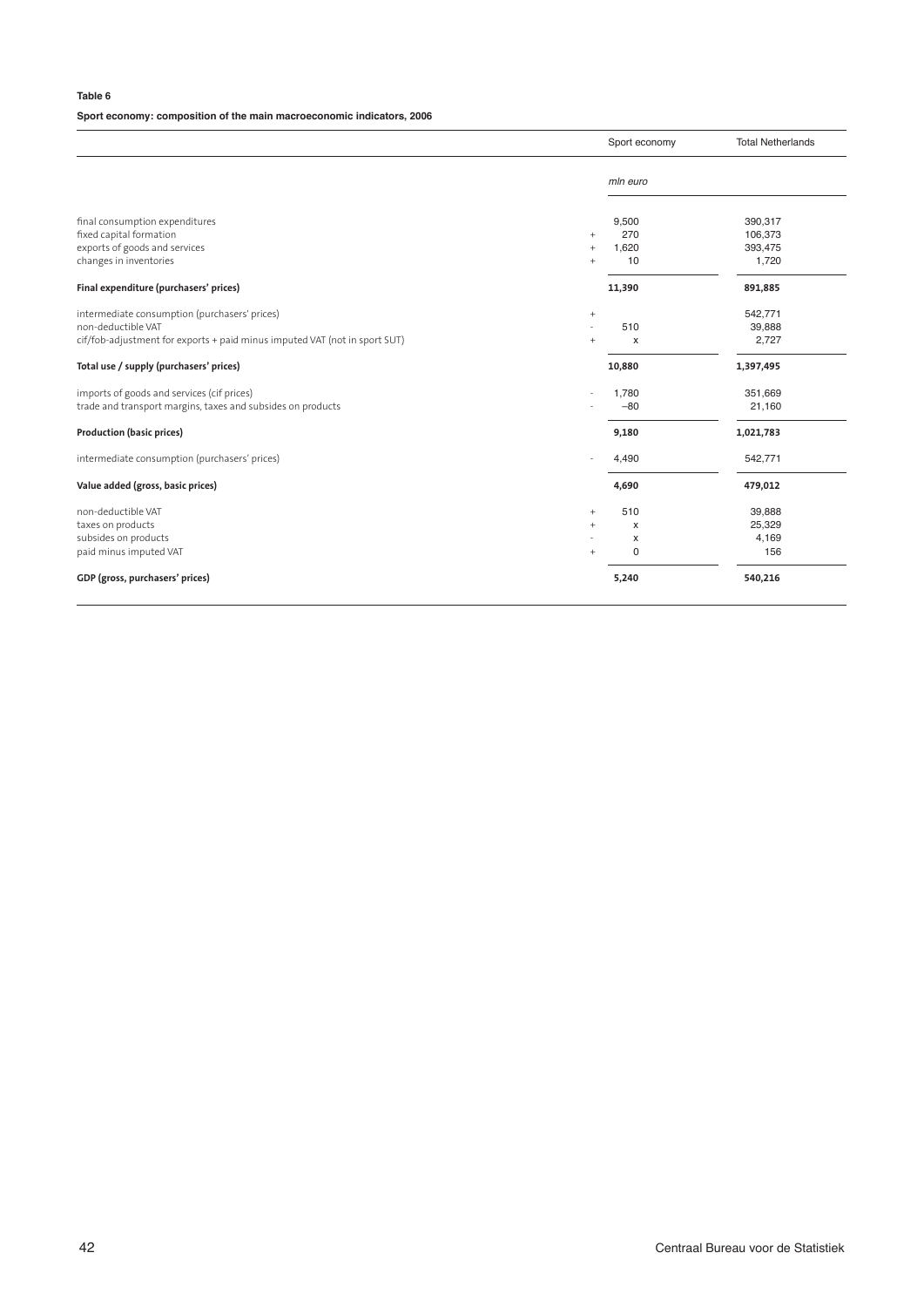**Table 6**

**Sport economy: composition of the main macroeconomic indicators, 2006**

| | | Sport economy | Total Netherlands |
|---|---|---|---|
| | | *mln euro* | |
| final consumption expenditures | | 9,500 | 390,317 |
| fixed capital formation | + | 270 | 106,373 |
| exports of goods and services | + | 1,620 | 393,475 |
| changes in inventories | + | 10 | 1,720 |
| **Final expenditure (purchasers' prices)** | | **11,390** | **891,885** |
| intermediate consumption (purchasers' prices) | + | | 542,771 |
| non-deductible VAT | - | 510 | 39,888 |
| cif/fob-adjustment for exports + paid minus imputed VAT (not in sport SUT) | + | x | 2,727 |
| **Total use / supply (purchasers' prices)** | | **10,880** | **1,397,495** |
| imports of goods and services (cif prices) | - | 1,780 | 351,669 |
| trade and transport margins, taxes and subsides on products | - | –80 | 21,160 |
| **Production (basic prices)** | | **9,180** | **1,021,783** |
| intermediate consumption (purchasers' prices) | - | 4,490 | 542,771 |
| **Value added (gross, basic prices)** | | **4,690** | **479,012** |
| non-deductible VAT | + | 510 | 39,888 |
| taxes on products | + | x | 25,329 |
| subsides on products | - | x | 4,169 |
| paid minus imputed VAT | + | 0 | 156 |
| **GDP (gross, purchasers' prices)** | | **5,240** | **540,216** |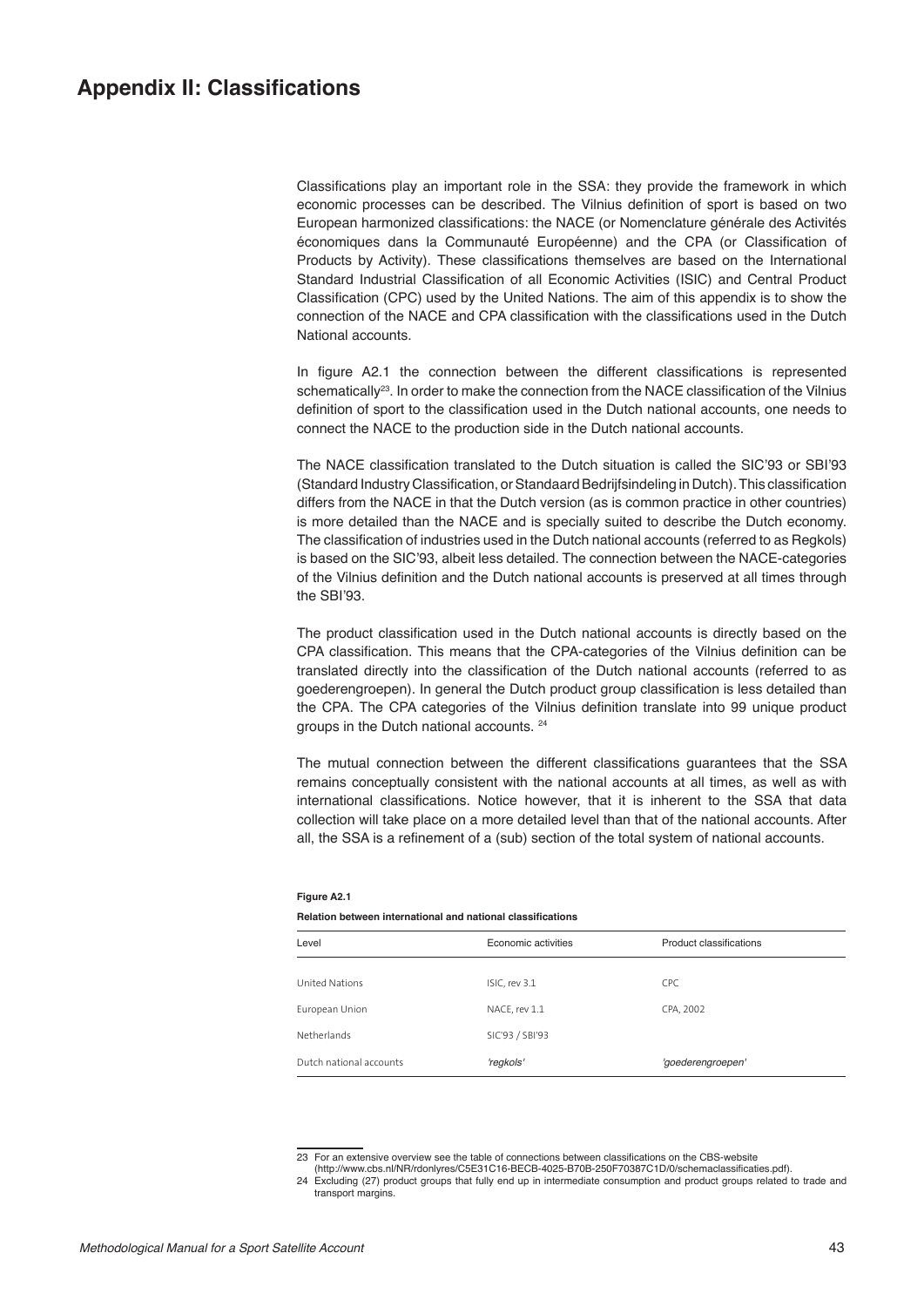# Appendix II: Classifications

Classifications play an important role in the SSA: they provide the framework in which economic processes can be described. The Vilnius definition of sport is based on two European harmonized classifications: the NACE (or Nomenclature générale des Activités économiques dans la Communauté Européenne) and the CPA (or Classification of Products by Activity). These classifications themselves are based on the International Standard Industrial Classification of all Economic Activities (ISIC) and Central Product Classification (CPC) used by the United Nations. The aim of this appendix is to show the connection of the NACE and CPA classification with the classifications used in the Dutch National accounts.

In figure A2.1 the connection between the different classifications is represented schematically[23]. In order to make the connection from the NACE classification of the Vilnius definition of sport to the classification used in the Dutch national accounts, one needs to connect the NACE to the production side in the Dutch national accounts.

The NACE classification translated to the Dutch situation is called the SIC'93 or SBI'93 (Standard Industry Classification, or Standaard Bedrijfsindeling in Dutch). This classification differs from the NACE in that the Dutch version (as is common practice in other countries) is more detailed than the NACE and is specially suited to describe the Dutch economy. The classification of industries used in the Dutch national accounts (referred to as Regkols) is based on the SIC'93, albeit less detailed. The connection between the NACE-categories of the Vilnius definition and the Dutch national accounts is preserved at all times through the SBI'93.

The product classification used in the Dutch national accounts is directly based on the CPA classification. This means that the CPA-categories of the Vilnius definition can be translated directly into the classification of the Dutch national accounts (referred to as goederengroepen). In general the Dutch product group classification is less detailed than the CPA. The CPA categories of the Vilnius definition translate into 99 unique product groups in the Dutch national accounts. [24]

The mutual connection between the different classifications guarantees that the SSA remains conceptually consistent with the national accounts at all times, as well as with international classifications. Notice however, that it is inherent to the SSA that data collection will take place on a more detailed level than that of the national accounts. After all, the SSA is a refinement of a (sub) section of the total system of national accounts.

**Figure A2.1**

**Relation between international and national classifications**

| Level | Economic activities | Product classifications |
|---|---|---|
| United Nations | ISIC, rev 3.1 | CPC |
| European Union | NACE, rev 1.1 | CPA, 2002 |
| Netherlands | SIC'93 / SBI'93 | |
| Dutch national accounts | *'regkols'* | *'goederengroepen'* |

23 For an extensive overview see the table of connections between classifications on the CBS-website (http://www.cbs.nl/NR/rdonlyres/C5E31C16-BECB-4025-B70B-250F70387C1D/0/schemaclassificaties.pdf).

24 Excluding (27) product groups that fully end up in intermediate consumption and product groups related to trade and transport margins.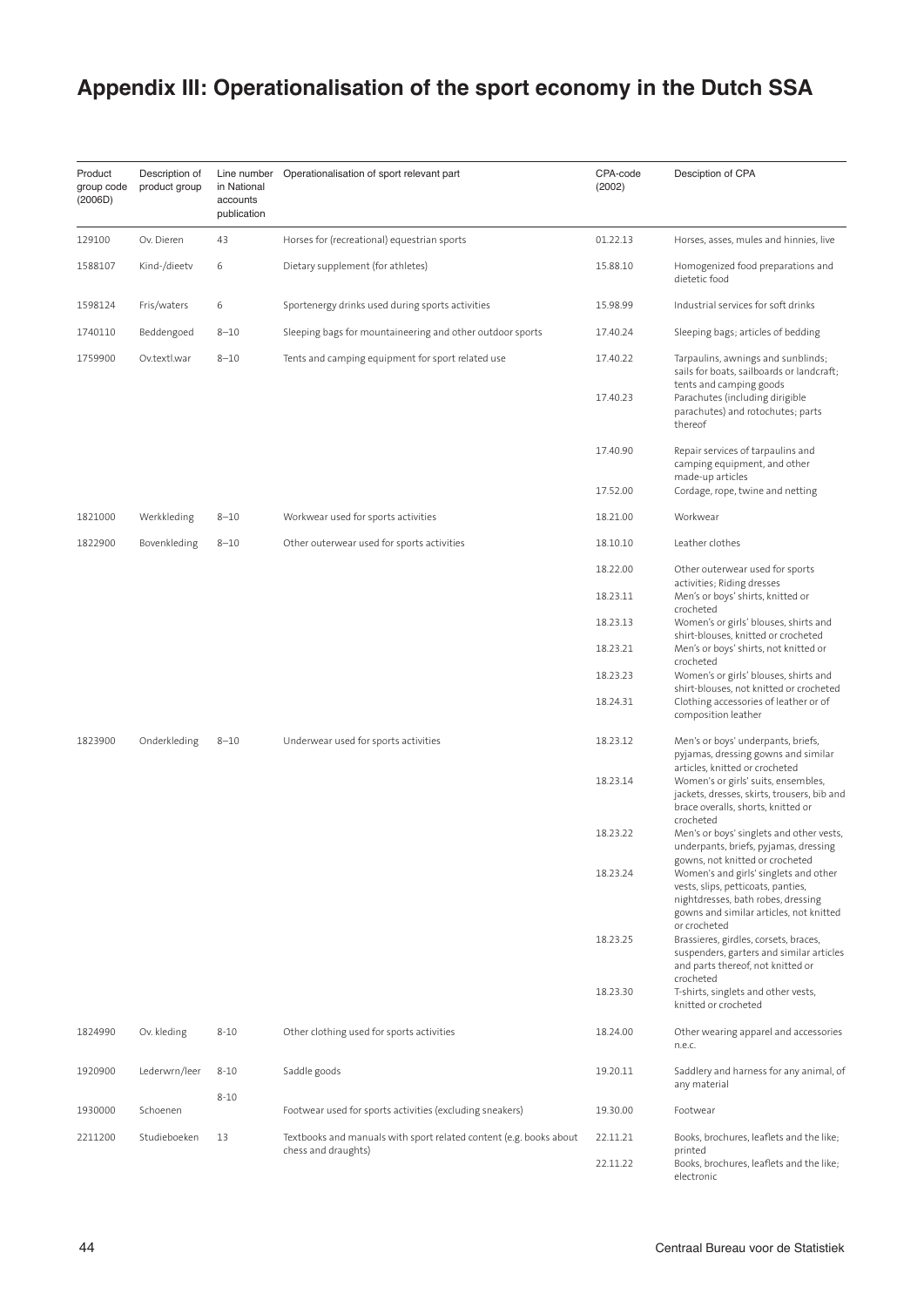# Appendix III: Operationalisation of the sport economy in the Dutch SSA

| Product group code (2006D) | Description of product group | Line number in National accounts publication | Operationalisation of sport relevant part | CPA-code (2002) | Desciption of CPA |
|---|---|---|---|---|---|
| 129100 | Ov. Dieren | 43 | Horses for (recreational) equestrian sports | 01.22.13 | Horses, asses, mules and hinnies, live |
| 1588107 | Kind-/dieetv | 6 | Dietary supplement (for athletes) | 15.88.10 | Homogenized food preparations and dietetic food |
| 1598124 | Fris/waters | 6 | Sportenergy drinks used during sports activities | 15.98.99 | Industrial services for soft drinks |
| 1740110 | Beddengoed | 8–10 | Sleeping bags for mountaineering and other outdoor sports | 17.40.24 | Sleeping bags; articles of bedding |
| 1759900 | Ov.textl.war | 8–10 | Tents and camping equipment for sport related use | 17.40.22 | Tarpaulins, awnings and sunblinds; sails for boats, sailboards or landcraft; tents and camping goods |
| | | | | 17.40.23 | Parachutes (including dirigible parachutes) and rotochutes; parts thereof |
| | | | | 17.40.90 | Repair services of tarpaulins and camping equipment, and other made-up articles |
| | | | | 17.52.00 | Cordage, rope, twine and netting |
| 1821000 | Werkkleding | 8–10 | Workwear used for sports activities | 18.21.00 | Workwear |
| 1822900 | Bovenkleding | 8–10 | Other outerwear used for sports activities | 18.10.10 | Leather clothes |
| | | | | 18.22.00 | Other outerwear used for sports activities; Riding dresses |
| | | | | 18.23.11 | Men's or boys' shirts, knitted or crocheted |
| | | | | 18.23.13 | Women's or girls' blouses, shirts and shirt-blouses, knitted or crocheted |
| | | | | 18.23.21 | Men's or boys' shirts, not knitted or crocheted |
| | | | | 18.23.23 | Women's or girls' blouses, shirts and shirt-blouses, not knitted or crocheted |
| | | | | 18.24.31 | Clothing accessories of leather or of composition leather |
| 1823900 | Onderkleding | 8–10 | Underwear used for sports activities | 18.23.12 | Men's or boys' underpants, briefs, pyjamas, dressing gowns and similar articles, knitted or crocheted |
| | | | | 18.23.14 | Women's or girls' suits, ensembles, jackets, dresses, skirts, trousers, bib and brace overalls, shorts, knitted or crocheted |
| | | | | 18.23.22 | Men's or boys' singlets and other vests, underpants, briefs, pyjamas, dressing gowns, not knitted or crocheted |
| | | | | 18.23.24 | Women's and girls' singlets and other vests, slips, petticoats, panties, nightdresses, bath robes, dressing gowns and similar articles, not knitted or crocheted |
| | | | | 18.23.25 | Brassieres, girdles, corsets, braces, suspenders, garters and similar articles and parts thereof, not knitted or crocheted |
| | | | | 18.23.30 | T-shirts, singlets and other vests, knitted or crocheted |
| 1824990 | Ov. kleding | 8-10 | Other clothing used for sports activities | 18.24.00 | Other wearing apparel and accessories n.e.c. |
| 1920900 | Lederwrn/leer | 8-10 | Saddle goods | 19.20.11 | Saddlery and harness for any animal, of any material |
| 1930000 | Schoenen | 8-10 | Footwear used for sports activities (excluding sneakers) | 19.30.00 | Footwear |
| 2211200 | Studieboeken | 13 | Textbooks and manuals with sport related content (e.g. books about chess and draughts) | 22.11.21 | Books, brochures, leaflets and the like; printed |
| | | | | 22.11.22 | Books, brochures, leaflets and the like; electronic |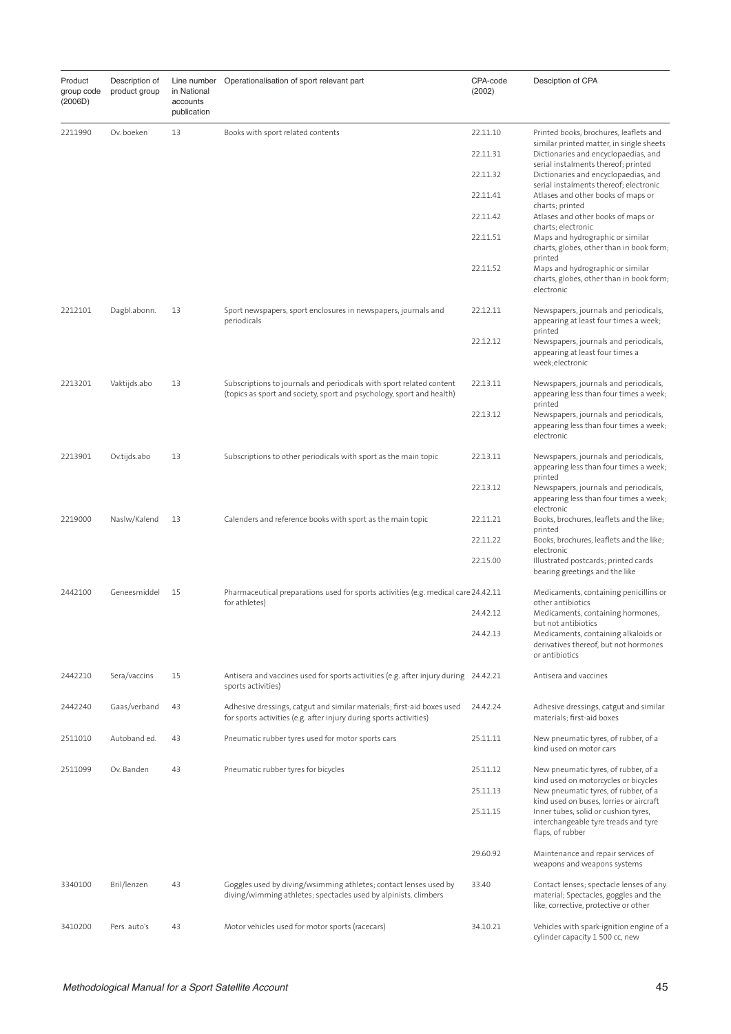| Product group code (2006D) | Description of product group | Line number in National accounts publication | Operationalisation of sport relevant part | CPA-code (2002) | Desciption of CPA |
|---|---|---|---|---|---|
| 2211990 | Ov. boeken | 13 | Books with sport related contents | 22.11.10 | Printed books, brochures, leaflets and similar printed matter, in single sheets |
| | | | | 22.11.31 | Dictionaries and encyclopaedias, and serial instalments thereof; printed |
| | | | | 22.11.32 | Dictionaries and encyclopaedias, and serial instalments thereof; electronic |
| | | | | 22.11.41 | Atlases and other books of maps or charts; printed |
| | | | | 22.11.42 | Atlases and other books of maps or charts; electronic |
| | | | | 22.11.51 | Maps and hydrographic or similar charts, globes, other than in book form; printed |
| | | | | 22.11.52 | Maps and hydrographic or similar charts, globes, other than in book form; electronic |
| 2212101 | Dagbl.abonn. | 13 | Sport newspapers, sport enclosures in newspapers, journals and periodicals | 22.12.11 | Newspapers, journals and periodicals, appearing at least four times a week; printed |
| | | | | 22.12.12 | Newspapers, journals and periodicals, appearing at least four times a week;electronic |
| 2213201 | Vaktijds.abo | 13 | Subscriptions to journals and periodicals with sport related content (topics as sport and society, sport and psychology, sport and health) | 22.13.11 | Newspapers, journals and periodicals, appearing less than four times a week; printed |
| | | | | 22.13.12 | Newspapers, journals and periodicals, appearing less than four times a week; electronic |
| 2213901 | Ov.tijds.abo | 13 | Subscriptions to other periodicals with sport as the main topic | 22.13.11 | Newspapers, journals and periodicals, appearing less than four times a week; printed |
| | | | | 22.13.12 | Newspapers, journals and periodicals, appearing less than four times a week; electronic |
| 2219000 | Naslw/Kalend | 13 | Calenders and reference books with sport as the main topic | 22.11.21 | Books, brochures, leaflets and the like; printed |
| | | | | 22.11.22 | Books, brochures, leaflets and the like; electronic |
| | | | | 22.15.00 | Illustrated postcards; printed cards bearing greetings and the like |
| 2442100 | Geneesmiddel | 15 | Pharmaceutical preparations used for sports activities (e.g. medical care for athletes) | 24.42.11 | Medicaments, containing penicillins or other antibiotics |
| | | | | 24.42.12 | Medicaments, containing hormones, but not antibiotics |
| | | | | 24.42.13 | Medicaments, containing alkaloids or derivatives thereof, but not hormones or antibiotics |
| 2442210 | Sera/vaccins | 15 | Antisera and vaccines used for sports activities (e.g. after injury during sports activities) | 24.42.21 | Antisera and vaccines |
| 2442240 | Gaas/verband | 43 | Adhesive dressings, catgut and similar materials; first-aid boxes used for sports activities (e.g. after injury during sports activities) | 24.42.24 | Adhesive dressings, catgut and similar materials; first-aid boxes |
| 2511010 | Autoband ed. | 43 | Pneumatic rubber tyres used for motor sports cars | 25.11.11 | New pneumatic tyres, of rubber, of a kind used on motor cars |
| 2511099 | Ov. Banden | 43 | Pneumatic rubber tyres for bicycles | 25.11.12 | New pneumatic tyres, of rubber, of a kind used on motorcycles or bicycles |
| | | | | 25.11.13 | New pneumatic tyres, of rubber, of a kind used on buses, lorries or aircraft |
| | | | | 25.11.15 | Inner tubes, solid or cushion tyres, interchangeable tyre treads and tyre flaps, of rubber |
| | | | | 29.60.92 | Maintenance and repair services of weapons and weapons systems |
| 3340100 | Bril/lenzen | 43 | Goggles used by diving/wsimming athletes; contact lenses used by diving/wimming athletes; spectacles used by alpinists, climbers | 33.40 | Contact lenses; spectacle lenses of any material; Spectacles, goggles and the like, corrective, protective or other |
| 3410200 | Pers. auto's | 43 | Motor vehicles used for motor sports (racecars) | 34.10.21 | Vehicles with spark-ignition engine of a cylinder capacity 1 500 cc, new |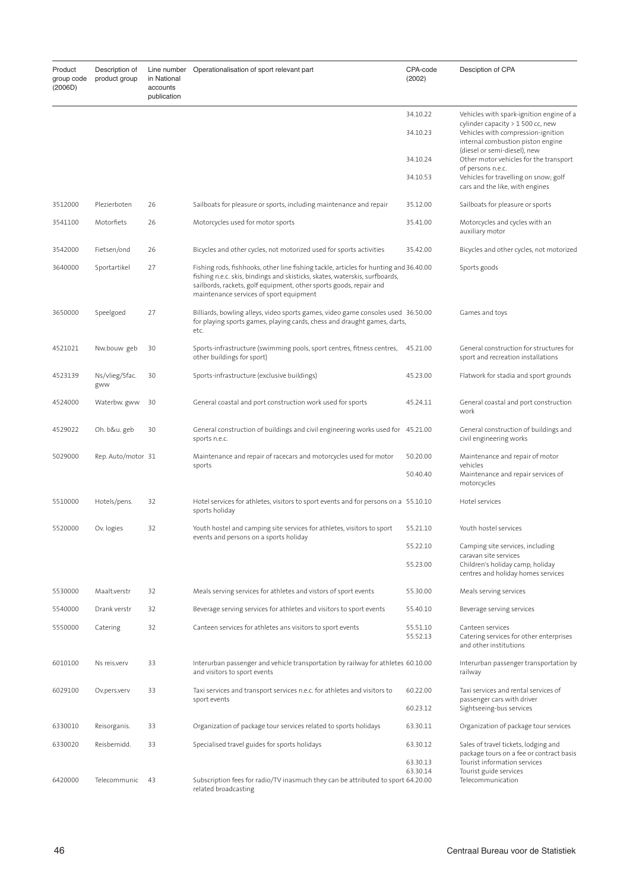| Product group code (2006D) | Description of product group | Line number in National accounts publication | Operationalisation of sport relevant part | CPA-code (2002) | Desciption of CPA |
|---|---|---|---|---|---|
| | | | | 34.10.22 | Vehicles with spark-ignition engine of a cylinder capacity > 1 500 cc, new |
| | | | | 34.10.23 | Vehicles with compression-ignition internal combustion piston engine (diesel or semi-diesel), new |
| | | | | 34.10.24 | Other motor vehicles for the transport of persons n.e.c. |
| | | | | 34.10.53 | Vehicles for travelling on snow; golf cars and the like, with engines |
| 3512000 | Plezierboten | 26 | Sailboats for pleasure or sports, including maintenance and repair | 35.12.00 | Sailboats for pleasure or sports |
| 3541100 | Motorfiets | 26 | Motorcycles used for motor sports | 35.41.00 | Motorcycles and cycles with an auxiliary motor |
| 3542000 | Fietsen/ond | 26 | Bicycles and other cycles, not motorized used for sports activities | 35.42.00 | Bicycles and other cycles, not motorized |
| 3640000 | Sportartikel | 27 | Fishing rods, fishhooks, other line fishing tackle, articles for hunting and fishing n.e.c. skis, bindings and skisticks, skates, waterskis, surfboards, sailbords, rackets, golf equipment, other sports goods, repair and maintenance services of sport equipment | 36.40.00 | Sports goods |
| 3650000 | Speelgoed | 27 | Billiards, bowling alleys, video sports games, video game consoles used for playing sports games, playing cards, chess and draught games, darts, etc. | 36.50.00 | Games and toys |
| 4521021 | Nw.bouw geb | 30 | Sports-infrastructure (swimming pools, sport centres, fitness centres, other buildings for sport) | 45.21.00 | General construction for structures for sport and recreation installations |
| 4523139 | Ns/vlieg/Sfac. gww | 30 | Sports-infrastructure (exclusive buildings) | 45.23.00 | Flatwork for stadia and sport grounds |
| 4524000 | Waterbw. gww | 30 | General coastal and port construction work used for sports | 45.24.11 | General coastal and port construction work |
| 4529022 | Oh. b&u. geb | 30 | General construction of buildings and civil engineering works used for sports n.e.c. | 45.21.00 | General construction of buildings and civil engineering works |
| 5029000 | Rep. Auto/motor | 31 | Maintenance and repair of racecars and motorcycles used for motor sports | 50.20.00 | Maintenance and repair of motor vehicles |
| | | | | 50.40.40 | Maintenance and repair services of motorcycles |
| 5510000 | Hotels/pens. | 32 | Hotel services for athletes, visitors to sport events and for persons on a sports holiday | 55.10.10 | Hotel services |
| 5520000 | Ov. logies | 32 | Youth hostel and camping site services for athletes, visitors to sport events and persons on a sports holiday | 55.21.10 | Youth hostel services |
| | | | | 55.22.10 | Camping site services, including caravan site services |
| | | | | 55.23.00 | Children's holiday camp, holiday centres and holiday homes services |
| 5530000 | Maalt.verstr | 32 | Meals serving services for athletes and vistors of sport events | 55.30.00 | Meals serving services |
| 5540000 | Drank verstr | 32 | Beverage serving services for athletes and visitors to sport events | 55.40.10 | Beverage serving services |
| 5550000 | Catering | 32 | Canteen services for athletes ans visitors to sport events | 55.51.10 | Canteen services |
| | | | | 55.52.13 | Catering services for other enterprises and other institutions |
| 6010100 | Ns reis.verv | 33 | Interurban passenger and vehicle transportation by railway for athletes and visitors to sport events | 60.10.00 | Interurban passenger transportation by railway |
| 6029100 | Ov.pers.verv | 33 | Taxi services and transport services n.e.c. for athletes and visitors to sport events | 60.22.00 | Taxi services and rental services of passenger cars with driver |
| | | | | 60.23.12 | Sightseeing-bus services |
| 6330010 | Reisorganis. | 33 | Organization of package tour services related to sports holidays | 63.30.11 | Organization of package tour services |
| 6330020 | Reisbemidd. | 33 | Specialised travel guides for sports holidays | 63.30.12 | Sales of travel tickets, lodging and package tours on a fee or contract basis |
| | | | | 63.30.13 | Tourist information services |
| | | | | 63.30.14 | Tourist guide services |
| 6420000 | Telecommunic | 43 | Subscription fees for radio/TV inasmuch they can be attributed to sport related broadcasting | 64.20.00 | Telecommunication |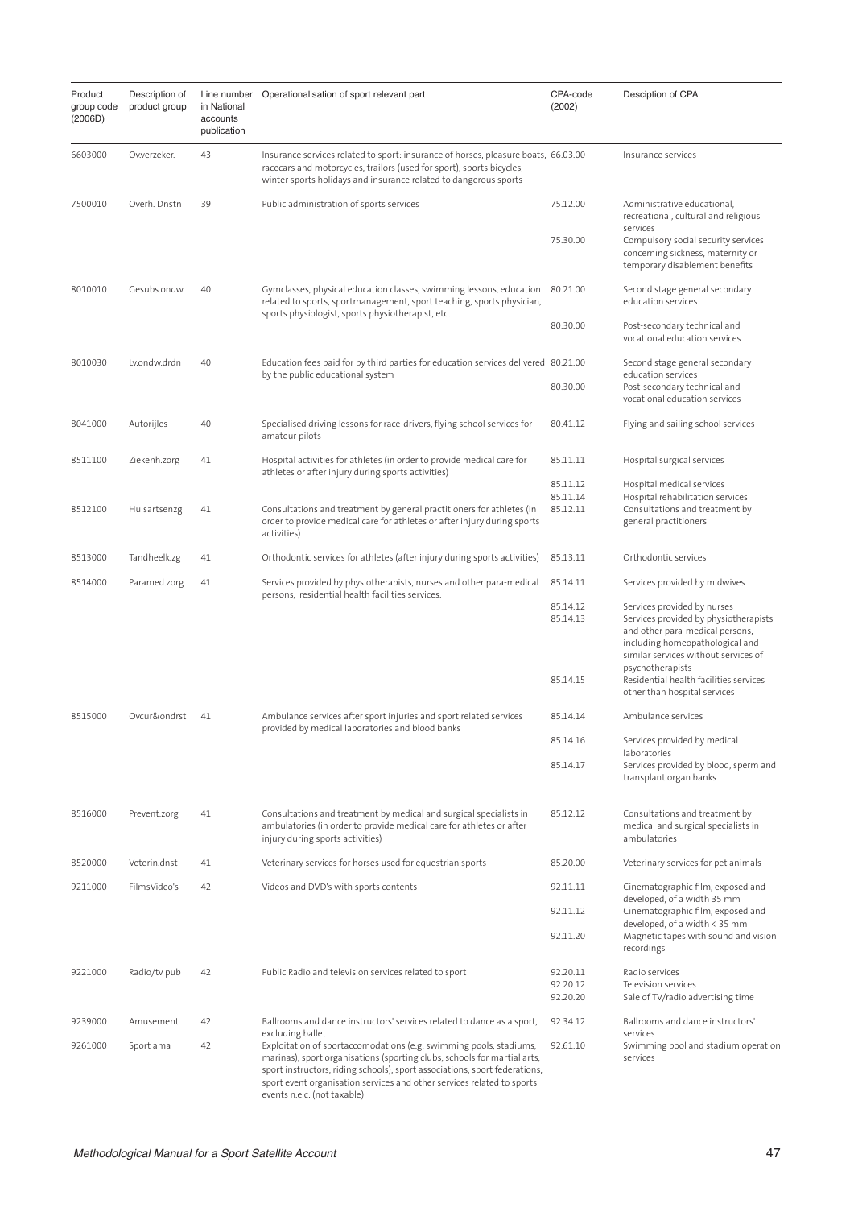| Product group code (2006D) | Description of product group | Line number in National accounts publication | Operationalisation of sport relevant part | CPA-code (2002) | Desciption of CPA |
|---|---|---|---|---|---|
| 6603000 | Ov.verzeker. | 43 | Insurance services related to sport: insurance of horses, pleasure boats, racecars and motorcycles, trailors (used for sport), sports bicycles, winter sports holidays and insurance related to dangerous sports | 66.03.00 | Insurance services |
| 7500010 | Overh. Dnstn | 39 | Public administration of sports services | 75.12.00 | Administrative educational, recreational, cultural and religious services |
| | | | | 75.30.00 | Compulsory social security services concerning sickness, maternity or temporary disablement benefits |
| 8010010 | Gesubs.ondw. | 40 | Gymclasses, physical education classes, swimming lessons, education related to sports, sportmanagement, sport teaching, sports physician, sports physiologist, sports physiotherapist, etc. | 80.21.00 | Second stage general secondary education services |
| | | | | 80.30.00 | Post-secondary technical and vocational education services |
| 8010030 | Lv.ondw.drdn | 40 | Education fees paid for by third parties for education services delivered by the public educational system | 80.21.00 | Second stage general secondary education services |
| | | | | 80.30.00 | Post-secondary technical and vocational education services |
| 8041000 | Autorijles | 40 | Specialised driving lessons for race-drivers, flying school services for amateur pilots | 80.41.12 | Flying and sailing school services |
| 8511100 | Ziekenh.zorg | 41 | Hospital activities for athletes (in order to provide medical care for athletes or after injury during sports activities) | 85.11.11 | Hospital surgical services |
| | | | | 85.11.12 | Hospital medical services |
| | | | | 85.11.14 | Hospital rehabilitation services |
| 8512100 | Huisartsenzg | 41 | Consultations and treatment by general practitioners for athletes (in order to provide medical care for athletes or after injury during sports activities) | 85.12.11 | Consultations and treatment by general practitioners |
| 8513000 | Tandheelk.zg | 41 | Orthodontic services for athletes (after injury during sports activities) | 85.13.11 | Orthodontic services |
| 8514000 | Paramed.zorg | 41 | Services provided by physiotherapists, nurses and other para-medical persons, residential health facilities services. | 85.14.11 | Services provided by midwives |
| | | | | 85.14.12 | Services provided by nurses |
| | | | | 85.14.13 | Services provided by physiotherapists and other para-medical persons, including homeopathological and similar services without services of psychotherapists |
| | | | | 85.14.15 | Residential health facilities services other than hospital services |
| 8515000 | Ovcur&ondrst | 41 | Ambulance services after sport injuries and sport related services provided by medical laboratories and blood banks | 85.14.14 | Ambulance services |
| | | | | 85.14.16 | Services provided by medical laboratories |
| | | | | 85.14.17 | Services provided by blood, sperm and transplant organ banks |
| 8516000 | Prevent.zorg | 41 | Consultations and treatment by medical and surgical specialists in ambulatories (in order to provide medical care for athletes or after injury during sports activities) | 85.12.12 | Consultations and treatment by medical and surgical specialists in ambulatories |
| 8520000 | Veterin.dnst | 41 | Veterinary services for horses used for equestrian sports | 85.20.00 | Veterinary services for pet animals |
| 9211000 | FilmsVideo's | 42 | Videos and DVD's with sports contents | 92.11.11 | Cinematographic film, exposed and developed, of a width 35 mm |
| | | | | 92.11.12 | Cinematographic film, exposed and developed, of a width < 35 mm |
| | | | | 92.11.20 | Magnetic tapes with sound and vision recordings |
| 9221000 | Radio/tv pub | 42 | Public Radio and television services related to sport | 92.20.11 | Radio services |
| | | | | 92.20.12 | Television services |
| | | | | 92.20.20 | Sale of TV/radio advertising time |
| 9239000 | Amusement | 42 | Ballrooms and dance instructors' services related to dance as a sport, excluding ballet | 92.34.12 | Ballrooms and dance instructors' services |
| 9261000 | Sport ama | 42 | Exploitation of sportaccomodations (e.g. swimming pools, stadiums, marinas), sport organisations (sporting clubs, schools for martial arts, sport instructors, riding schools), sport associations, sport federations, sport event organisation services and other services related to sports events n.e.c. (not taxable) | 92.61.10 | Swimming pool and stadium operation services |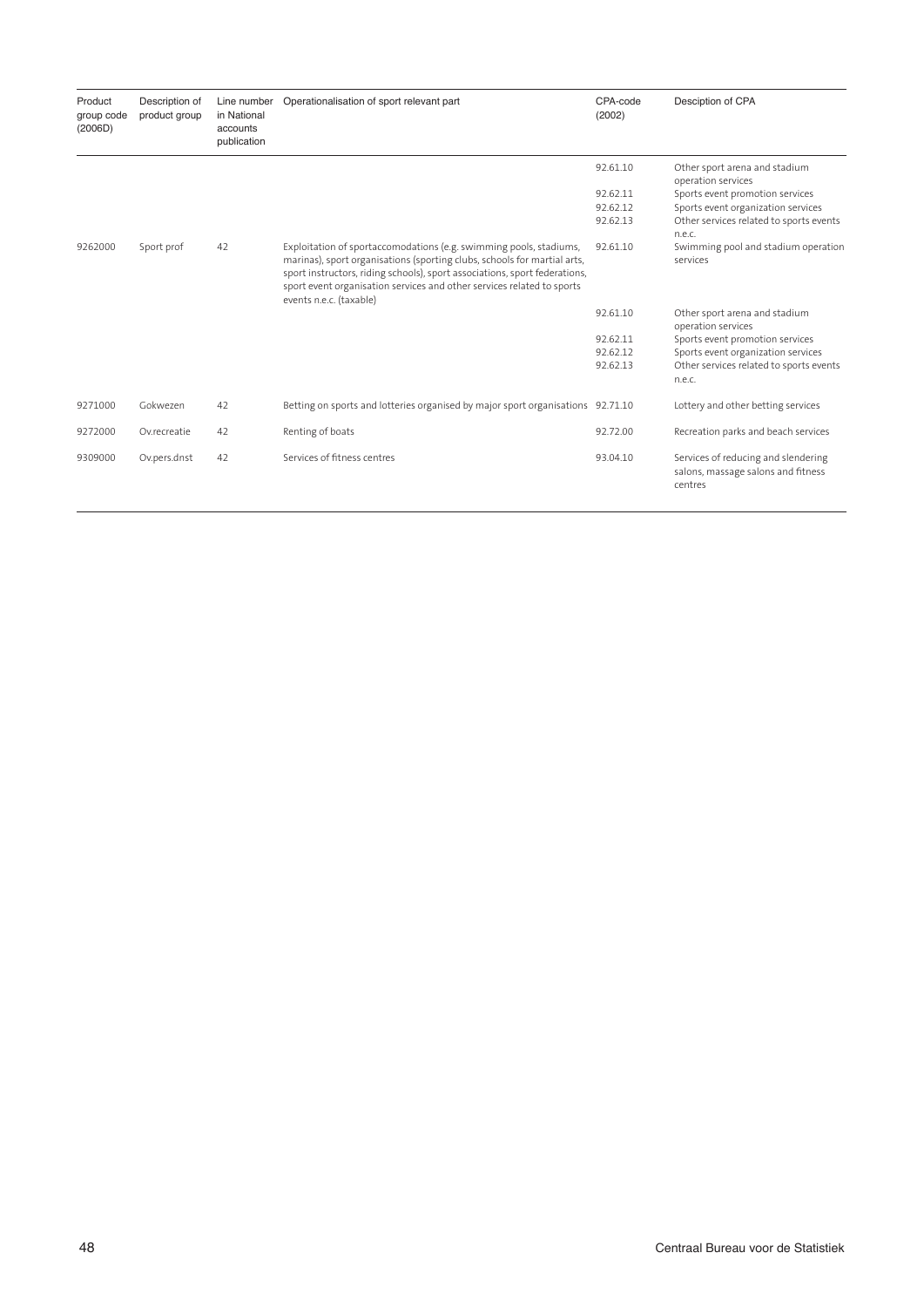| Product group code (2006D) | Description of product group | Line number in National accounts publication | Operationalisation of sport relevant part | CPA-code (2002) | Desciption of CPA |
|---|---|---|---|---|---|
| | | | | 92.61.10 | Other sport arena and stadium operation services |
| | | | | 92.62.11 | Sports event promotion services |
| | | | | 92.62.12 | Sports event organization services |
| | | | | 92.62.13 | Other services related to sports events n.e.c. |
| 9262000 | Sport prof | 42 | Exploitation of sportaccomodations (e.g. swimming pools, stadiums, marinas), sport organisations (sporting clubs, schools for martial arts, sport instructors, riding schools), sport associations, sport federations, sport event organisation services and other services related to sports events n.e.c. (taxable) | 92.61.10 | Swimming pool and stadium operation services |
| | | | | 92.61.10 | Other sport arena and stadium operation services |
| | | | | 92.62.11 | Sports event promotion services |
| | | | | 92.62.12 | Sports event organization services |
| | | | | 92.62.13 | Other services related to sports events n.e.c. |
| 9271000 | Gokwezen | 42 | Betting on sports and lotteries organised by major sport organisations | 92.71.10 | Lottery and other betting services |
| 9272000 | Ov.recreatie | 42 | Renting of boats | 92.72.00 | Recreation parks and beach services |
| 9309000 | Ov.pers.dnst | 42 | Services of fitness centres | 93.04.10 | Services of reducing and slendering salons, massage salons and fitness centres |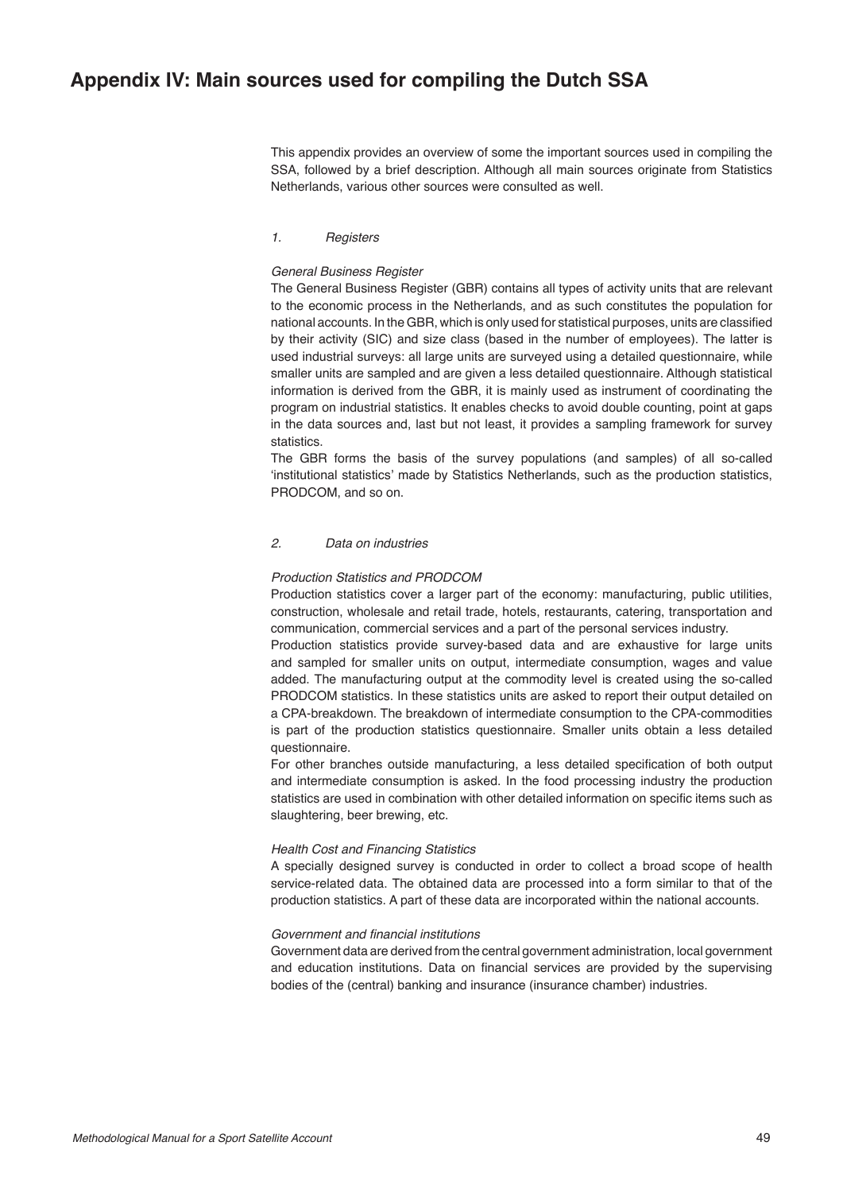# Appendix IV: Main sources used for compiling the Dutch SSA

This appendix provides an overview of some the important sources used in compiling the SSA, followed by a brief description. Although all main sources originate from Statistics Netherlands, various other sources were consulted as well.

## *1. Registers*

### *General Business Register*

The General Business Register (GBR) contains all types of activity units that are relevant to the economic process in the Netherlands, and as such constitutes the population for national accounts. In the GBR, which is only used for statistical purposes, units are classified by their activity (SIC) and size class (based in the number of employees). The latter is used industrial surveys: all large units are surveyed using a detailed questionnaire, while smaller units are sampled and are given a less detailed questionnaire. Although statistical information is derived from the GBR, it is mainly used as instrument of coordinating the program on industrial statistics. It enables checks to avoid double counting, point at gaps in the data sources and, last but not least, it provides a sampling framework for survey statistics.

The GBR forms the basis of the survey populations (and samples) of all so-called 'institutional statistics' made by Statistics Netherlands, such as the production statistics, PRODCOM, and so on.

## *2. Data on industries*

### *Production Statistics and PRODCOM*

Production statistics cover a larger part of the economy: manufacturing, public utilities, construction, wholesale and retail trade, hotels, restaurants, catering, transportation and communication, commercial services and a part of the personal services industry.

Production statistics provide survey-based data and are exhaustive for large units and sampled for smaller units on output, intermediate consumption, wages and value added. The manufacturing output at the commodity level is created using the so-called PRODCOM statistics. In these statistics units are asked to report their output detailed on a CPA-breakdown. The breakdown of intermediate consumption to the CPA-commodities is part of the production statistics questionnaire. Smaller units obtain a less detailed questionnaire.

For other branches outside manufacturing, a less detailed specification of both output and intermediate consumption is asked. In the food processing industry the production statistics are used in combination with other detailed information on specific items such as slaughtering, beer brewing, etc.

### *Health Cost and Financing Statistics*

A specially designed survey is conducted in order to collect a broad scope of health service-related data. The obtained data are processed into a form similar to that of the production statistics. A part of these data are incorporated within the national accounts.

### *Government and financial institutions*

Government data are derived from the central government administration, local government and education institutions. Data on financial services are provided by the supervising bodies of the (central) banking and insurance (insurance chamber) industries.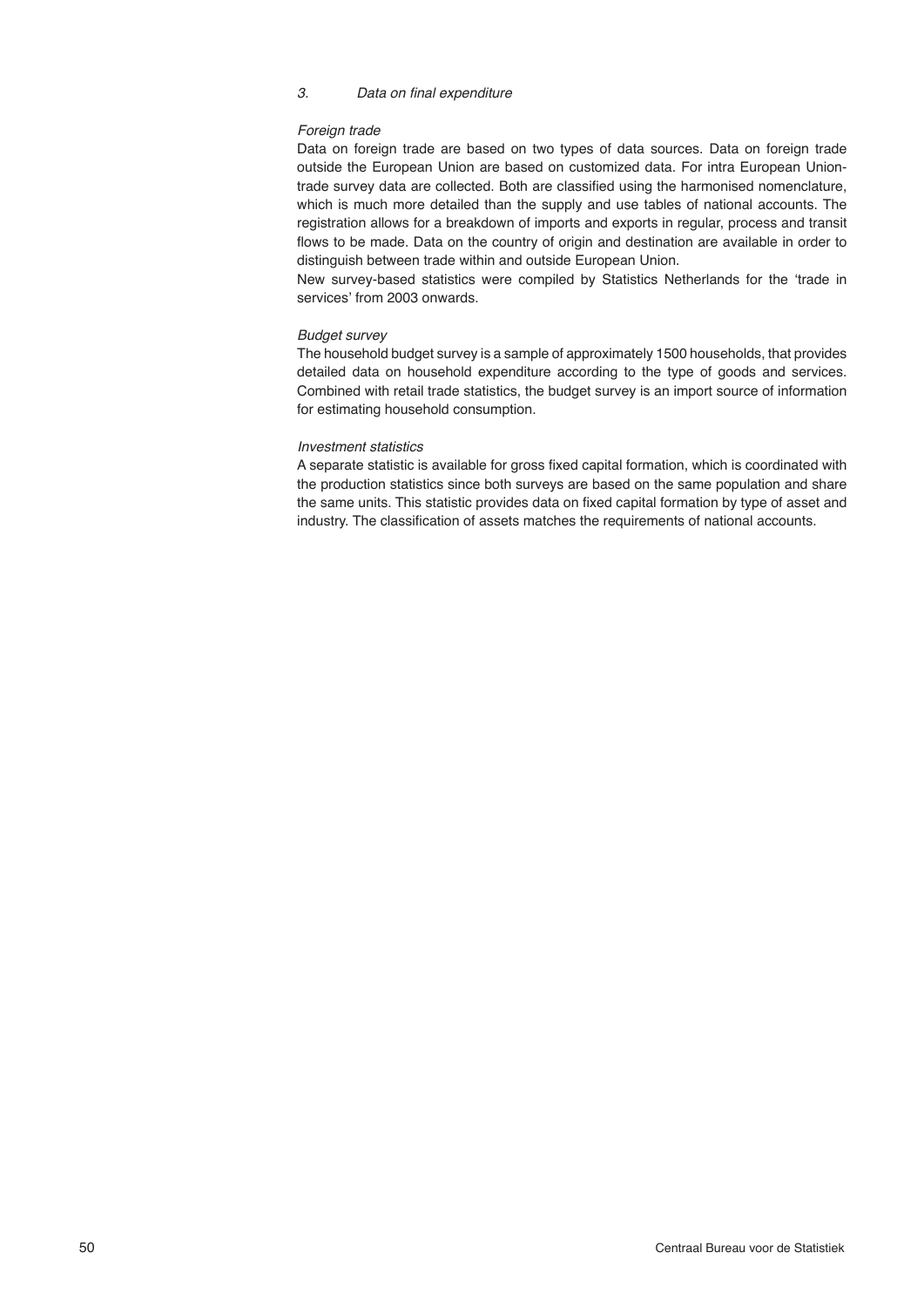### *3. Data on final expenditure*

*Foreign trade*

Data on foreign trade are based on two types of data sources. Data on foreign trade outside the European Union are based on customized data. For intra European Union-trade survey data are collected. Both are classified using the harmonised nomenclature, which is much more detailed than the supply and use tables of national accounts. The registration allows for a breakdown of imports and exports in regular, process and transit flows to be made. Data on the country of origin and destination are available in order to distinguish between trade within and outside European Union.

New survey-based statistics were compiled by Statistics Netherlands for the 'trade in services' from 2003 onwards.

*Budget survey*

The household budget survey is a sample of approximately 1500 households, that provides detailed data on household expenditure according to the type of goods and services. Combined with retail trade statistics, the budget survey is an import source of information for estimating household consumption.

*Investment statistics*

A separate statistic is available for gross fixed capital formation, which is coordinated with the production statistics since both surveys are based on the same population and share the same units. This statistic provides data on fixed capital formation by type of asset and industry. The classification of assets matches the requirements of national accounts.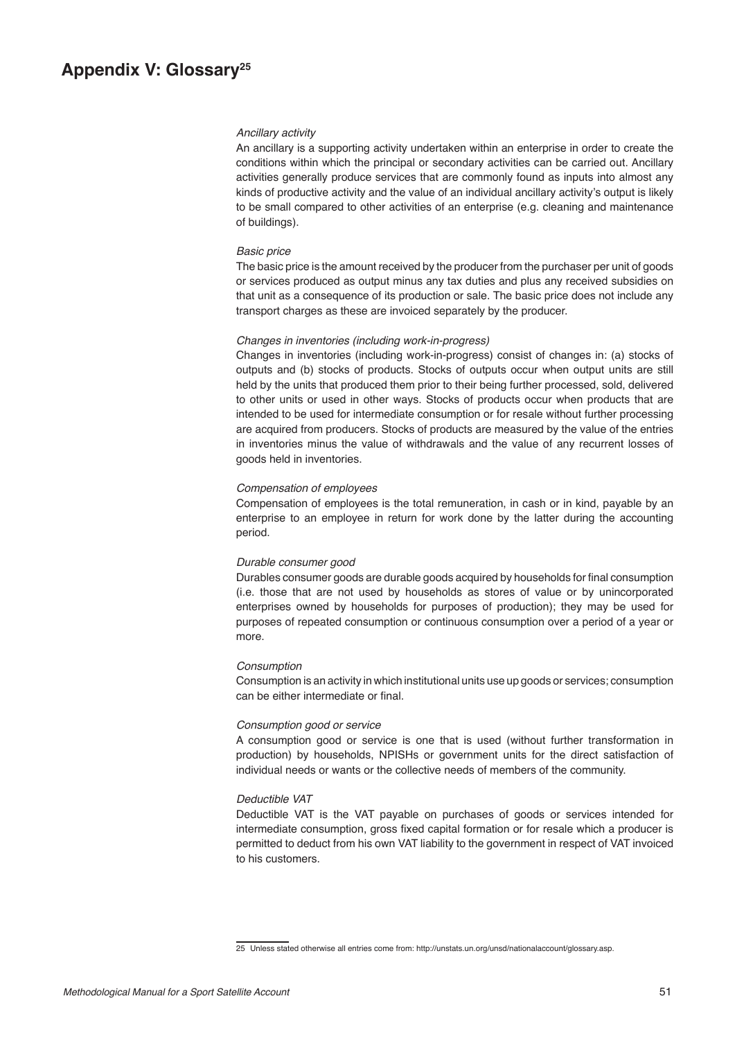# Appendix V: Glossary[25]

*Ancillary activity*

An ancillary is a supporting activity undertaken within an enterprise in order to create the conditions within which the principal or secondary activities can be carried out. Ancillary activities generally produce services that are commonly found as inputs into almost any kinds of productive activity and the value of an individual ancillary activity's output is likely to be small compared to other activities of an enterprise (e.g. cleaning and maintenance of buildings).

*Basic price*

The basic price is the amount received by the producer from the purchaser per unit of goods or services produced as output minus any tax duties and plus any received subsidies on that unit as a consequence of its production or sale. The basic price does not include any transport charges as these are invoiced separately by the producer.

*Changes in inventories (including work-in-progress)*

Changes in inventories (including work-in-progress) consist of changes in: (a) stocks of outputs and (b) stocks of products. Stocks of outputs occur when output units are still held by the units that produced them prior to their being further processed, sold, delivered to other units or used in other ways. Stocks of products occur when products that are intended to be used for intermediate consumption or for resale without further processing are acquired from producers. Stocks of products are measured by the value of the entries in inventories minus the value of withdrawals and the value of any recurrent losses of goods held in inventories.

*Compensation of employees*

Compensation of employees is the total remuneration, in cash or in kind, payable by an enterprise to an employee in return for work done by the latter during the accounting period.

*Durable consumer good*

Durables consumer goods are durable goods acquired by households for final consumption (i.e. those that are not used by households as stores of value or by unincorporated enterprises owned by households for purposes of production); they may be used for purposes of repeated consumption or continuous consumption over a period of a year or more.

*Consumption*

Consumption is an activity in which institutional units use up goods or services; consumption can be either intermediate or final.

*Consumption good or service*

A consumption good or service is one that is used (without further transformation in production) by households, NPISHs or government units for the direct satisfaction of individual needs or wants or the collective needs of members of the community.

*Deductible VAT*

Deductible VAT is the VAT payable on purchases of goods or services intended for intermediate consumption, gross fixed capital formation or for resale which a producer is permitted to deduct from his own VAT liability to the government in respect of VAT invoiced to his customers.

---

25 Unless stated otherwise all entries come from: http://unstats.un.org/unsd/nationalaccount/glossary.asp.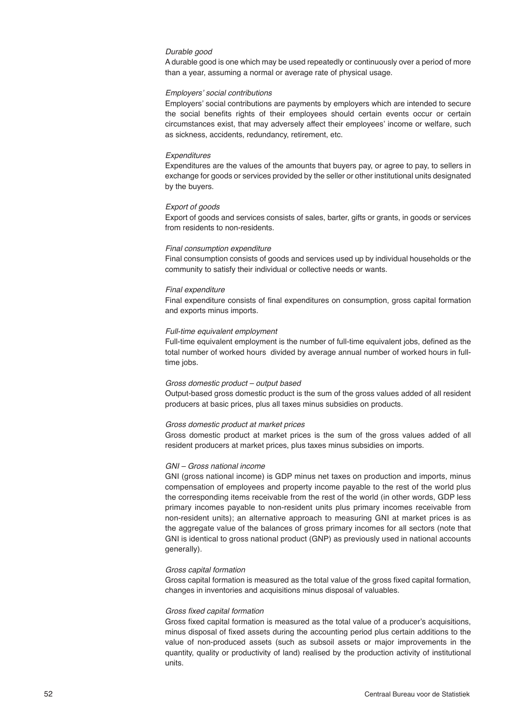*Durable good*

A durable good is one which may be used repeatedly or continuously over a period of more than a year, assuming a normal or average rate of physical usage.

*Employers' social contributions*

Employers' social contributions are payments by employers which are intended to secure the social benefits rights of their employees should certain events occur or certain circumstances exist, that may adversely affect their employees' income or welfare, such as sickness, accidents, redundancy, retirement, etc.

*Expenditures*

Expenditures are the values of the amounts that buyers pay, or agree to pay, to sellers in exchange for goods or services provided by the seller or other institutional units designated by the buyers.

*Export of goods*

Export of goods and services consists of sales, barter, gifts or grants, in goods or services from residents to non-residents.

*Final consumption expenditure*

Final consumption consists of goods and services used up by individual households or the community to satisfy their individual or collective needs or wants.

*Final expenditure*

Final expenditure consists of final expenditures on consumption, gross capital formation and exports minus imports.

*Full-time equivalent employment*

Full-time equivalent employment is the number of full-time equivalent jobs, defined as the total number of worked hours divided by average annual number of worked hours in full-time jobs.

*Gross domestic product – output based*

Output-based gross domestic product is the sum of the gross values added of all resident producers at basic prices, plus all taxes minus subsidies on products.

*Gross domestic product at market prices*

Gross domestic product at market prices is the sum of the gross values added of all resident producers at market prices, plus taxes minus subsidies on imports.

*GNI – Gross national income*

GNI (gross national income) is GDP minus net taxes on production and imports, minus compensation of employees and property income payable to the rest of the world plus the corresponding items receivable from the rest of the world (in other words, GDP less primary incomes payable to non-resident units plus primary incomes receivable from non-resident units); an alternative approach to measuring GNI at market prices is as the aggregate value of the balances of gross primary incomes for all sectors (note that GNI is identical to gross national product (GNP) as previously used in national accounts generally).

*Gross capital formation*

Gross capital formation is measured as the total value of the gross fixed capital formation, changes in inventories and acquisitions minus disposal of valuables.

*Gross fixed capital formation*

Gross fixed capital formation is measured as the total value of a producer's acquisitions, minus disposal of fixed assets during the accounting period plus certain additions to the value of non-produced assets (such as subsoil assets or major improvements in the quantity, quality or productivity of land) realised by the production activity of institutional units.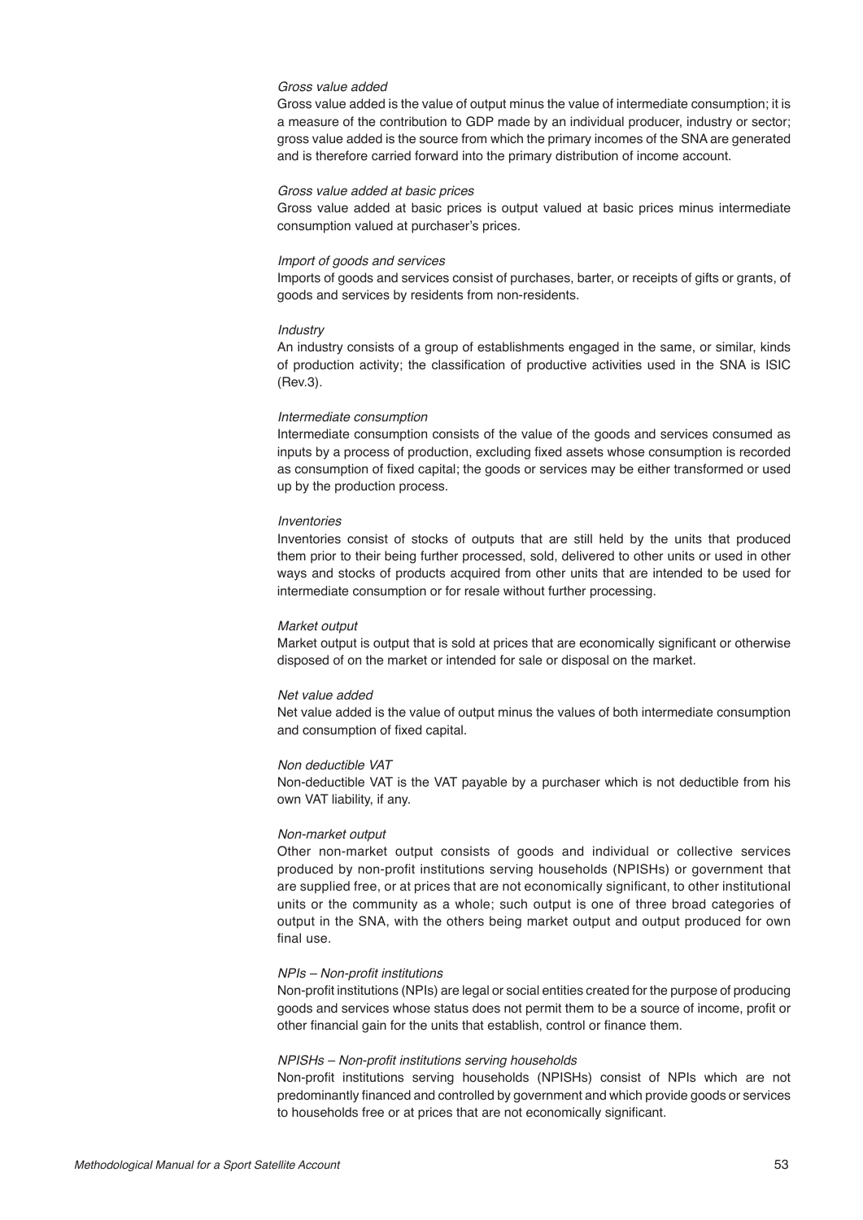*Gross value added*

Gross value added is the value of output minus the value of intermediate consumption; it is a measure of the contribution to GDP made by an individual producer, industry or sector; gross value added is the source from which the primary incomes of the SNA are generated and is therefore carried forward into the primary distribution of income account.

*Gross value added at basic prices*

Gross value added at basic prices is output valued at basic prices minus intermediate consumption valued at purchaser's prices.

*Import of goods and services*

Imports of goods and services consist of purchases, barter, or receipts of gifts or grants, of goods and services by residents from non-residents.

*Industry*

An industry consists of a group of establishments engaged in the same, or similar, kinds of production activity; the classification of productive activities used in the SNA is ISIC (Rev.3).

*Intermediate consumption*

Intermediate consumption consists of the value of the goods and services consumed as inputs by a process of production, excluding fixed assets whose consumption is recorded as consumption of fixed capital; the goods or services may be either transformed or used up by the production process.

*Inventories*

Inventories consist of stocks of outputs that are still held by the units that produced them prior to their being further processed, sold, delivered to other units or used in other ways and stocks of products acquired from other units that are intended to be used for intermediate consumption or for resale without further processing.

*Market output*

Market output is output that is sold at prices that are economically significant or otherwise disposed of on the market or intended for sale or disposal on the market.

*Net value added*

Net value added is the value of output minus the values of both intermediate consumption and consumption of fixed capital.

*Non deductible VAT*

Non-deductible VAT is the VAT payable by a purchaser which is not deductible from his own VAT liability, if any.

*Non-market output*

Other non-market output consists of goods and individual or collective services produced by non-profit institutions serving households (NPISHs) or government that are supplied free, or at prices that are not economically significant, to other institutional units or the community as a whole; such output is one of three broad categories of output in the SNA, with the others being market output and output produced for own final use.

*NPIs – Non-profit institutions*

Non-profit institutions (NPIs) are legal or social entities created for the purpose of producing goods and services whose status does not permit them to be a source of income, profit or other financial gain for the units that establish, control or finance them.

*NPISHs – Non-profit institutions serving households*

Non-profit institutions serving households (NPISHs) consist of NPIs which are not predominantly financed and controlled by government and which provide goods or services to households free or at prices that are not economically significant.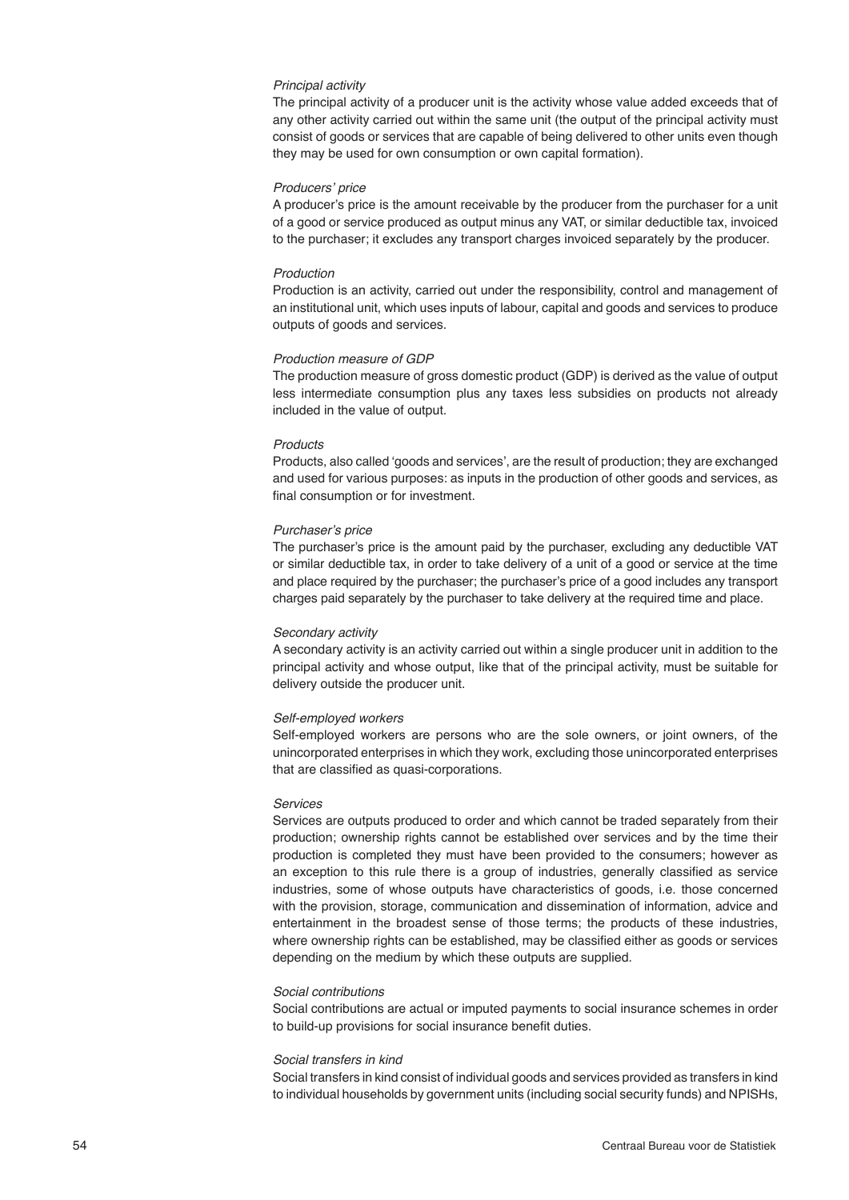*Principal activity*

The principal activity of a producer unit is the activity whose value added exceeds that of any other activity carried out within the same unit (the output of the principal activity must consist of goods or services that are capable of being delivered to other units even though they may be used for own consumption or own capital formation).

*Producers' price*

A producer's price is the amount receivable by the producer from the purchaser for a unit of a good or service produced as output minus any VAT, or similar deductible tax, invoiced to the purchaser; it excludes any transport charges invoiced separately by the producer.

*Production*

Production is an activity, carried out under the responsibility, control and management of an institutional unit, which uses inputs of labour, capital and goods and services to produce outputs of goods and services.

*Production measure of GDP*

The production measure of gross domestic product (GDP) is derived as the value of output less intermediate consumption plus any taxes less subsidies on products not already included in the value of output.

*Products*

Products, also called 'goods and services', are the result of production; they are exchanged and used for various purposes: as inputs in the production of other goods and services, as final consumption or for investment.

*Purchaser's price*

The purchaser's price is the amount paid by the purchaser, excluding any deductible VAT or similar deductible tax, in order to take delivery of a unit of a good or service at the time and place required by the purchaser; the purchaser's price of a good includes any transport charges paid separately by the purchaser to take delivery at the required time and place.

*Secondary activity*

A secondary activity is an activity carried out within a single producer unit in addition to the principal activity and whose output, like that of the principal activity, must be suitable for delivery outside the producer unit.

*Self-employed workers*

Self-employed workers are persons who are the sole owners, or joint owners, of the unincorporated enterprises in which they work, excluding those unincorporated enterprises that are classified as quasi-corporations.

*Services*

Services are outputs produced to order and which cannot be traded separately from their production; ownership rights cannot be established over services and by the time their production is completed they must have been provided to the consumers; however as an exception to this rule there is a group of industries, generally classified as service industries, some of whose outputs have characteristics of goods, i.e. those concerned with the provision, storage, communication and dissemination of information, advice and entertainment in the broadest sense of those terms; the products of these industries, where ownership rights can be established, may be classified either as goods or services depending on the medium by which these outputs are supplied.

*Social contributions*

Social contributions are actual or imputed payments to social insurance schemes in order to build-up provisions for social insurance benefit duties.

*Social transfers in kind*

Social transfers in kind consist of individual goods and services provided as transfers in kind to individual households by government units (including social security funds) and NPISHs,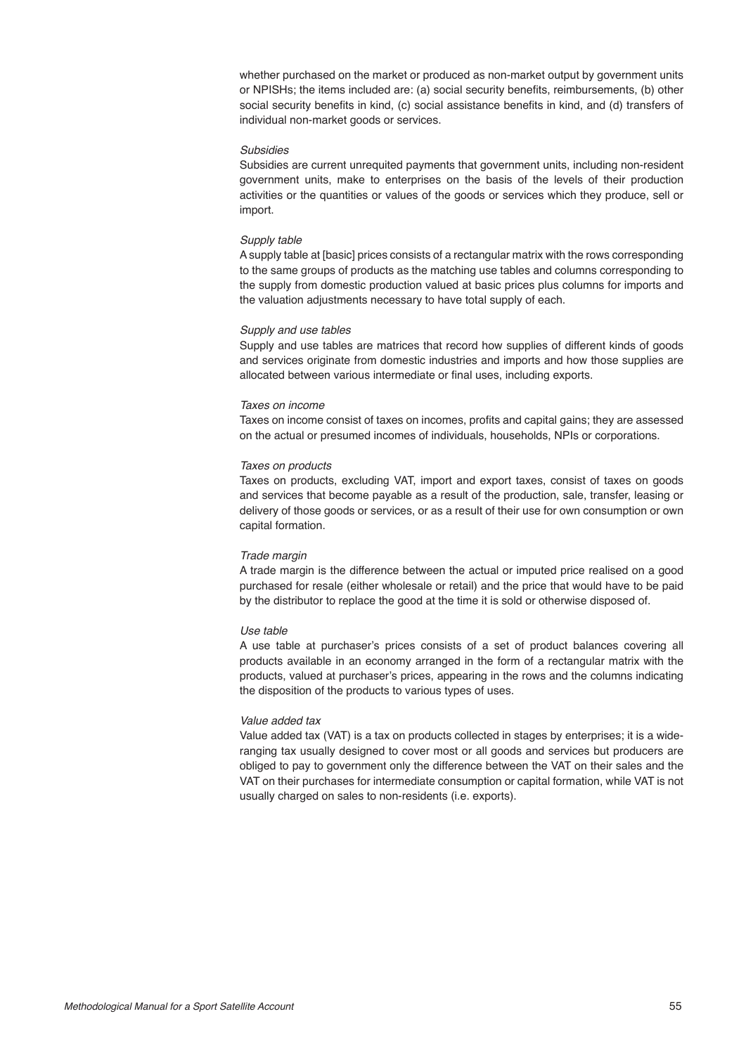whether purchased on the market or produced as non-market output by government units or NPISHs; the items included are: (a) social security benefits, reimbursements, (b) other social security benefits in kind, (c) social assistance benefits in kind, and (d) transfers of individual non-market goods or services.

*Subsidies*

Subsidies are current unrequited payments that government units, including non-resident government units, make to enterprises on the basis of the levels of their production activities or the quantities or values of the goods or services which they produce, sell or import.

*Supply table*

A supply table at [basic] prices consists of a rectangular matrix with the rows corresponding to the same groups of products as the matching use tables and columns corresponding to the supply from domestic production valued at basic prices plus columns for imports and the valuation adjustments necessary to have total supply of each.

*Supply and use tables*

Supply and use tables are matrices that record how supplies of different kinds of goods and services originate from domestic industries and imports and how those supplies are allocated between various intermediate or final uses, including exports.

*Taxes on income*

Taxes on income consist of taxes on incomes, profits and capital gains; they are assessed on the actual or presumed incomes of individuals, households, NPIs or corporations.

*Taxes on products*

Taxes on products, excluding VAT, import and export taxes, consist of taxes on goods and services that become payable as a result of the production, sale, transfer, leasing or delivery of those goods or services, or as a result of their use for own consumption or own capital formation.

*Trade margin*

A trade margin is the difference between the actual or imputed price realised on a good purchased for resale (either wholesale or retail) and the price that would have to be paid by the distributor to replace the good at the time it is sold or otherwise disposed of.

*Use table*

A use table at purchaser's prices consists of a set of product balances covering all products available in an economy arranged in the form of a rectangular matrix with the products, valued at purchaser's prices, appearing in the rows and the columns indicating the disposition of the products to various types of uses.

*Value added tax*

Value added tax (VAT) is a tax on products collected in stages by enterprises; it is a wide-ranging tax usually designed to cover most or all goods and services but producers are obliged to pay to government only the difference between the VAT on their sales and the VAT on their purchases for intermediate consumption or capital formation, while VAT is not usually charged on sales to non-residents (i.e. exports).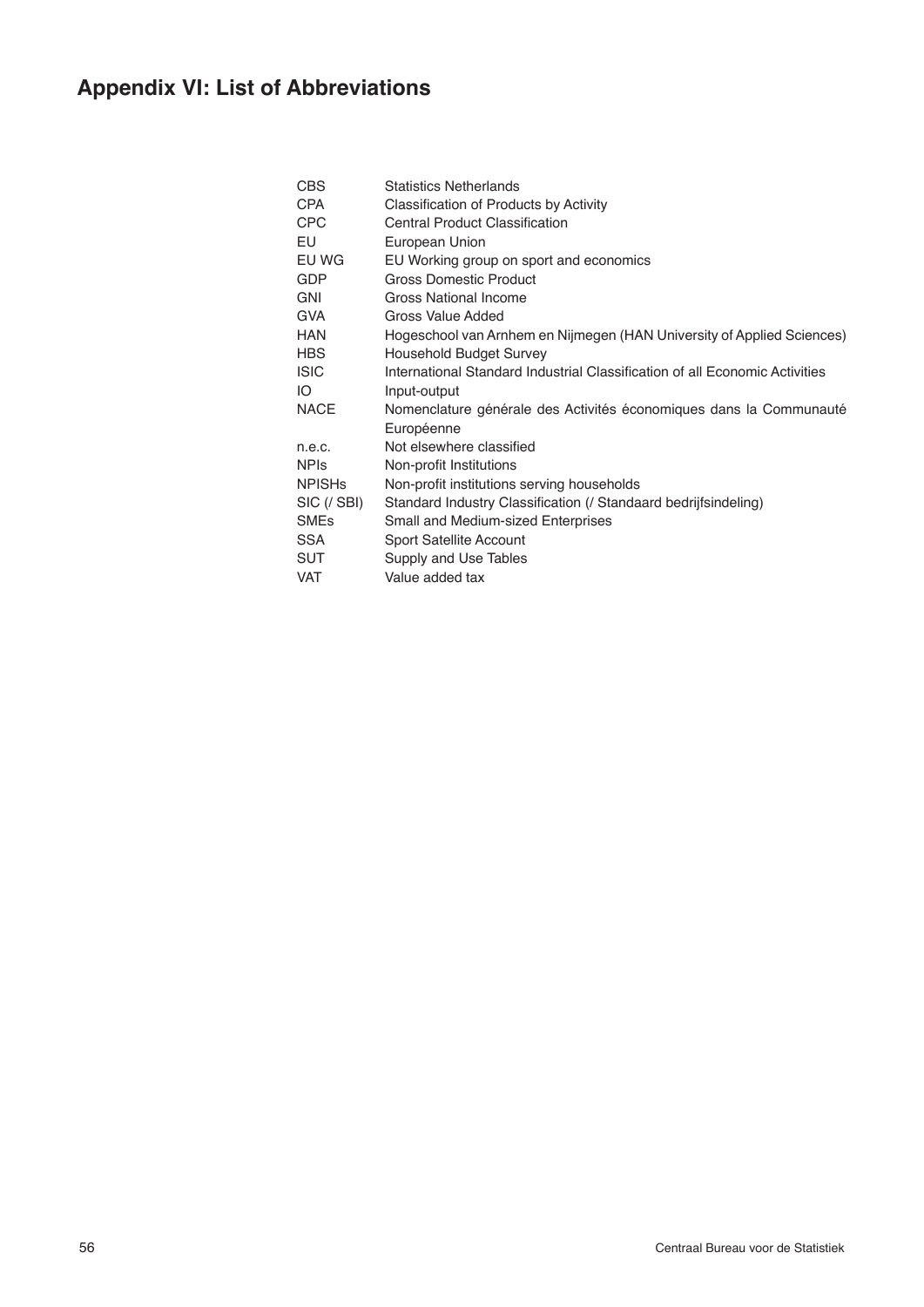# Appendix VI: List of Abbreviations

| | |
|---|---|
| CBS | Statistics Netherlands |
| CPA | Classification of Products by Activity |
| CPC | Central Product Classification |
| EU | European Union |
| EU WG | EU Working group on sport and economics |
| GDP | Gross Domestic Product |
| GNI | Gross National Income |
| GVA | Gross Value Added |
| HAN | Hogeschool van Arnhem en Nijmegen (HAN University of Applied Sciences) |
| HBS | Household Budget Survey |
| ISIC | International Standard Industrial Classification of all Economic Activities |
| IO | Input-output |
| NACE | Nomenclature générale des Activités économiques dans la Communauté Européenne |
| n.e.c. | Not elsewhere classified |
| NPIs | Non-profit Institutions |
| NPISHs | Non-profit institutions serving households |
| SIC (/ SBI) | Standard Industry Classification (/ Standaard bedrijfsindeling) |
| SMEs | Small and Medium-sized Enterprises |
| SSA | Sport Satellite Account |
| SUT | Supply and Use Tables |
| VAT | Value added tax |